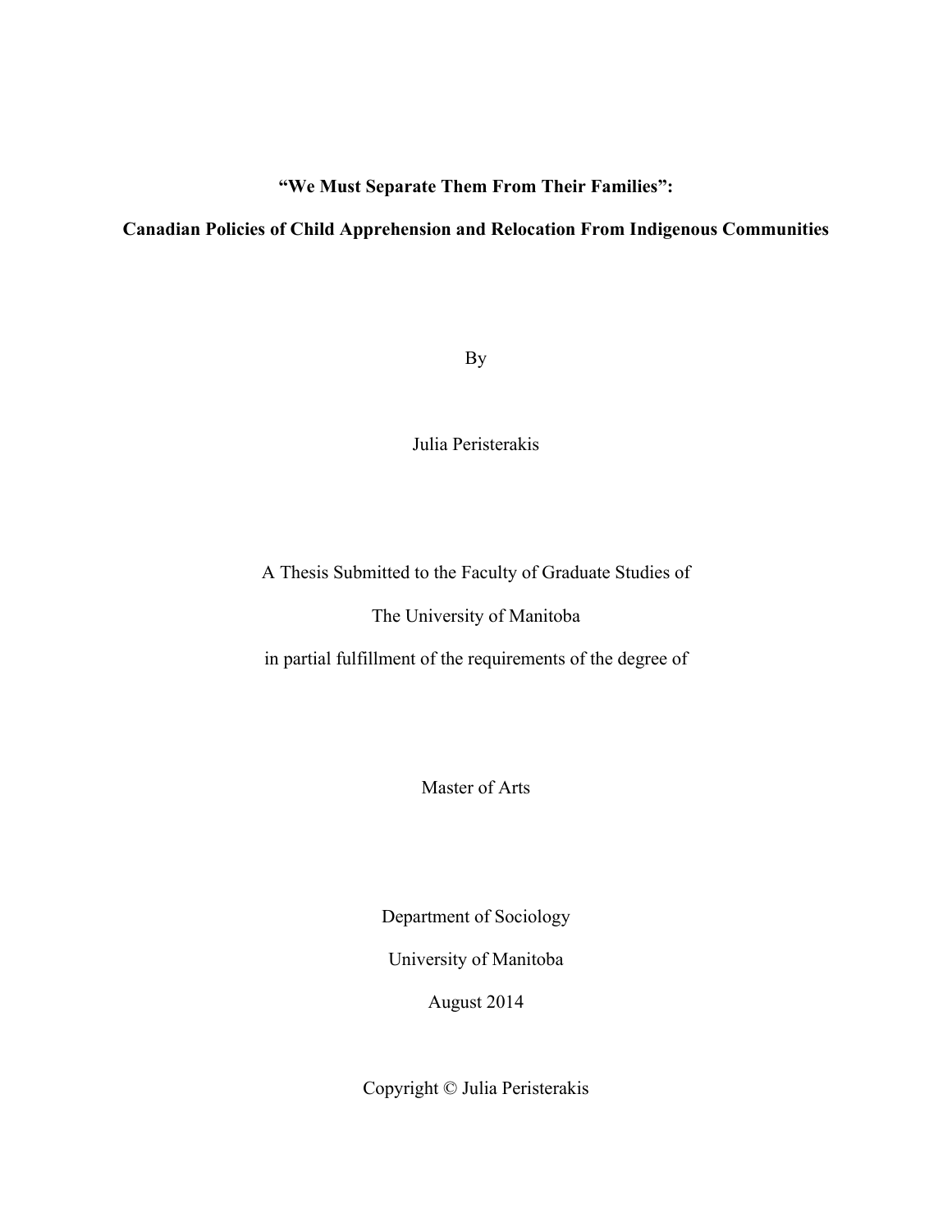**“We Must Separate Them From Their Families”:**

**Canadian Policies of Child Apprehension and Relocation From Indigenous Communities**

By

Julia Peristerakis

A Thesis Submitted to the Faculty of Graduate Studies of

The University of Manitoba

in partial fulfillment of the requirements of the degree of

Master of Arts

Department of Sociology

University of Manitoba

August 2014

Copyright © Julia Peristerakis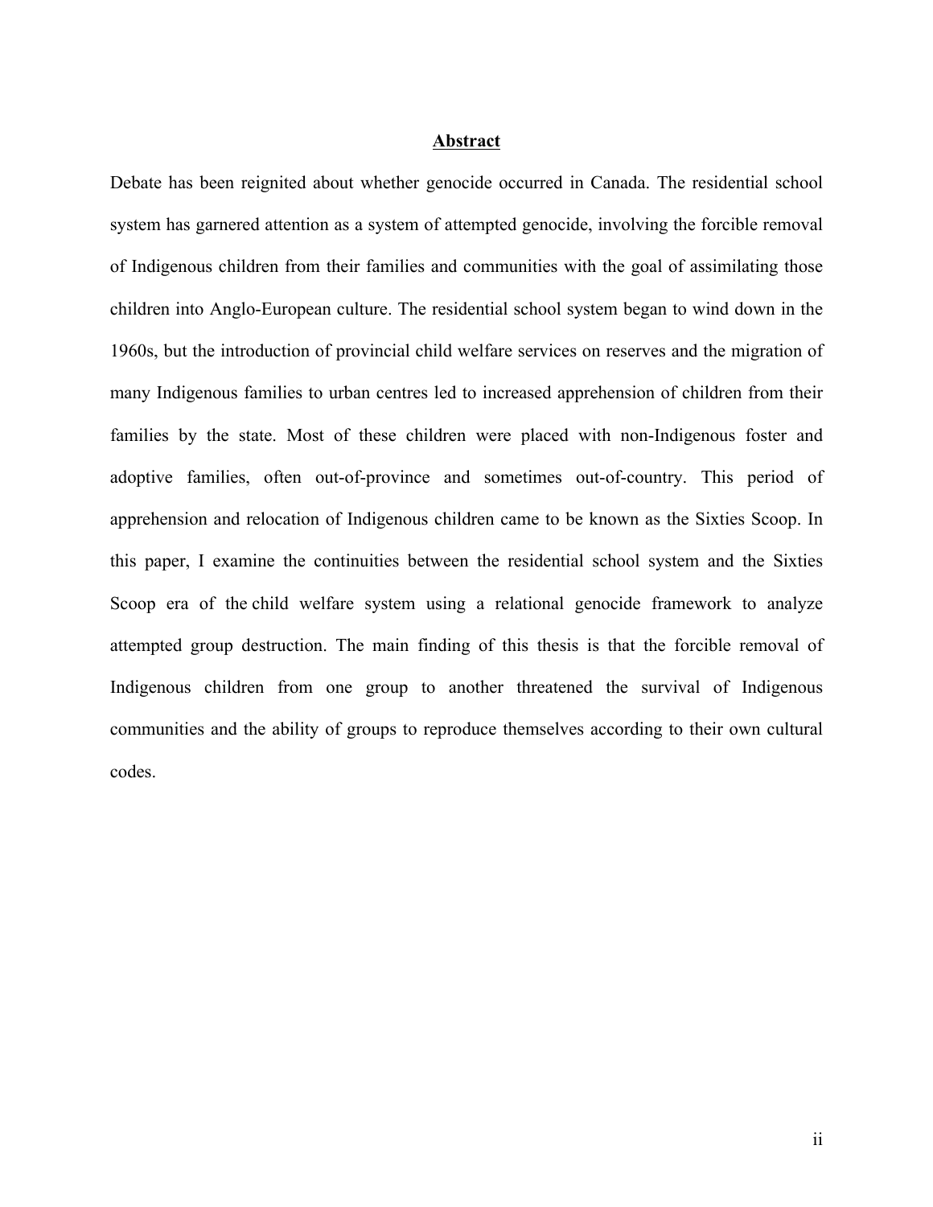## Abstract

Debate has been reignited about whether genocide occurred in Canada. The residential school system has garnered attention as a system of attempted genocide, involving the forcible removal of Indigenous children from their families and communities with the goal of assimilating those children into Anglo-European culture. The residential school system began to wind down in the 1960s, but the introduction of provincial child welfare services on reserves and the migration of many Indigenous families to urban centres led to increased apprehension of children from their families by the state. Most of these children were placed with non-Indigenous foster and adoptive families, often out-of-province and sometimes out-of-country. This period of apprehension and relocation of Indigenous children came to be known as the Sixties Scoop. In this paper, I examine the continuities between the residential school system and the Sixties Scoop era of the child welfare system using a relational genocide framework to analyze attempted group destruction. The main finding of this thesis is that the forcible removal of Indigenous children from one group to another threatened the survival of Indigenous communities and the ability of groups to reproduce themselves according to their own cultural codes.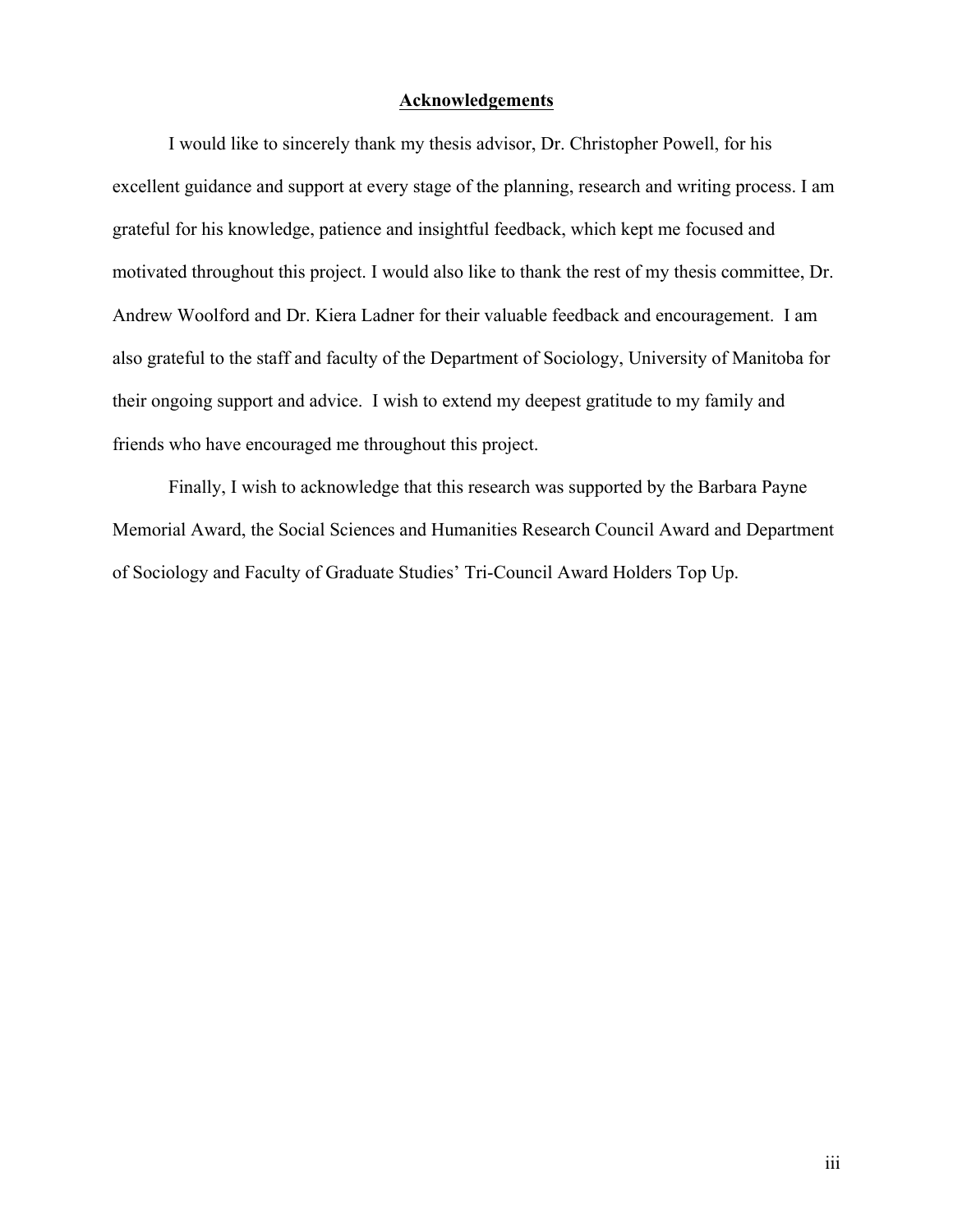## Acknowledgements

I would like to sincerely thank my thesis advisor, Dr. Christopher Powell, for his excellent guidance and support at every stage of the planning, research and writing process. I am grateful for his knowledge, patience and insightful feedback, which kept me focused and motivated throughout this project. I would also like to thank the rest of my thesis committee, Dr. Andrew Woolford and Dr. Kiera Ladner for their valuable feedback and encouragement. I am also grateful to the staff and faculty of the Department of Sociology, University of Manitoba for their ongoing support and advice. I wish to extend my deepest gratitude to my family and friends who have encouraged me throughout this project.

Finally, I wish to acknowledge that this research was supported by the Barbara Payne Memorial Award, the Social Sciences and Humanities Research Council Award and Department of Sociology and Faculty of Graduate Studies' Tri-Council Award Holders Top Up.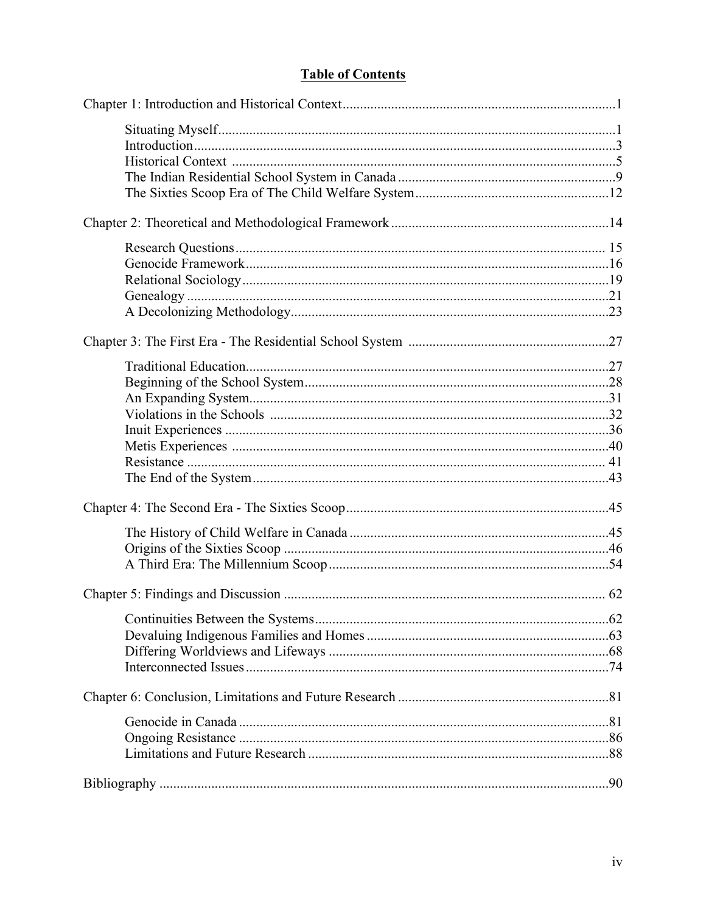# Table of Contents

Chapter 1: Introduction and Historical Context ....1

- Situating Myself ....1
- Introduction ....3
- Historical Context ....5
- The Indian Residential School System in Canada ....9
- The Sixties Scoop Era of The Child Welfare System ....12

Chapter 2: Theoretical and Methodological Framework ....14

- Research Questions ....15
- Genocide Framework ....16
- Relational Sociology ....19
- Genealogy ....21
- A Decolonizing Methodology ....23

Chapter 3: The First Era - The Residential School System ....27

- Traditional Education ....27
- Beginning of the School System ....28
- An Expanding System ....31
- Violations in the Schools ....32
- Inuit Experiences ....36
- Metis Experiences ....40
- Resistance ....41
- The End of the System ....43

Chapter 4: The Second Era - The Sixties Scoop ....45

- The History of Child Welfare in Canada ....45
- Origins of the Sixties Scoop ....46
- A Third Era: The Millennium Scoop ....54

Chapter 5: Findings and Discussion ....62

- Continuities Between the Systems ....62
- Devaluing Indigenous Families and Homes ....63
- Differing Worldviews and Lifeways ....68
- Interconnected Issues ....74

Chapter 6: Conclusion, Limitations and Future Research ....81

- Genocide in Canada ....81
- Ongoing Resistance ....86
- Limitations and Future Research ....88

Bibliography ....90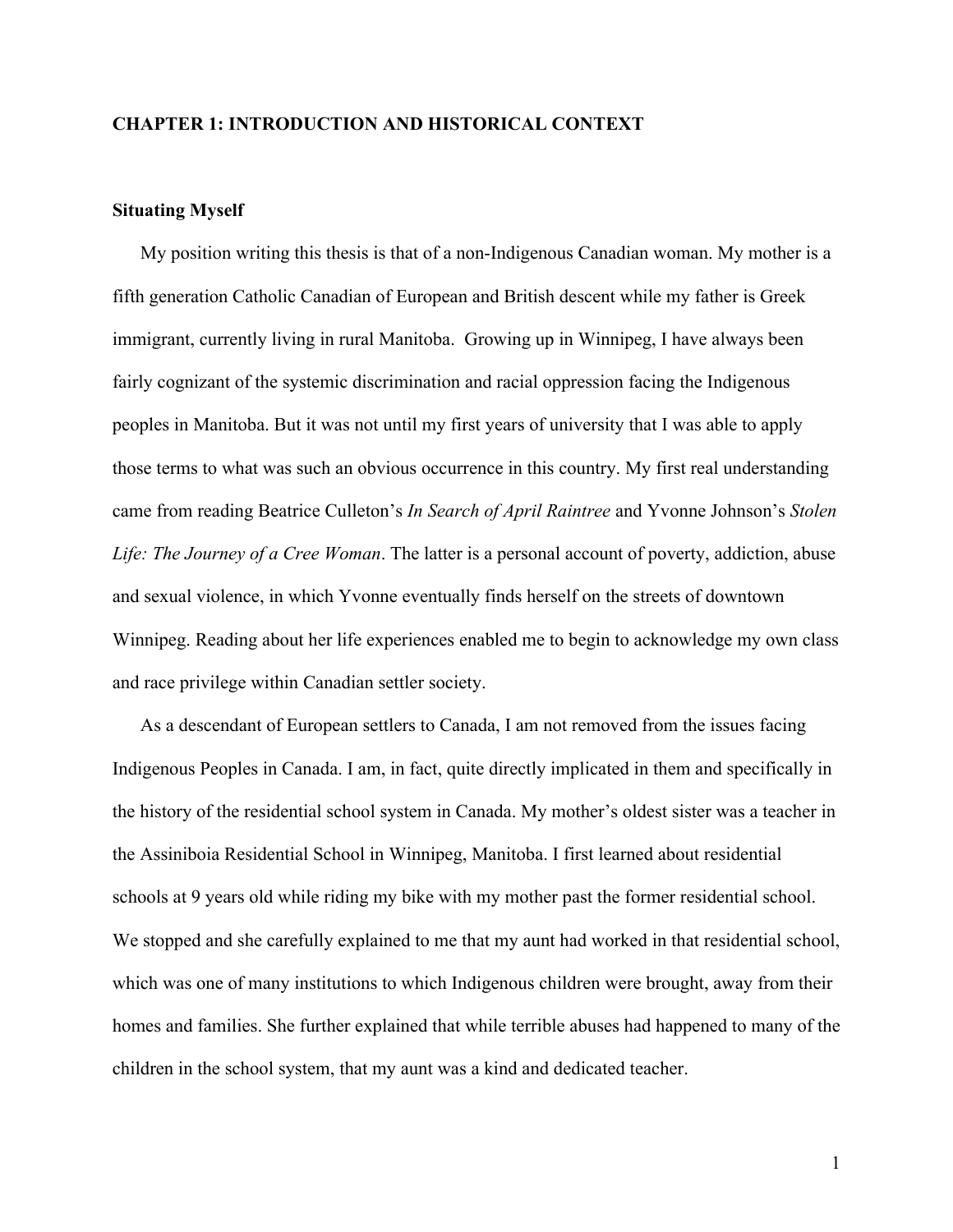# CHAPTER 1: INTRODUCTION AND HISTORICAL CONTEXT

## Situating Myself

My position writing this thesis is that of a non-Indigenous Canadian woman. My mother is a fifth generation Catholic Canadian of European and British descent while my father is Greek immigrant, currently living in rural Manitoba. Growing up in Winnipeg, I have always been fairly cognizant of the systemic discrimination and racial oppression facing the Indigenous peoples in Manitoba. But it was not until my first years of university that I was able to apply those terms to what was such an obvious occurrence in this country. My first real understanding came from reading Beatrice Culleton's *In Search of April Raintree* and Yvonne Johnson's *Stolen Life: The Journey of a Cree Woman*. The latter is a personal account of poverty, addiction, abuse and sexual violence, in which Yvonne eventually finds herself on the streets of downtown Winnipeg. Reading about her life experiences enabled me to begin to acknowledge my own class and race privilege within Canadian settler society.

As a descendant of European settlers to Canada, I am not removed from the issues facing Indigenous Peoples in Canada. I am, in fact, quite directly implicated in them and specifically in the history of the residential school system in Canada. My mother's oldest sister was a teacher in the Assiniboia Residential School in Winnipeg, Manitoba. I first learned about residential schools at 9 years old while riding my bike with my mother past the former residential school. We stopped and she carefully explained to me that my aunt had worked in that residential school, which was one of many institutions to which Indigenous children were brought, away from their homes and families. She further explained that while terrible abuses had happened to many of the children in the school system, that my aunt was a kind and dedicated teacher.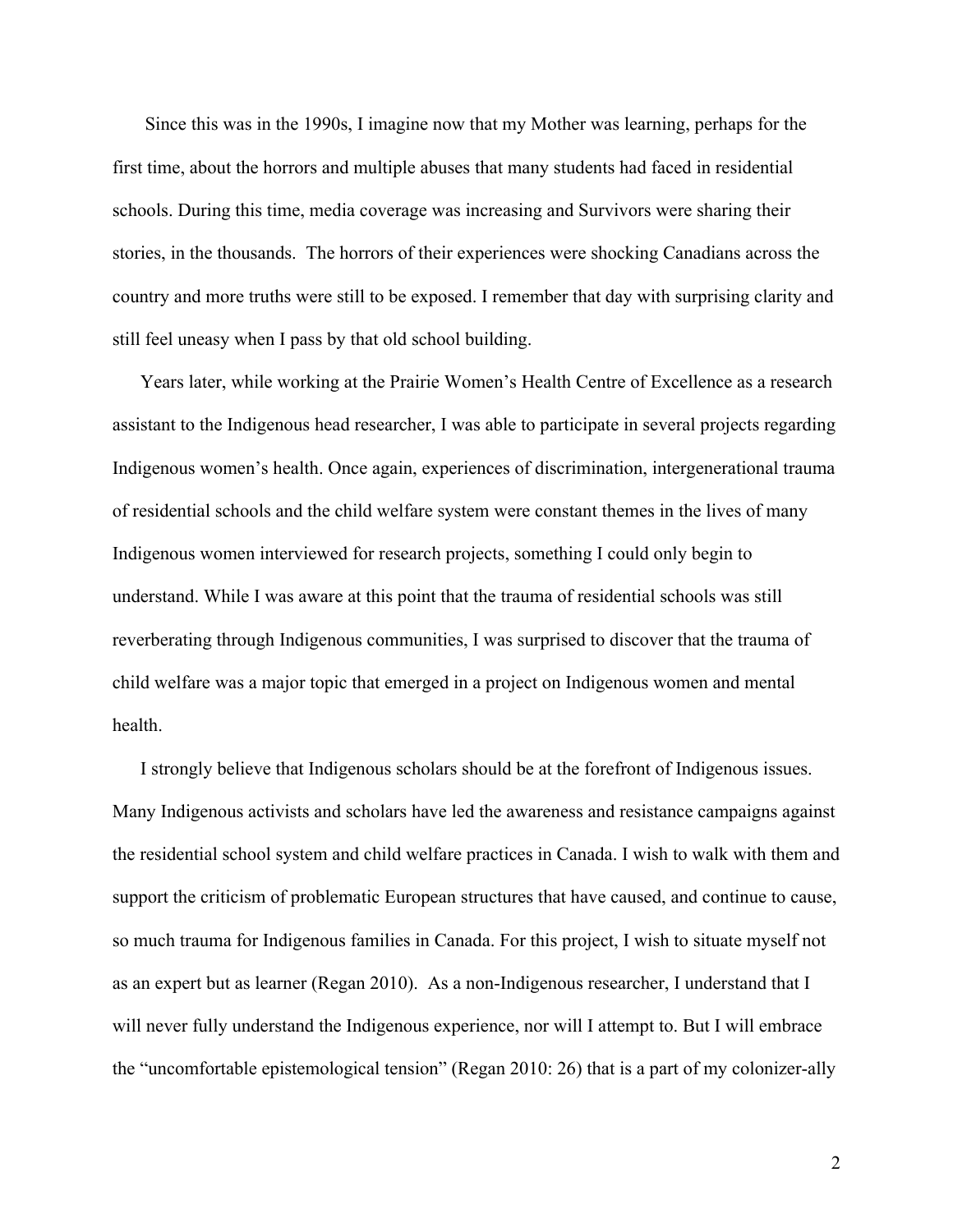Since this was in the 1990s, I imagine now that my Mother was learning, perhaps for the first time, about the horrors and multiple abuses that many students had faced in residential schools. During this time, media coverage was increasing and Survivors were sharing their stories, in the thousands. The horrors of their experiences were shocking Canadians across the country and more truths were still to be exposed. I remember that day with surprising clarity and still feel uneasy when I pass by that old school building.

Years later, while working at the Prairie Women's Health Centre of Excellence as a research assistant to the Indigenous head researcher, I was able to participate in several projects regarding Indigenous women's health. Once again, experiences of discrimination, intergenerational trauma of residential schools and the child welfare system were constant themes in the lives of many Indigenous women interviewed for research projects, something I could only begin to understand. While I was aware at this point that the trauma of residential schools was still reverberating through Indigenous communities, I was surprised to discover that the trauma of child welfare was a major topic that emerged in a project on Indigenous women and mental health.

I strongly believe that Indigenous scholars should be at the forefront of Indigenous issues. Many Indigenous activists and scholars have led the awareness and resistance campaigns against the residential school system and child welfare practices in Canada. I wish to walk with them and support the criticism of problematic European structures that have caused, and continue to cause, so much trauma for Indigenous families in Canada. For this project, I wish to situate myself not as an expert but as learner (Regan 2010). As a non-Indigenous researcher, I understand that I will never fully understand the Indigenous experience, nor will I attempt to. But I will embrace the "uncomfortable epistemological tension" (Regan 2010: 26) that is a part of my colonizer-ally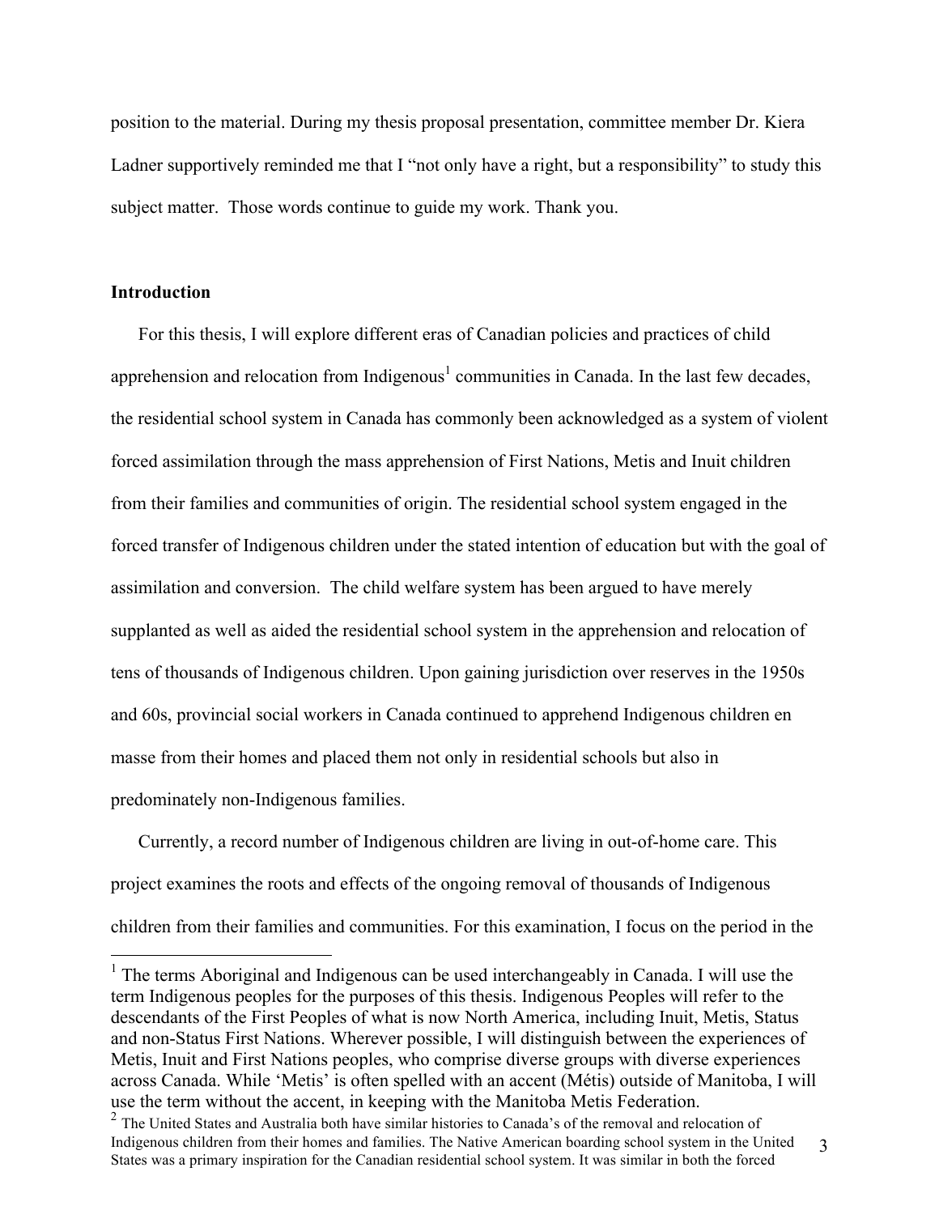position to the material. During my thesis proposal presentation, committee member Dr. Kiera Ladner supportively reminded me that I "not only have a right, but a responsibility" to study this subject matter. Those words continue to guide my work. Thank you.

## Introduction

For this thesis, I will explore different eras of Canadian policies and practices of child apprehension and relocation from Indigenous[1] communities in Canada. In the last few decades, the residential school system in Canada has commonly been acknowledged as a system of violent forced assimilation through the mass apprehension of First Nations, Metis and Inuit children from their families and communities of origin. The residential school system engaged in the forced transfer of Indigenous children under the stated intention of education but with the goal of assimilation and conversion. The child welfare system has been argued to have merely supplanted as well as aided the residential school system in the apprehension and relocation of tens of thousands of Indigenous children. Upon gaining jurisdiction over reserves in the 1950s and 60s, provincial social workers in Canada continued to apprehend Indigenous children en masse from their homes and placed them not only in residential schools but also in predominately non-Indigenous families.

Currently, a record number of Indigenous children are living in out-of-home care. This project examines the roots and effects of the ongoing removal of thousands of Indigenous children from their families and communities. For this examination, I focus on the period in the

---

[1] The terms Aboriginal and Indigenous can be used interchangeably in Canada. I will use the term Indigenous peoples for the purposes of this thesis. Indigenous Peoples will refer to the descendants of the First Peoples of what is now North America, including Inuit, Metis, Status and non-Status First Nations. Wherever possible, I will distinguish between the experiences of Metis, Inuit and First Nations peoples, who comprise diverse groups with diverse experiences across Canada. While 'Metis' is often spelled with an accent (Métis) outside of Manitoba, I will use the term without the accent, in keeping with the Manitoba Metis Federation.

[2] The United States and Australia both have similar histories to Canada's of the removal and relocation of Indigenous children from their homes and families. The Native American boarding school system in the United States was a primary inspiration for the Canadian residential school system. It was similar in both the forced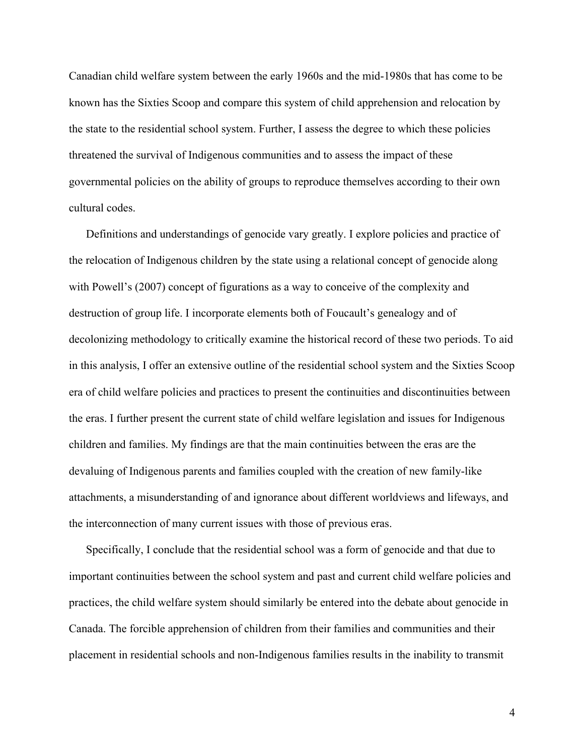Canadian child welfare system between the early 1960s and the mid-1980s that has come to be known has the Sixties Scoop and compare this system of child apprehension and relocation by the state to the residential school system. Further, I assess the degree to which these policies threatened the survival of Indigenous communities and to assess the impact of these governmental policies on the ability of groups to reproduce themselves according to their own cultural codes.

Definitions and understandings of genocide vary greatly. I explore policies and practice of the relocation of Indigenous children by the state using a relational concept of genocide along with Powell's (2007) concept of figurations as a way to conceive of the complexity and destruction of group life. I incorporate elements both of Foucault's genealogy and of decolonizing methodology to critically examine the historical record of these two periods. To aid in this analysis, I offer an extensive outline of the residential school system and the Sixties Scoop era of child welfare policies and practices to present the continuities and discontinuities between the eras. I further present the current state of child welfare legislation and issues for Indigenous children and families. My findings are that the main continuities between the eras are the devaluing of Indigenous parents and families coupled with the creation of new family-like attachments, a misunderstanding of and ignorance about different worldviews and lifeways, and the interconnection of many current issues with those of previous eras.

Specifically, I conclude that the residential school was a form of genocide and that due to important continuities between the school system and past and current child welfare policies and practices, the child welfare system should similarly be entered into the debate about genocide in Canada. The forcible apprehension of children from their families and communities and their placement in residential schools and non-Indigenous families results in the inability to transmit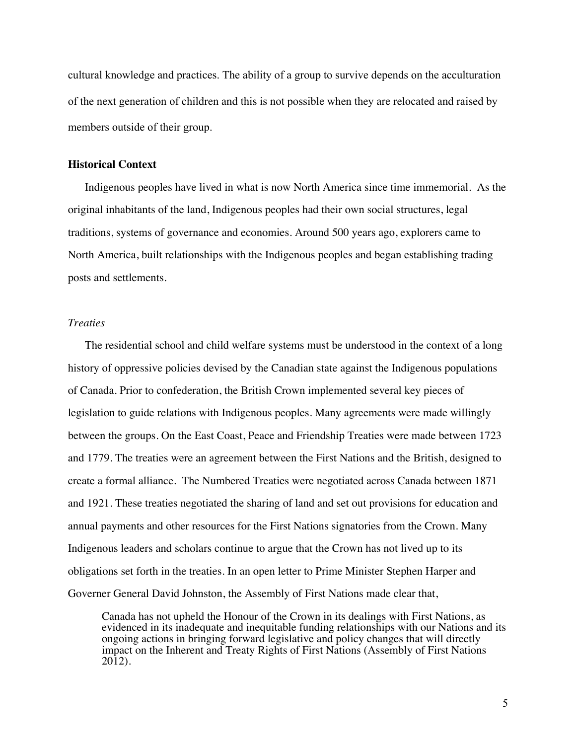cultural knowledge and practices. The ability of a group to survive depends on the acculturation of the next generation of children and this is not possible when they are relocated and raised by members outside of their group.

## Historical Context

Indigenous peoples have lived in what is now North America since time immemorial. As the original inhabitants of the land, Indigenous peoples had their own social structures, legal traditions, systems of governance and economies. Around 500 years ago, explorers came to North America, built relationships with the Indigenous peoples and began establishing trading posts and settlements.

### *Treaties*

The residential school and child welfare systems must be understood in the context of a long history of oppressive policies devised by the Canadian state against the Indigenous populations of Canada. Prior to confederation, the British Crown implemented several key pieces of legislation to guide relations with Indigenous peoples. Many agreements were made willingly between the groups. On the East Coast, Peace and Friendship Treaties were made between 1723 and 1779. The treaties were an agreement between the First Nations and the British, designed to create a formal alliance. The Numbered Treaties were negotiated across Canada between 1871 and 1921. These treaties negotiated the sharing of land and set out provisions for education and annual payments and other resources for the First Nations signatories from the Crown. Many Indigenous leaders and scholars continue to argue that the Crown has not lived up to its obligations set forth in the treaties. In an open letter to Prime Minister Stephen Harper and Governer General David Johnston, the Assembly of First Nations made clear that,

> Canada has not upheld the Honour of the Crown in its dealings with First Nations, as evidenced in its inadequate and inequitable funding relationships with our Nations and its ongoing actions in bringing forward legislative and policy changes that will directly impact on the Inherent and Treaty Rights of First Nations (Assembly of First Nations 2012).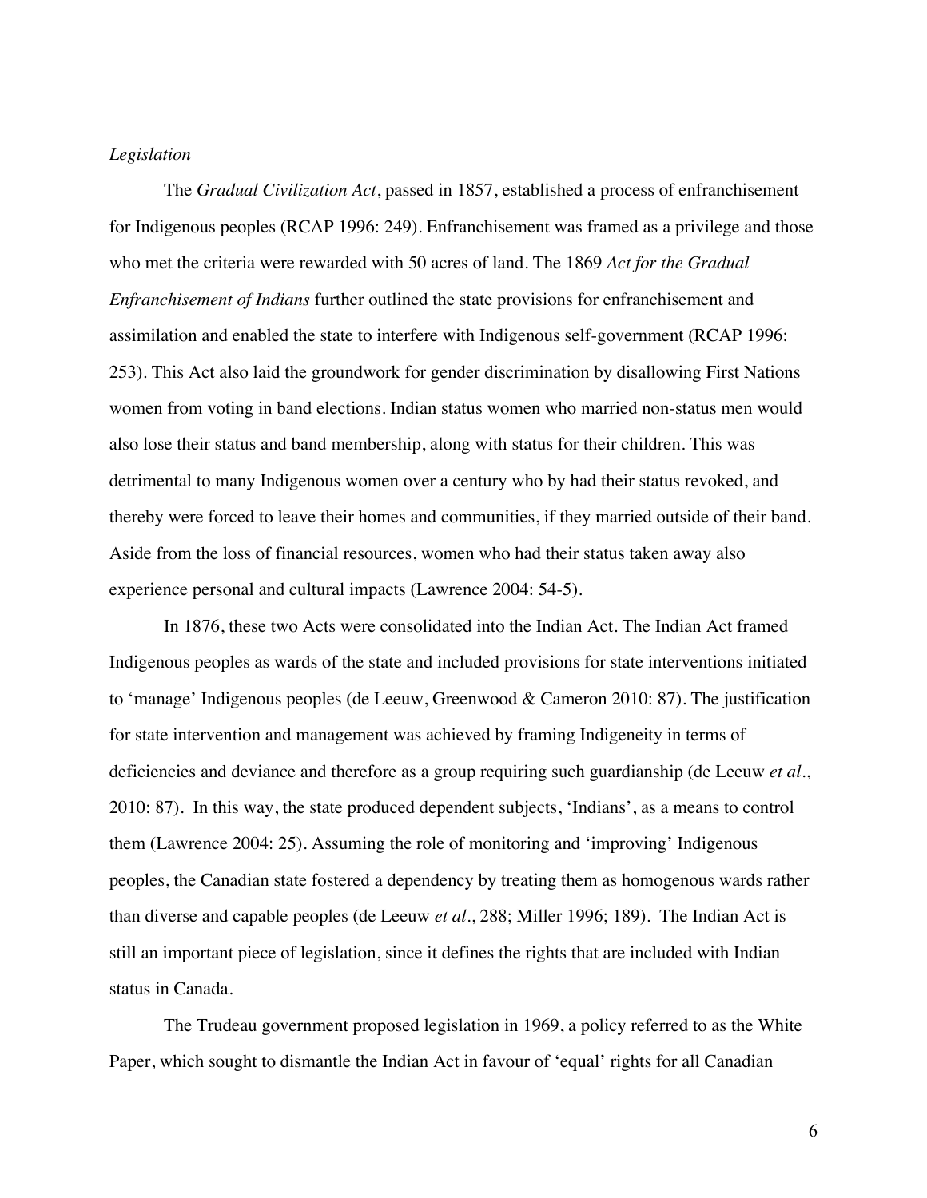*Legislation*

The *Gradual Civilization Act*, passed in 1857, established a process of enfranchisement for Indigenous peoples (RCAP 1996: 249). Enfranchisement was framed as a privilege and those who met the criteria were rewarded with 50 acres of land. The 1869 *Act for the Gradual Enfranchisement of Indians* further outlined the state provisions for enfranchisement and assimilation and enabled the state to interfere with Indigenous self-government (RCAP 1996: 253). This Act also laid the groundwork for gender discrimination by disallowing First Nations women from voting in band elections. Indian status women who married non-status men would also lose their status and band membership, along with status for their children. This was detrimental to many Indigenous women over a century who by had their status revoked, and thereby were forced to leave their homes and communities, if they married outside of their band. Aside from the loss of financial resources, women who had their status taken away also experience personal and cultural impacts (Lawrence 2004: 54-5).

In 1876, these two Acts were consolidated into the Indian Act. The Indian Act framed Indigenous peoples as wards of the state and included provisions for state interventions initiated to 'manage' Indigenous peoples (de Leeuw, Greenwood & Cameron 2010: 87). The justification for state intervention and management was achieved by framing Indigeneity in terms of deficiencies and deviance and therefore as a group requiring such guardianship (de Leeuw *et al*., 2010: 87). In this way, the state produced dependent subjects, 'Indians', as a means to control them (Lawrence 2004: 25). Assuming the role of monitoring and 'improving' Indigenous peoples, the Canadian state fostered a dependency by treating them as homogenous wards rather than diverse and capable peoples (de Leeuw *et al*., 288; Miller 1996; 189). The Indian Act is still an important piece of legislation, since it defines the rights that are included with Indian status in Canada.

The Trudeau government proposed legislation in 1969, a policy referred to as the White Paper, which sought to dismantle the Indian Act in favour of 'equal' rights for all Canadian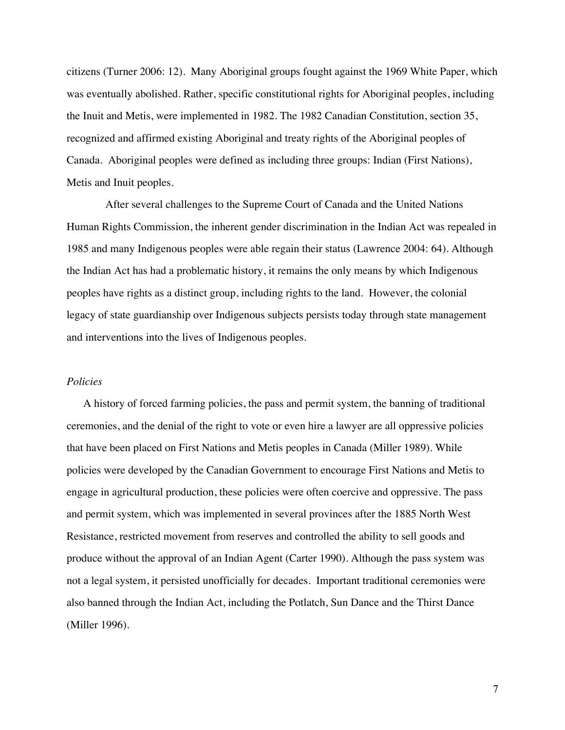citizens (Turner 2006: 12). Many Aboriginal groups fought against the 1969 White Paper, which was eventually abolished. Rather, specific constitutional rights for Aboriginal peoples, including the Inuit and Metis, were implemented in 1982. The 1982 Canadian Constitution, section 35, recognized and affirmed existing Aboriginal and treaty rights of the Aboriginal peoples of Canada. Aboriginal peoples were defined as including three groups: Indian (First Nations), Metis and Inuit peoples.

After several challenges to the Supreme Court of Canada and the United Nations Human Rights Commission, the inherent gender discrimination in the Indian Act was repealed in 1985 and many Indigenous peoples were able regain their status (Lawrence 2004: 64). Although the Indian Act has had a problematic history, it remains the only means by which Indigenous peoples have rights as a distinct group, including rights to the land. However, the colonial legacy of state guardianship over Indigenous subjects persists today through state management and interventions into the lives of Indigenous peoples.

*Policies*

A history of forced farming policies, the pass and permit system, the banning of traditional ceremonies, and the denial of the right to vote or even hire a lawyer are all oppressive policies that have been placed on First Nations and Metis peoples in Canada (Miller 1989). While policies were developed by the Canadian Government to encourage First Nations and Metis to engage in agricultural production, these policies were often coercive and oppressive. The pass and permit system, which was implemented in several provinces after the 1885 North West Resistance, restricted movement from reserves and controlled the ability to sell goods and produce without the approval of an Indian Agent (Carter 1990). Although the pass system was not a legal system, it persisted unofficially for decades. Important traditional ceremonies were also banned through the Indian Act, including the Potlatch, Sun Dance and the Thirst Dance (Miller 1996).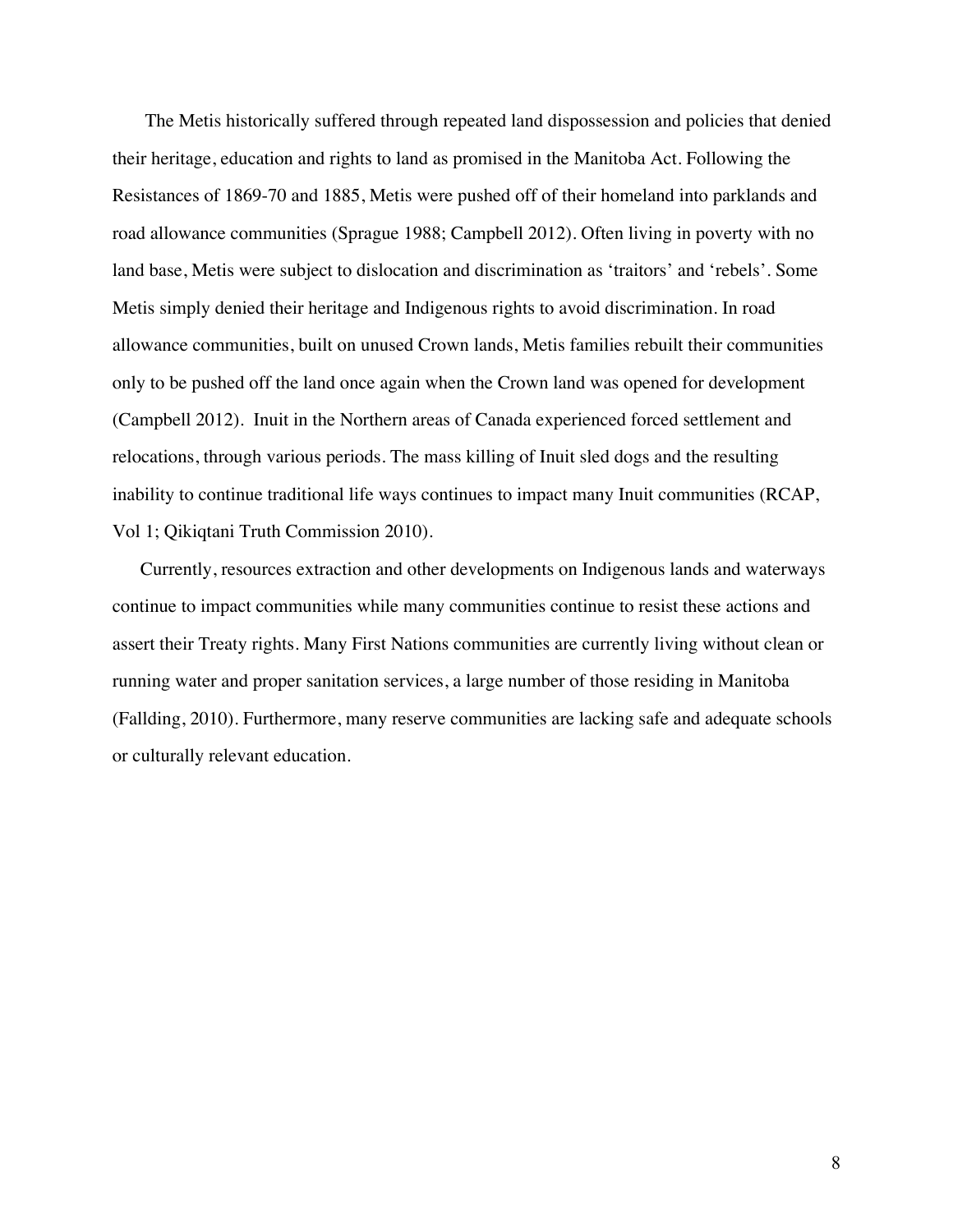The Metis historically suffered through repeated land dispossession and policies that denied their heritage, education and rights to land as promised in the Manitoba Act. Following the Resistances of 1869-70 and 1885, Metis were pushed off of their homeland into parklands and road allowance communities (Sprague 1988; Campbell 2012). Often living in poverty with no land base, Metis were subject to dislocation and discrimination as 'traitors' and 'rebels'. Some Metis simply denied their heritage and Indigenous rights to avoid discrimination. In road allowance communities, built on unused Crown lands, Metis families rebuilt their communities only to be pushed off the land once again when the Crown land was opened for development (Campbell 2012). Inuit in the Northern areas of Canada experienced forced settlement and relocations, through various periods. The mass killing of Inuit sled dogs and the resulting inability to continue traditional life ways continues to impact many Inuit communities (RCAP, Vol 1; Qikiqtani Truth Commission 2010).

Currently, resources extraction and other developments on Indigenous lands and waterways continue to impact communities while many communities continue to resist these actions and assert their Treaty rights. Many First Nations communities are currently living without clean or running water and proper sanitation services, a large number of those residing in Manitoba (Fallding, 2010). Furthermore, many reserve communities are lacking safe and adequate schools or culturally relevant education.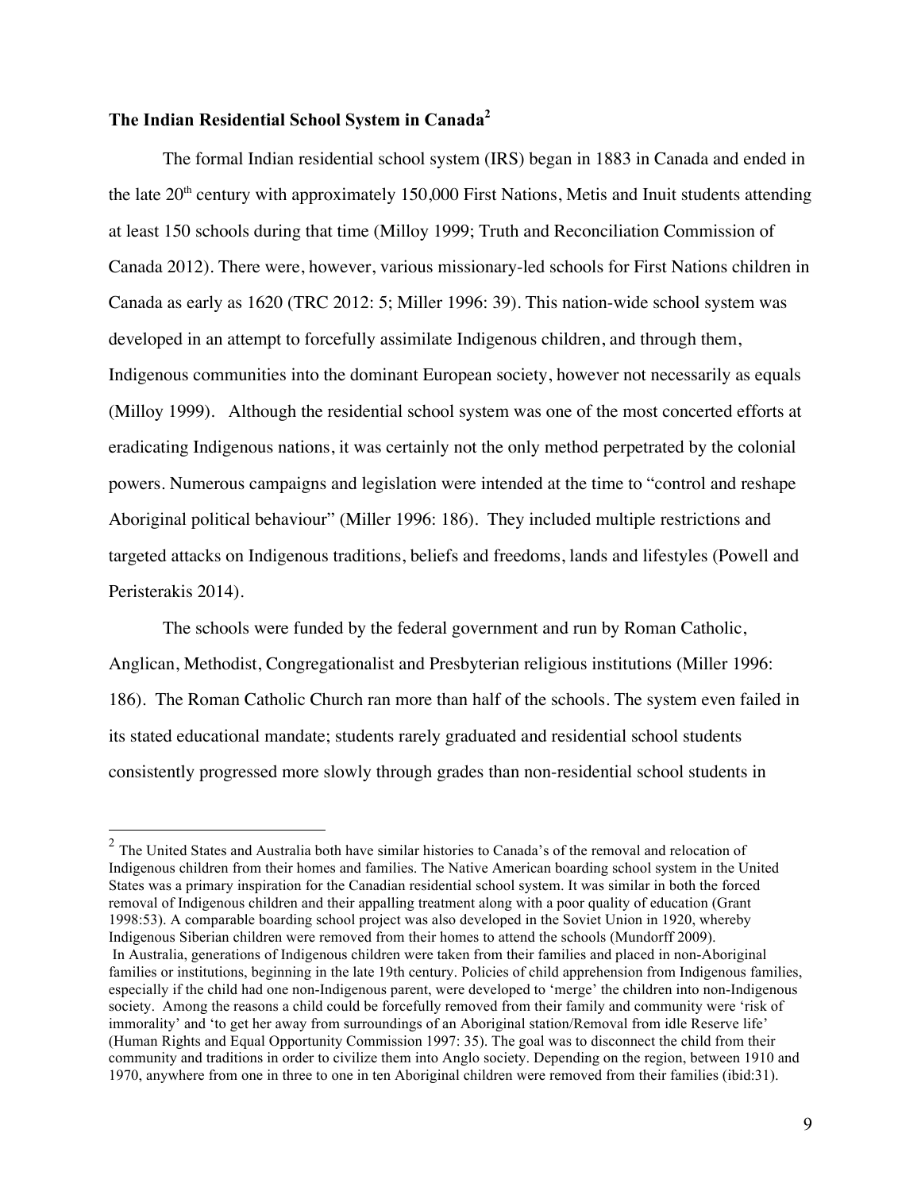### The Indian Residential School System in Canada[2]

The formal Indian residential school system (IRS) began in 1883 in Canada and ended in the late 20th century with approximately 150,000 First Nations, Metis and Inuit students attending at least 150 schools during that time (Milloy 1999; Truth and Reconciliation Commission of Canada 2012). There were, however, various missionary-led schools for First Nations children in Canada as early as 1620 (TRC 2012: 5; Miller 1996: 39). This nation-wide school system was developed in an attempt to forcefully assimilate Indigenous children, and through them, Indigenous communities into the dominant European society, however not necessarily as equals (Milloy 1999). Although the residential school system was one of the most concerted efforts at eradicating Indigenous nations, it was certainly not the only method perpetrated by the colonial powers. Numerous campaigns and legislation were intended at the time to "control and reshape Aboriginal political behaviour" (Miller 1996: 186). They included multiple restrictions and targeted attacks on Indigenous traditions, beliefs and freedoms, lands and lifestyles (Powell and Peristerakis 2014).

The schools were funded by the federal government and run by Roman Catholic, Anglican, Methodist, Congregationalist and Presbyterian religious institutions (Miller 1996: 186). The Roman Catholic Church ran more than half of the schools. The system even failed in its stated educational mandate; students rarely graduated and residential school students consistently progressed more slowly through grades than non-residential school students in

---

[2] The United States and Australia both have similar histories to Canada's of the removal and relocation of Indigenous children from their homes and families. The Native American boarding school system in the United States was a primary inspiration for the Canadian residential school system. It was similar in both the forced removal of Indigenous children and their appalling treatment along with a poor quality of education (Grant 1998:53). A comparable boarding school project was also developed in the Soviet Union in 1920, whereby Indigenous Siberian children were removed from their homes to attend the schools (Mundorff 2009).
In Australia, generations of Indigenous children were taken from their families and placed in non-Aboriginal families or institutions, beginning in the late 19th century. Policies of child apprehension from Indigenous families, especially if the child had one non-Indigenous parent, were developed to 'merge' the children into non-Indigenous society. Among the reasons a child could be forcefully removed from their family and community were 'risk of immorality' and 'to get her away from surroundings of an Aboriginal station/Removal from idle Reserve life' (Human Rights and Equal Opportunity Commission 1997: 35). The goal was to disconnect the child from their community and traditions in order to civilize them into Anglo society. Depending on the region, between 1910 and 1970, anywhere from one in three to one in ten Aboriginal children were removed from their families (ibid:31).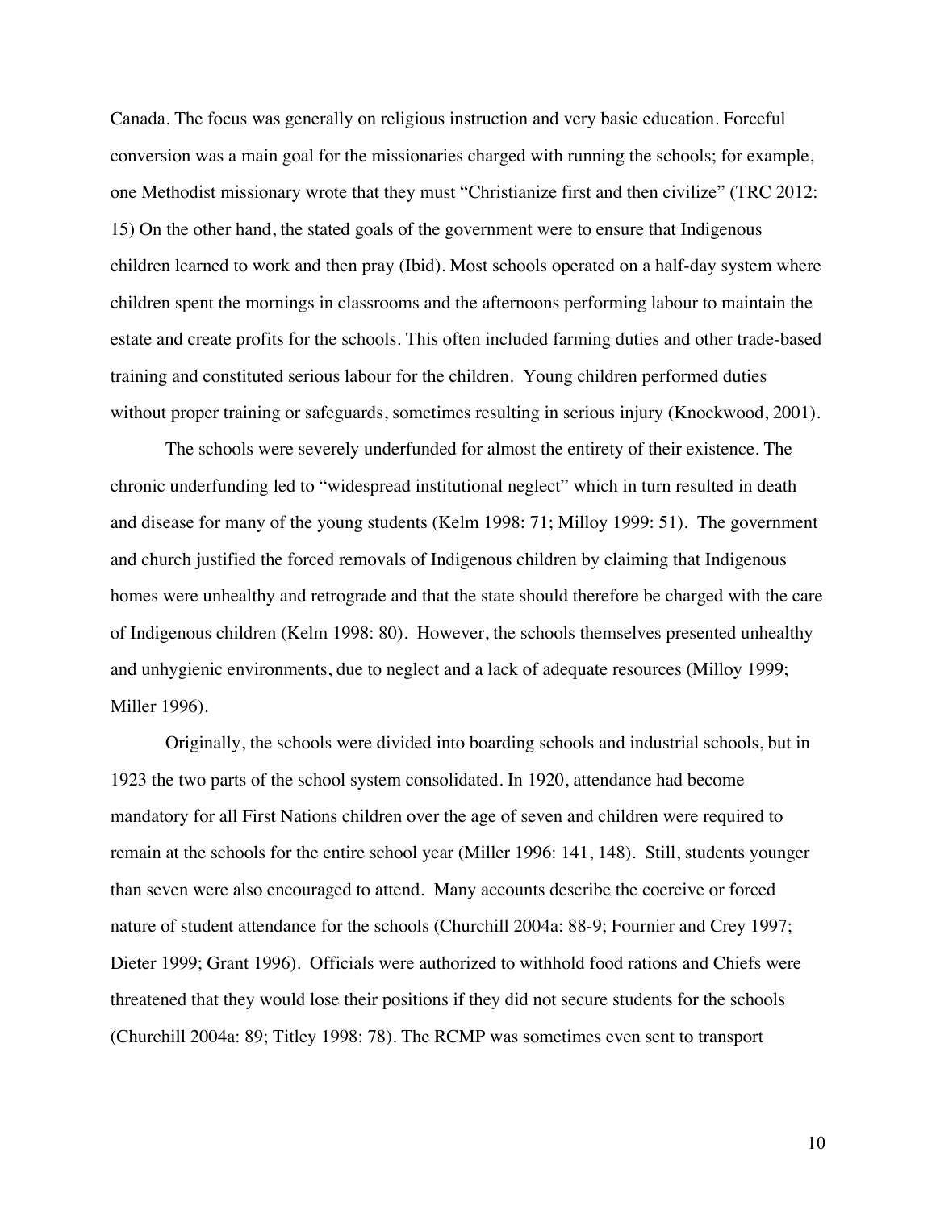Canada. The focus was generally on religious instruction and very basic education. Forceful conversion was a main goal for the missionaries charged with running the schools; for example, one Methodist missionary wrote that they must "Christianize first and then civilize" (TRC 2012: 15) On the other hand, the stated goals of the government were to ensure that Indigenous children learned to work and then pray (Ibid). Most schools operated on a half-day system where children spent the mornings in classrooms and the afternoons performing labour to maintain the estate and create profits for the schools. This often included farming duties and other trade-based training and constituted serious labour for the children. Young children performed duties without proper training or safeguards, sometimes resulting in serious injury (Knockwood, 2001).

The schools were severely underfunded for almost the entirety of their existence. The chronic underfunding led to "widespread institutional neglect" which in turn resulted in death and disease for many of the young students (Kelm 1998: 71; Milloy 1999: 51). The government and church justified the forced removals of Indigenous children by claiming that Indigenous homes were unhealthy and retrograde and that the state should therefore be charged with the care of Indigenous children (Kelm 1998: 80). However, the schools themselves presented unhealthy and unhygienic environments, due to neglect and a lack of adequate resources (Milloy 1999; Miller 1996).

Originally, the schools were divided into boarding schools and industrial schools, but in 1923 the two parts of the school system consolidated. In 1920, attendance had become mandatory for all First Nations children over the age of seven and children were required to remain at the schools for the entire school year (Miller 1996: 141, 148). Still, students younger than seven were also encouraged to attend. Many accounts describe the coercive or forced nature of student attendance for the schools (Churchill 2004a: 88-9; Fournier and Crey 1997; Dieter 1999; Grant 1996). Officials were authorized to withhold food rations and Chiefs were threatened that they would lose their positions if they did not secure students for the schools (Churchill 2004a: 89; Titley 1998: 78). The RCMP was sometimes even sent to transport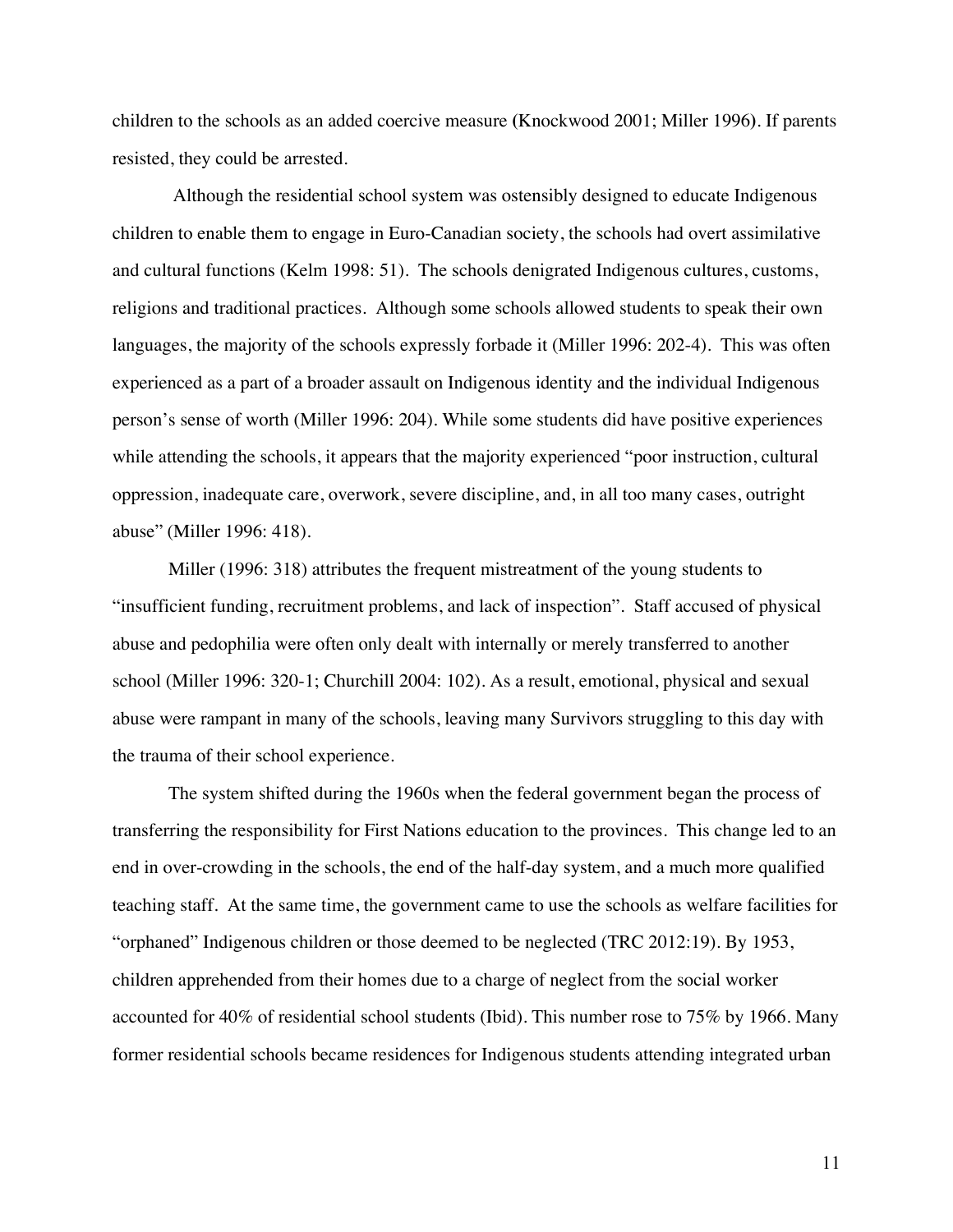children to the schools as an added coercive measure (Knockwood 2001; Miller 1996). If parents resisted, they could be arrested.

Although the residential school system was ostensibly designed to educate Indigenous children to enable them to engage in Euro-Canadian society, the schools had overt assimilative and cultural functions (Kelm 1998: 51). The schools denigrated Indigenous cultures, customs, religions and traditional practices. Although some schools allowed students to speak their own languages, the majority of the schools expressly forbade it (Miller 1996: 202-4). This was often experienced as a part of a broader assault on Indigenous identity and the individual Indigenous person's sense of worth (Miller 1996: 204). While some students did have positive experiences while attending the schools, it appears that the majority experienced "poor instruction, cultural oppression, inadequate care, overwork, severe discipline, and, in all too many cases, outright abuse" (Miller 1996: 418).

Miller (1996: 318) attributes the frequent mistreatment of the young students to "insufficient funding, recruitment problems, and lack of inspection". Staff accused of physical abuse and pedophilia were often only dealt with internally or merely transferred to another school (Miller 1996: 320-1; Churchill 2004: 102). As a result, emotional, physical and sexual abuse were rampant in many of the schools, leaving many Survivors struggling to this day with the trauma of their school experience.

The system shifted during the 1960s when the federal government began the process of transferring the responsibility for First Nations education to the provinces. This change led to an end in over-crowding in the schools, the end of the half-day system, and a much more qualified teaching staff. At the same time, the government came to use the schools as welfare facilities for "orphaned" Indigenous children or those deemed to be neglected (TRC 2012:19). By 1953, children apprehended from their homes due to a charge of neglect from the social worker accounted for 40% of residential school students (Ibid). This number rose to 75% by 1966. Many former residential schools became residences for Indigenous students attending integrated urban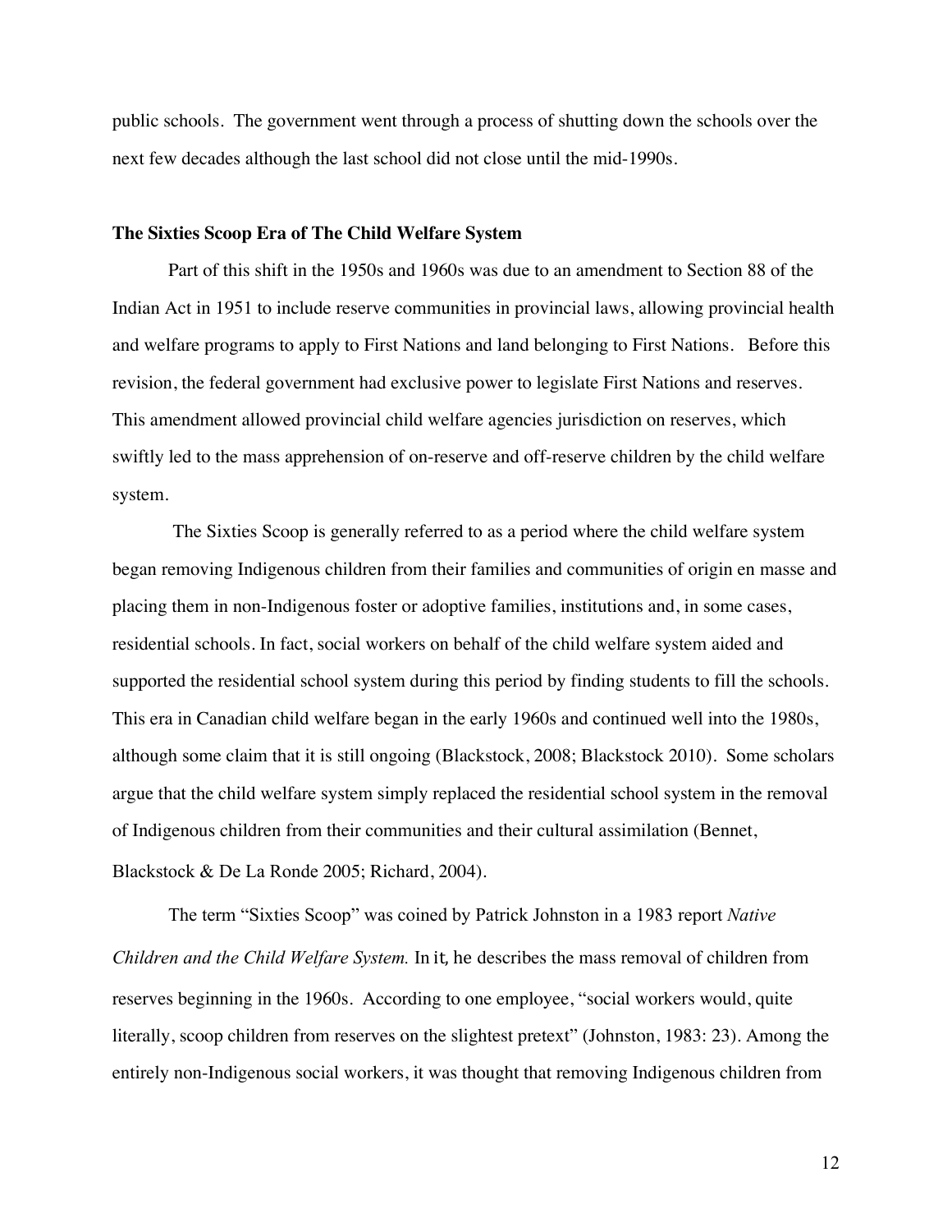public schools. The government went through a process of shutting down the schools over the next few decades although the last school did not close until the mid-1990s.

### The Sixties Scoop Era of The Child Welfare System

Part of this shift in the 1950s and 1960s was due to an amendment to Section 88 of the Indian Act in 1951 to include reserve communities in provincial laws, allowing provincial health and welfare programs to apply to First Nations and land belonging to First Nations. Before this revision, the federal government had exclusive power to legislate First Nations and reserves. This amendment allowed provincial child welfare agencies jurisdiction on reserves, which swiftly led to the mass apprehension of on-reserve and off-reserve children by the child welfare system.

The Sixties Scoop is generally referred to as a period where the child welfare system began removing Indigenous children from their families and communities of origin en masse and placing them in non-Indigenous foster or adoptive families, institutions and, in some cases, residential schools. In fact, social workers on behalf of the child welfare system aided and supported the residential school system during this period by finding students to fill the schools. This era in Canadian child welfare began in the early 1960s and continued well into the 1980s, although some claim that it is still ongoing (Blackstock, 2008; Blackstock 2010). Some scholars argue that the child welfare system simply replaced the residential school system in the removal of Indigenous children from their communities and their cultural assimilation (Bennet, Blackstock & De La Ronde 2005; Richard, 2004).

The term "Sixties Scoop" was coined by Patrick Johnston in a 1983 report *Native Children and the Child Welfare System.* In it, he describes the mass removal of children from reserves beginning in the 1960s. According to one employee, "social workers would, quite literally, scoop children from reserves on the slightest pretext" (Johnston, 1983: 23). Among the entirely non-Indigenous social workers, it was thought that removing Indigenous children from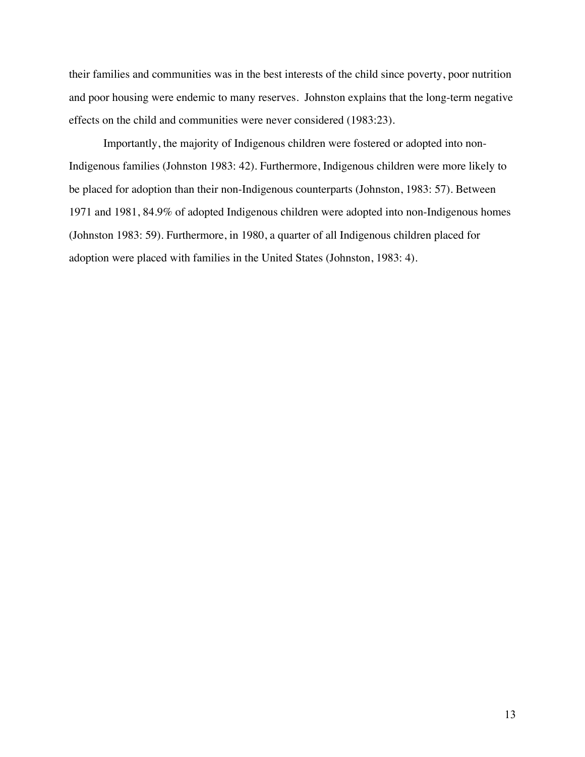their families and communities was in the best interests of the child since poverty, poor nutrition and poor housing were endemic to many reserves. Johnston explains that the long-term negative effects on the child and communities were never considered (1983:23).

Importantly, the majority of Indigenous children were fostered or adopted into non-Indigenous families (Johnston 1983: 42). Furthermore, Indigenous children were more likely to be placed for adoption than their non-Indigenous counterparts (Johnston, 1983: 57). Between 1971 and 1981, 84.9% of adopted Indigenous children were adopted into non-Indigenous homes (Johnston 1983: 59). Furthermore, in 1980, a quarter of all Indigenous children placed for adoption were placed with families in the United States (Johnston, 1983: 4).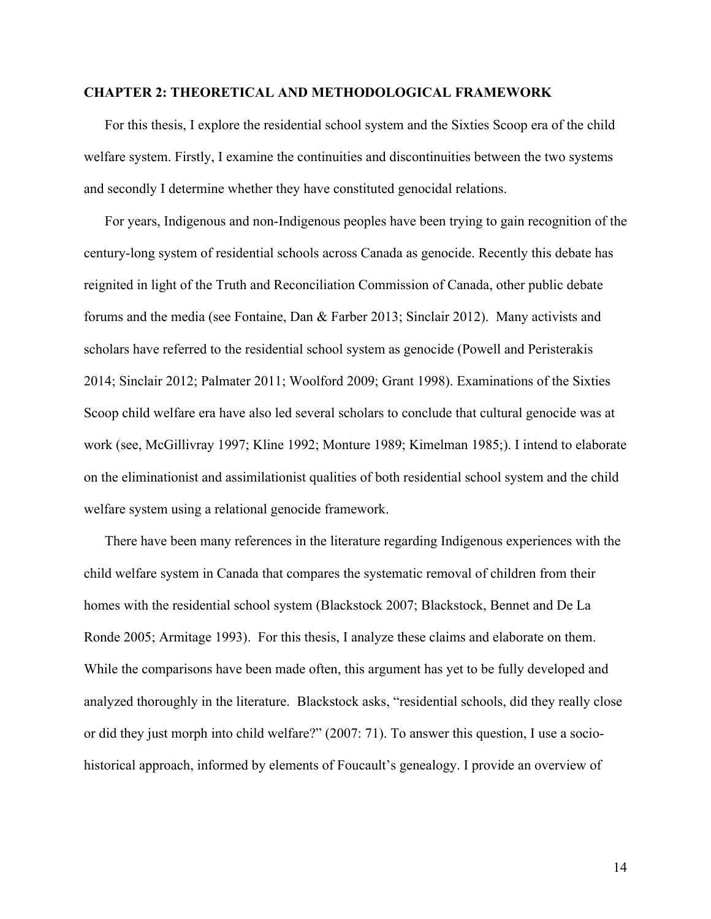## CHAPTER 2: THEORETICAL AND METHODOLOGICAL FRAMEWORK

For this thesis, I explore the residential school system and the Sixties Scoop era of the child welfare system. Firstly, I examine the continuities and discontinuities between the two systems and secondly I determine whether they have constituted genocidal relations.

For years, Indigenous and non-Indigenous peoples have been trying to gain recognition of the century-long system of residential schools across Canada as genocide. Recently this debate has reignited in light of the Truth and Reconciliation Commission of Canada, other public debate forums and the media (see Fontaine, Dan & Farber 2013; Sinclair 2012). Many activists and scholars have referred to the residential school system as genocide (Powell and Peristerakis 2014; Sinclair 2012; Palmater 2011; Woolford 2009; Grant 1998). Examinations of the Sixties Scoop child welfare era have also led several scholars to conclude that cultural genocide was at work (see, McGillivray 1997; Kline 1992; Monture 1989; Kimelman 1985;). I intend to elaborate on the eliminationist and assimilationist qualities of both residential school system and the child welfare system using a relational genocide framework.

There have been many references in the literature regarding Indigenous experiences with the child welfare system in Canada that compares the systematic removal of children from their homes with the residential school system (Blackstock 2007; Blackstock, Bennet and De La Ronde 2005; Armitage 1993). For this thesis, I analyze these claims and elaborate on them. While the comparisons have been made often, this argument has yet to be fully developed and analyzed thoroughly in the literature. Blackstock asks, "residential schools, did they really close or did they just morph into child welfare?" (2007: 71). To answer this question, I use a socio-historical approach, informed by elements of Foucault's genealogy. I provide an overview of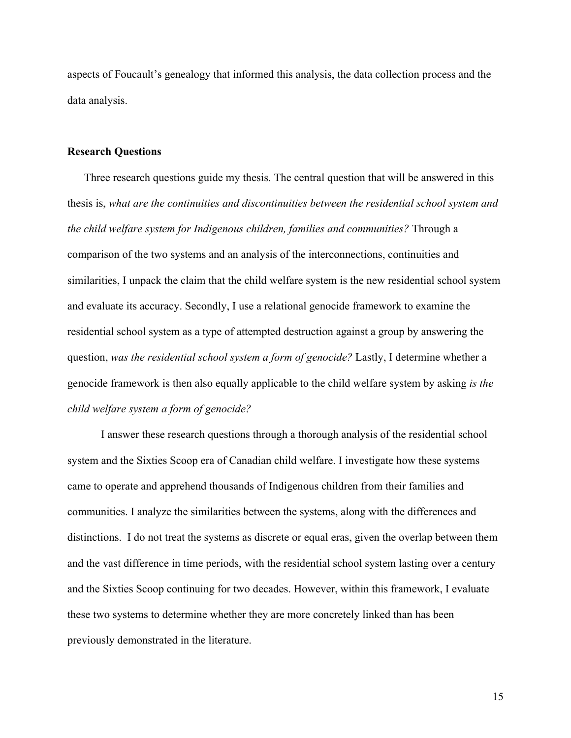aspects of Foucault's genealogy that informed this analysis, the data collection process and the data analysis.

## Research Questions

Three research questions guide my thesis. The central question that will be answered in this thesis is, *what are the continuities and discontinuities between the residential school system and the child welfare system for Indigenous children, families and communities?* Through a comparison of the two systems and an analysis of the interconnections, continuities and similarities, I unpack the claim that the child welfare system is the new residential school system and evaluate its accuracy. Secondly, I use a relational genocide framework to examine the residential school system as a type of attempted destruction against a group by answering the question, *was the residential school system a form of genocide?* Lastly, I determine whether a genocide framework is then also equally applicable to the child welfare system by asking *is the child welfare system a form of genocide?*

I answer these research questions through a thorough analysis of the residential school system and the Sixties Scoop era of Canadian child welfare. I investigate how these systems came to operate and apprehend thousands of Indigenous children from their families and communities. I analyze the similarities between the systems, along with the differences and distinctions. I do not treat the systems as discrete or equal eras, given the overlap between them and the vast difference in time periods, with the residential school system lasting over a century and the Sixties Scoop continuing for two decades. However, within this framework, I evaluate these two systems to determine whether they are more concretely linked than has been previously demonstrated in the literature.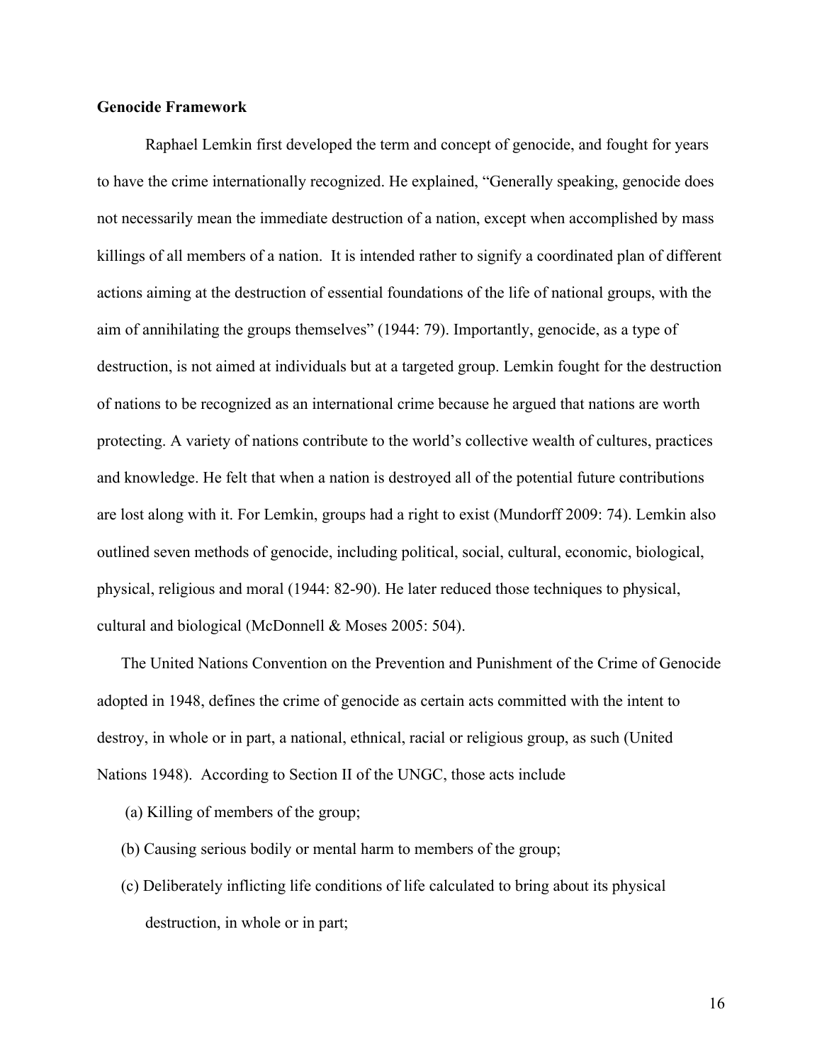**Genocide Framework**

Raphael Lemkin first developed the term and concept of genocide, and fought for years to have the crime internationally recognized. He explained, "Generally speaking, genocide does not necessarily mean the immediate destruction of a nation, except when accomplished by mass killings of all members of a nation. It is intended rather to signify a coordinated plan of different actions aiming at the destruction of essential foundations of the life of national groups, with the aim of annihilating the groups themselves" (1944: 79). Importantly, genocide, as a type of destruction, is not aimed at individuals but at a targeted group. Lemkin fought for the destruction of nations to be recognized as an international crime because he argued that nations are worth protecting. A variety of nations contribute to the world's collective wealth of cultures, practices and knowledge. He felt that when a nation is destroyed all of the potential future contributions are lost along with it. For Lemkin, groups had a right to exist (Mundorff 2009: 74). Lemkin also outlined seven methods of genocide, including political, social, cultural, economic, biological, physical, religious and moral (1944: 82-90). He later reduced those techniques to physical, cultural and biological (McDonnell & Moses 2005: 504).

The United Nations Convention on the Prevention and Punishment of the Crime of Genocide adopted in 1948, defines the crime of genocide as certain acts committed with the intent to destroy, in whole or in part, a national, ethnical, racial or religious group, as such (United Nations 1948). According to Section II of the UNGC, those acts include

(a) Killing of members of the group;

(b) Causing serious bodily or mental harm to members of the group;

(c) Deliberately inflicting life conditions of life calculated to bring about its physical destruction, in whole or in part;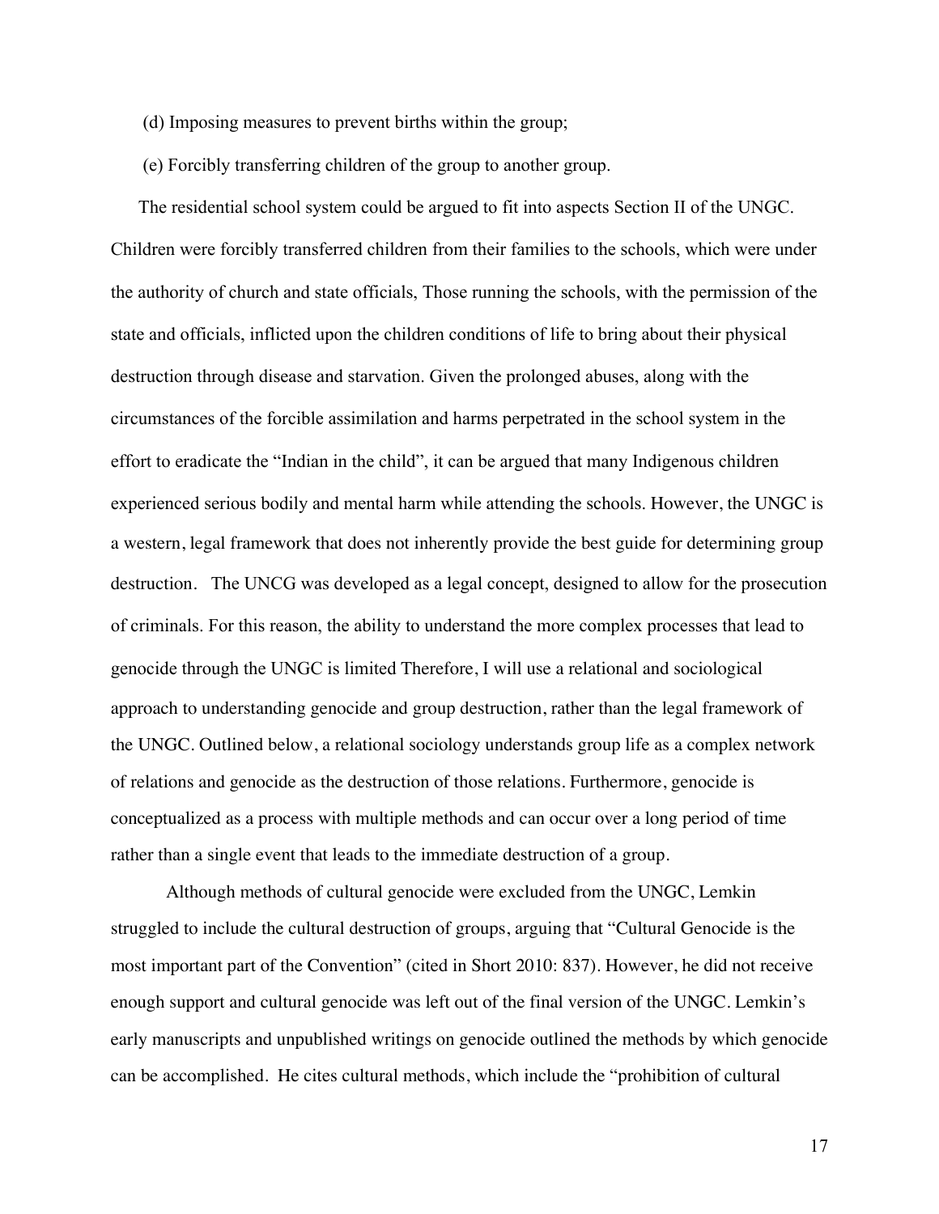(d) Imposing measures to prevent births within the group;

(e) Forcibly transferring children of the group to another group.

The residential school system could be argued to fit into aspects Section II of the UNGC. Children were forcibly transferred children from their families to the schools, which were under the authority of church and state officials, Those running the schools, with the permission of the state and officials, inflicted upon the children conditions of life to bring about their physical destruction through disease and starvation. Given the prolonged abuses, along with the circumstances of the forcible assimilation and harms perpetrated in the school system in the effort to eradicate the "Indian in the child", it can be argued that many Indigenous children experienced serious bodily and mental harm while attending the schools. However, the UNGC is a western, legal framework that does not inherently provide the best guide for determining group destruction. The UNCG was developed as a legal concept, designed to allow for the prosecution of criminals. For this reason, the ability to understand the more complex processes that lead to genocide through the UNGC is limited Therefore, I will use a relational and sociological approach to understanding genocide and group destruction, rather than the legal framework of the UNGC. Outlined below, a relational sociology understands group life as a complex network of relations and genocide as the destruction of those relations. Furthermore, genocide is conceptualized as a process with multiple methods and can occur over a long period of time rather than a single event that leads to the immediate destruction of a group.

Although methods of cultural genocide were excluded from the UNGC, Lemkin struggled to include the cultural destruction of groups, arguing that "Cultural Genocide is the most important part of the Convention" (cited in Short 2010: 837). However, he did not receive enough support and cultural genocide was left out of the final version of the UNGC. Lemkin's early manuscripts and unpublished writings on genocide outlined the methods by which genocide can be accomplished. He cites cultural methods, which include the "prohibition of cultural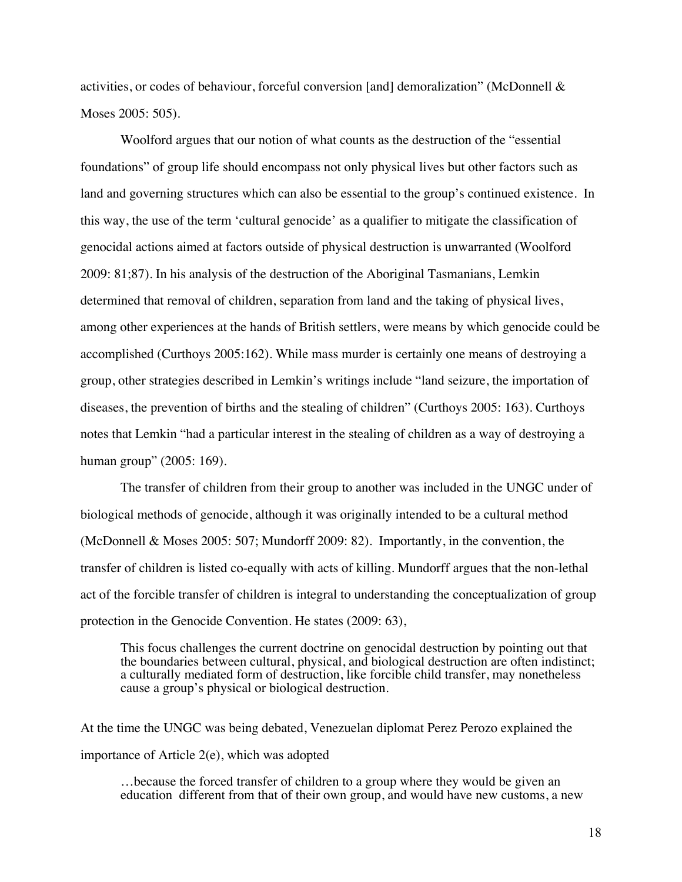activities, or codes of behaviour, forceful conversion [and] demoralization" (McDonnell & Moses 2005: 505).

Woolford argues that our notion of what counts as the destruction of the "essential foundations" of group life should encompass not only physical lives but other factors such as land and governing structures which can also be essential to the group's continued existence. In this way, the use of the term 'cultural genocide' as a qualifier to mitigate the classification of genocidal actions aimed at factors outside of physical destruction is unwarranted (Woolford 2009: 81;87). In his analysis of the destruction of the Aboriginal Tasmanians, Lemkin determined that removal of children, separation from land and the taking of physical lives, among other experiences at the hands of British settlers, were means by which genocide could be accomplished (Curthoys 2005:162). While mass murder is certainly one means of destroying a group, other strategies described in Lemkin's writings include "land seizure, the importation of diseases, the prevention of births and the stealing of children" (Curthoys 2005: 163). Curthoys notes that Lemkin "had a particular interest in the stealing of children as a way of destroying a human group" (2005: 169).

The transfer of children from their group to another was included in the UNGC under of biological methods of genocide, although it was originally intended to be a cultural method (McDonnell & Moses 2005: 507; Mundorff 2009: 82). Importantly, in the convention, the transfer of children is listed co-equally with acts of killing. Mundorff argues that the non-lethal act of the forcible transfer of children is integral to understanding the conceptualization of group protection in the Genocide Convention. He states (2009: 63),

> This focus challenges the current doctrine on genocidal destruction by pointing out that the boundaries between cultural, physical, and biological destruction are often indistinct; a culturally mediated form of destruction, like forcible child transfer, may nonetheless cause a group's physical or biological destruction.

At the time the UNGC was being debated, Venezuelan diplomat Perez Perozo explained the importance of Article 2(e), which was adopted

> …because the forced transfer of children to a group where they would be given an education different from that of their own group, and would have new customs, a new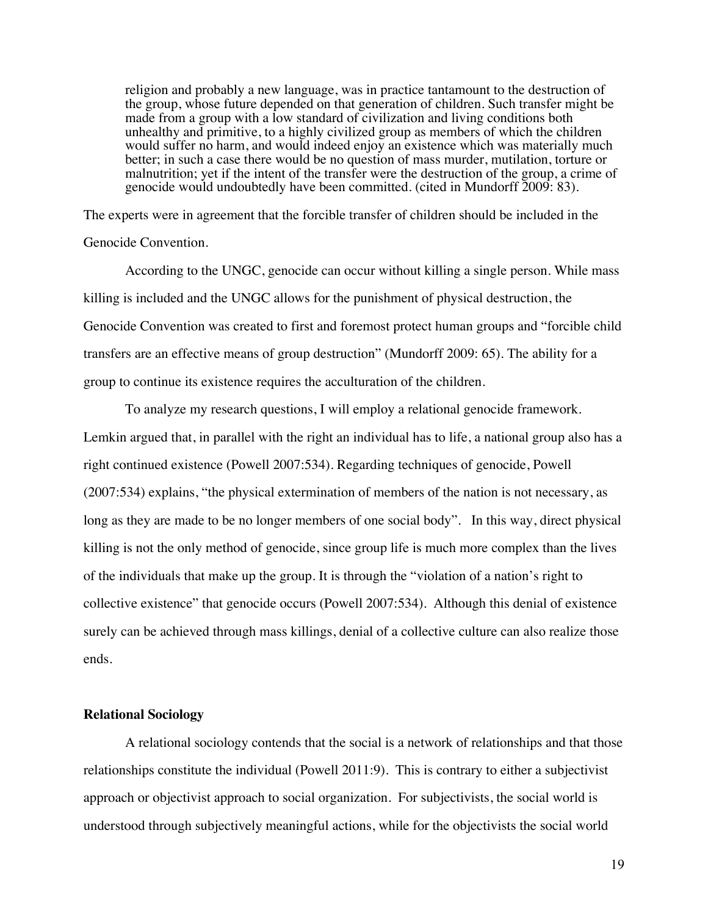> religion and probably a new language, was in practice tantamount to the destruction of the group, whose future depended on that generation of children. Such transfer might be made from a group with a low standard of civilization and living conditions both unhealthy and primitive, to a highly civilized group as members of which the children would suffer no harm, and would indeed enjoy an existence which was materially much better; in such a case there would be no question of mass murder, mutilation, torture or malnutrition; yet if the intent of the transfer were the destruction of the group, a crime of genocide would undoubtedly have been committed. (cited in Mundorff 2009: 83).

The experts were in agreement that the forcible transfer of children should be included in the Genocide Convention.

According to the UNGC, genocide can occur without killing a single person. While mass killing is included and the UNGC allows for the punishment of physical destruction, the Genocide Convention was created to first and foremost protect human groups and "forcible child transfers are an effective means of group destruction" (Mundorff 2009: 65). The ability for a group to continue its existence requires the acculturation of the children.

To analyze my research questions, I will employ a relational genocide framework. Lemkin argued that, in parallel with the right an individual has to life, a national group also has a right continued existence (Powell 2007:534). Regarding techniques of genocide, Powell (2007:534) explains, "the physical extermination of members of the nation is not necessary, as long as they are made to be no longer members of one social body". In this way, direct physical killing is not the only method of genocide, since group life is much more complex than the lives of the individuals that make up the group. It is through the "violation of a nation's right to collective existence" that genocide occurs (Powell 2007:534). Although this denial of existence surely can be achieved through mass killings, denial of a collective culture can also realize those ends.

## Relational Sociology

A relational sociology contends that the social is a network of relationships and that those relationships constitute the individual (Powell 2011:9). This is contrary to either a subjectivist approach or objectivist approach to social organization. For subjectivists, the social world is understood through subjectively meaningful actions, while for the objectivists the social world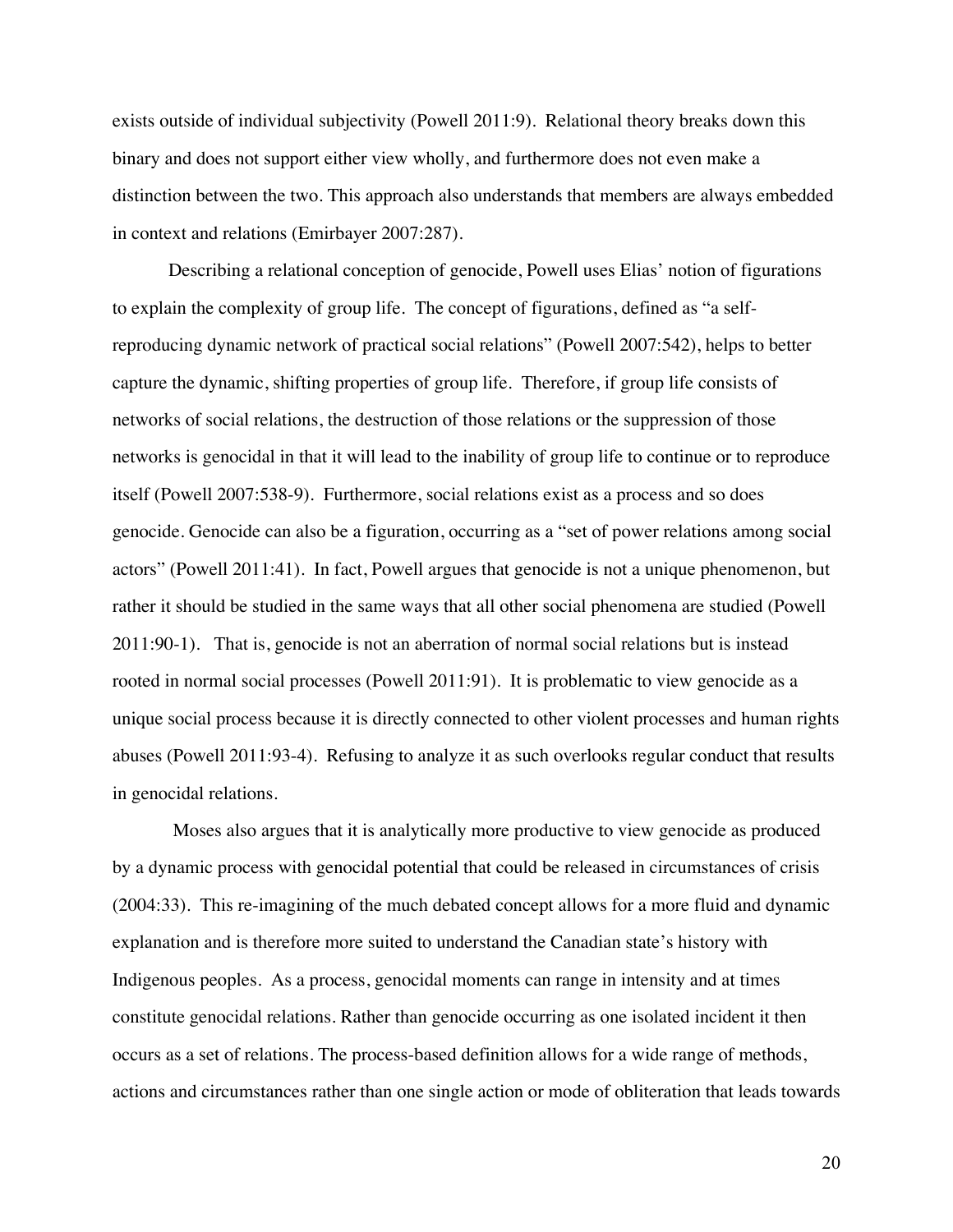exists outside of individual subjectivity (Powell 2011:9). Relational theory breaks down this binary and does not support either view wholly, and furthermore does not even make a distinction between the two. This approach also understands that members are always embedded in context and relations (Emirbayer 2007:287).

Describing a relational conception of genocide, Powell uses Elias' notion of figurations to explain the complexity of group life. The concept of figurations, defined as "a self-reproducing dynamic network of practical social relations" (Powell 2007:542), helps to better capture the dynamic, shifting properties of group life. Therefore, if group life consists of networks of social relations, the destruction of those relations or the suppression of those networks is genocidal in that it will lead to the inability of group life to continue or to reproduce itself (Powell 2007:538-9). Furthermore, social relations exist as a process and so does genocide. Genocide can also be a figuration, occurring as a "set of power relations among social actors" (Powell 2011:41). In fact, Powell argues that genocide is not a unique phenomenon, but rather it should be studied in the same ways that all other social phenomena are studied (Powell 2011:90-1). That is, genocide is not an aberration of normal social relations but is instead rooted in normal social processes (Powell 2011:91). It is problematic to view genocide as a unique social process because it is directly connected to other violent processes and human rights abuses (Powell 2011:93-4). Refusing to analyze it as such overlooks regular conduct that results in genocidal relations.

Moses also argues that it is analytically more productive to view genocide as produced by a dynamic process with genocidal potential that could be released in circumstances of crisis (2004:33). This re-imagining of the much debated concept allows for a more fluid and dynamic explanation and is therefore more suited to understand the Canadian state's history with Indigenous peoples. As a process, genocidal moments can range in intensity and at times constitute genocidal relations. Rather than genocide occurring as one isolated incident it then occurs as a set of relations. The process-based definition allows for a wide range of methods, actions and circumstances rather than one single action or mode of obliteration that leads towards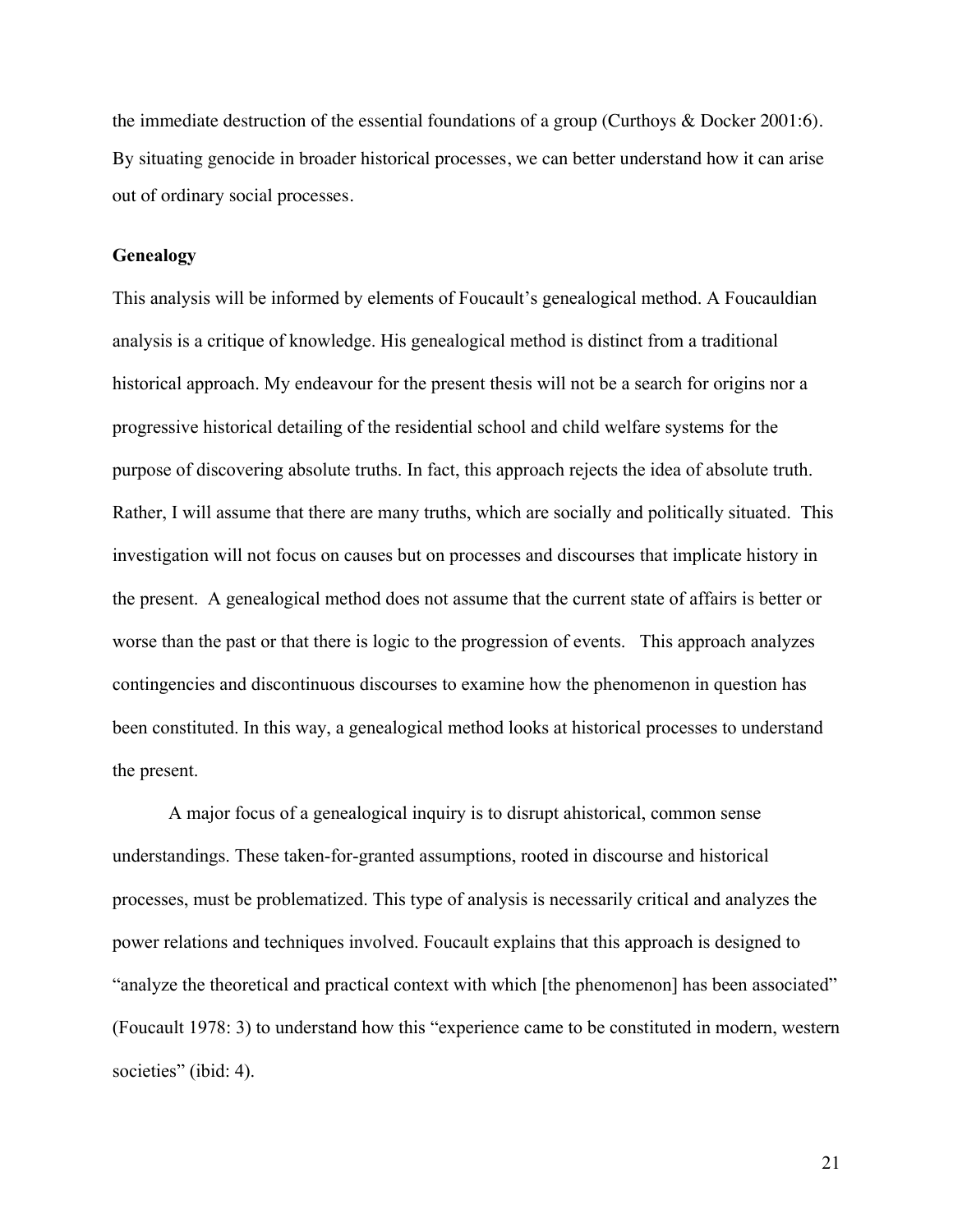the immediate destruction of the essential foundations of a group (Curthoys & Docker 2001:6). By situating genocide in broader historical processes, we can better understand how it can arise out of ordinary social processes.

**Genealogy**

This analysis will be informed by elements of Foucault's genealogical method. A Foucauldian analysis is a critique of knowledge. His genealogical method is distinct from a traditional historical approach. My endeavour for the present thesis will not be a search for origins nor a progressive historical detailing of the residential school and child welfare systems for the purpose of discovering absolute truths. In fact, this approach rejects the idea of absolute truth. Rather, I will assume that there are many truths, which are socially and politically situated. This investigation will not focus on causes but on processes and discourses that implicate history in the present. A genealogical method does not assume that the current state of affairs is better or worse than the past or that there is logic to the progression of events. This approach analyzes contingencies and discontinuous discourses to examine how the phenomenon in question has been constituted. In this way, a genealogical method looks at historical processes to understand the present.

A major focus of a genealogical inquiry is to disrupt ahistorical, common sense understandings. These taken-for-granted assumptions, rooted in discourse and historical processes, must be problematized. This type of analysis is necessarily critical and analyzes the power relations and techniques involved. Foucault explains that this approach is designed to "analyze the theoretical and practical context with which [the phenomenon] has been associated" (Foucault 1978: 3) to understand how this "experience came to be constituted in modern, western societies" (ibid: 4).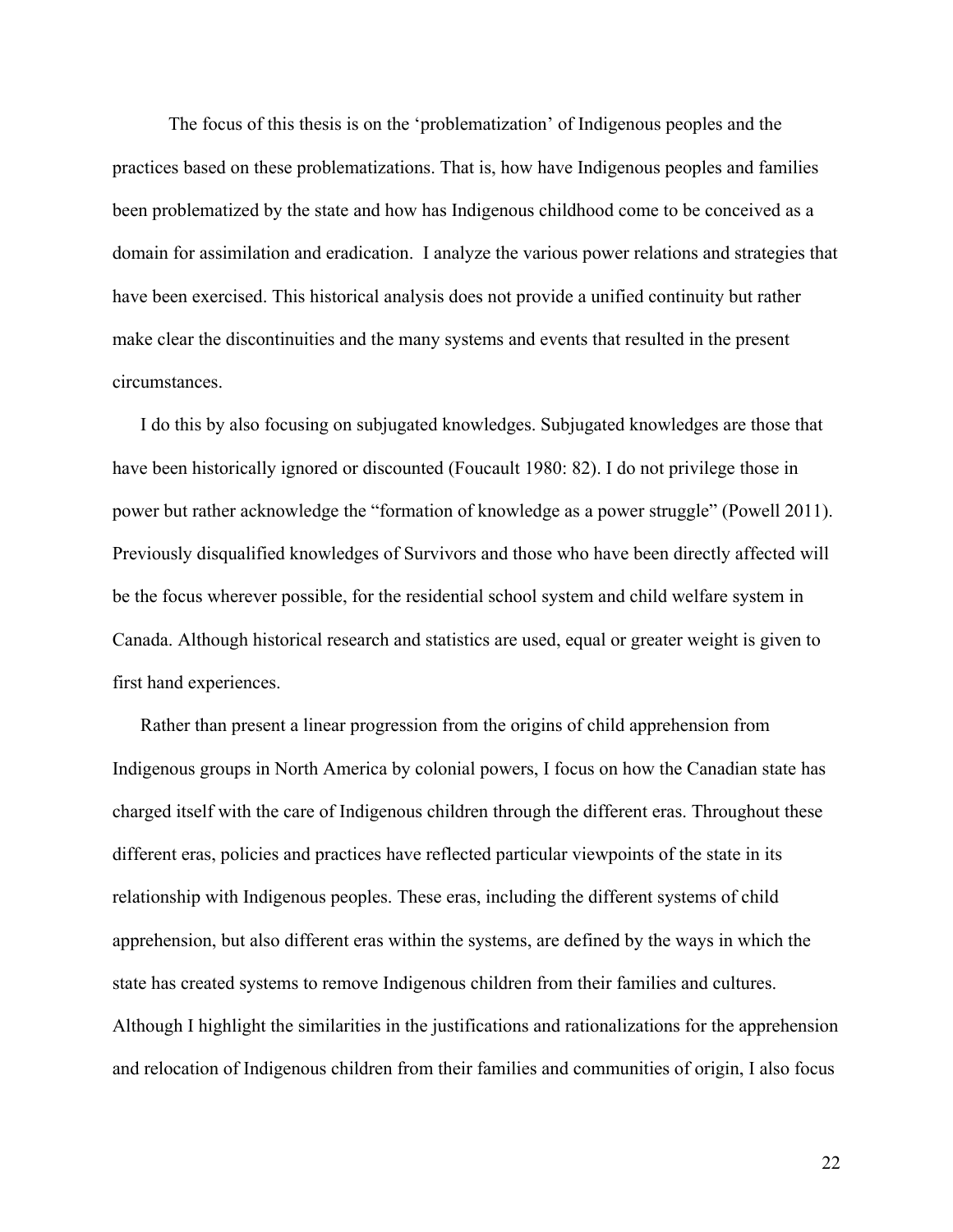The focus of this thesis is on the 'problematization' of Indigenous peoples and the practices based on these problematizations. That is, how have Indigenous peoples and families been problematized by the state and how has Indigenous childhood come to be conceived as a domain for assimilation and eradication. I analyze the various power relations and strategies that have been exercised. This historical analysis does not provide a unified continuity but rather make clear the discontinuities and the many systems and events that resulted in the present circumstances.

I do this by also focusing on subjugated knowledges. Subjugated knowledges are those that have been historically ignored or discounted (Foucault 1980: 82). I do not privilege those in power but rather acknowledge the "formation of knowledge as a power struggle" (Powell 2011). Previously disqualified knowledges of Survivors and those who have been directly affected will be the focus wherever possible, for the residential school system and child welfare system in Canada. Although historical research and statistics are used, equal or greater weight is given to first hand experiences.

Rather than present a linear progression from the origins of child apprehension from Indigenous groups in North America by colonial powers, I focus on how the Canadian state has charged itself with the care of Indigenous children through the different eras. Throughout these different eras, policies and practices have reflected particular viewpoints of the state in its relationship with Indigenous peoples. These eras, including the different systems of child apprehension, but also different eras within the systems, are defined by the ways in which the state has created systems to remove Indigenous children from their families and cultures. Although I highlight the similarities in the justifications and rationalizations for the apprehension and relocation of Indigenous children from their families and communities of origin, I also focus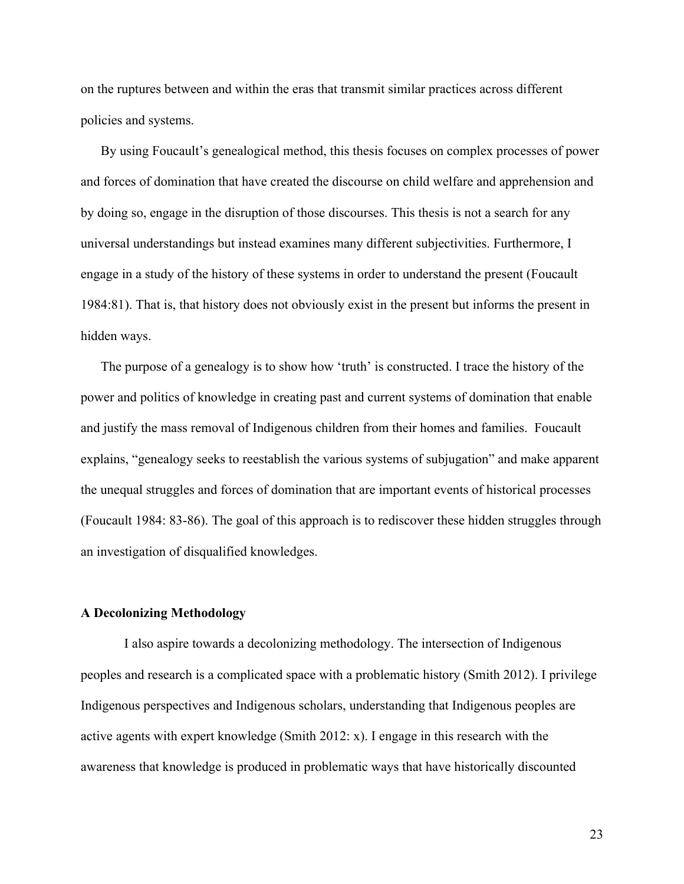on the ruptures between and within the eras that transmit similar practices across different policies and systems.

By using Foucault's genealogical method, this thesis focuses on complex processes of power and forces of domination that have created the discourse on child welfare and apprehension and by doing so, engage in the disruption of those discourses. This thesis is not a search for any universal understandings but instead examines many different subjectivities. Furthermore, I engage in a study of the history of these systems in order to understand the present (Foucault 1984:81). That is, that history does not obviously exist in the present but informs the present in hidden ways.

The purpose of a genealogy is to show how 'truth' is constructed. I trace the history of the power and politics of knowledge in creating past and current systems of domination that enable and justify the mass removal of Indigenous children from their homes and families. Foucault explains, "genealogy seeks to reestablish the various systems of subjugation" and make apparent the unequal struggles and forces of domination that are important events of historical processes (Foucault 1984: 83-86). The goal of this approach is to rediscover these hidden struggles through an investigation of disqualified knowledges.

### A Decolonizing Methodology

I also aspire towards a decolonizing methodology. The intersection of Indigenous peoples and research is a complicated space with a problematic history (Smith 2012). I privilege Indigenous perspectives and Indigenous scholars, understanding that Indigenous peoples are active agents with expert knowledge (Smith 2012: x). I engage in this research with the awareness that knowledge is produced in problematic ways that have historically discounted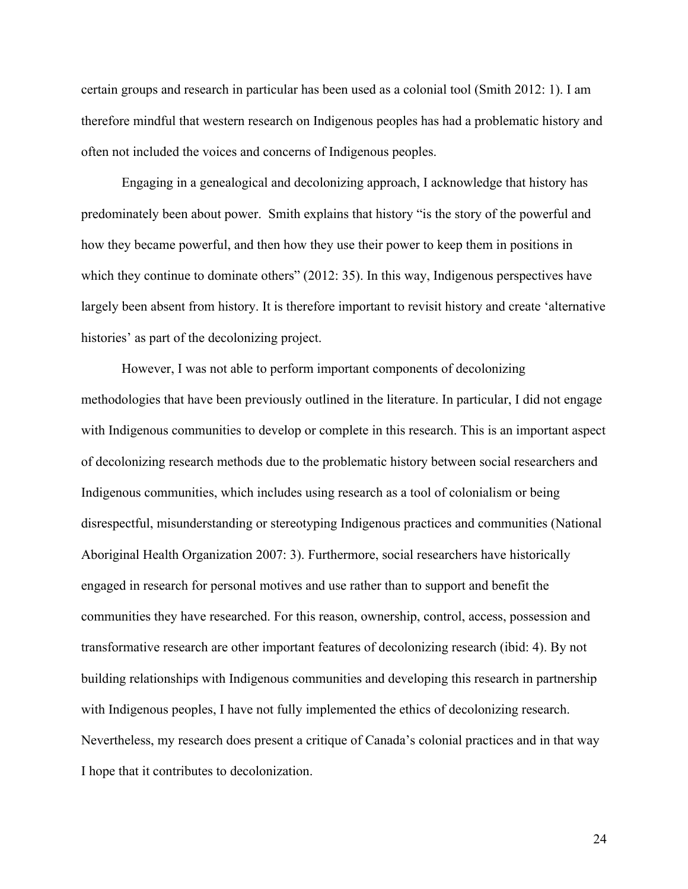certain groups and research in particular has been used as a colonial tool (Smith 2012: 1). I am therefore mindful that western research on Indigenous peoples has had a problematic history and often not included the voices and concerns of Indigenous peoples.

Engaging in a genealogical and decolonizing approach, I acknowledge that history has predominately been about power. Smith explains that history "is the story of the powerful and how they became powerful, and then how they use their power to keep them in positions in which they continue to dominate others" (2012: 35). In this way, Indigenous perspectives have largely been absent from history. It is therefore important to revisit history and create 'alternative histories' as part of the decolonizing project.

However, I was not able to perform important components of decolonizing methodologies that have been previously outlined in the literature. In particular, I did not engage with Indigenous communities to develop or complete in this research. This is an important aspect of decolonizing research methods due to the problematic history between social researchers and Indigenous communities, which includes using research as a tool of colonialism or being disrespectful, misunderstanding or stereotyping Indigenous practices and communities (National Aboriginal Health Organization 2007: 3). Furthermore, social researchers have historically engaged in research for personal motives and use rather than to support and benefit the communities they have researched. For this reason, ownership, control, access, possession and transformative research are other important features of decolonizing research (ibid: 4). By not building relationships with Indigenous communities and developing this research in partnership with Indigenous peoples, I have not fully implemented the ethics of decolonizing research. Nevertheless, my research does present a critique of Canada's colonial practices and in that way I hope that it contributes to decolonization.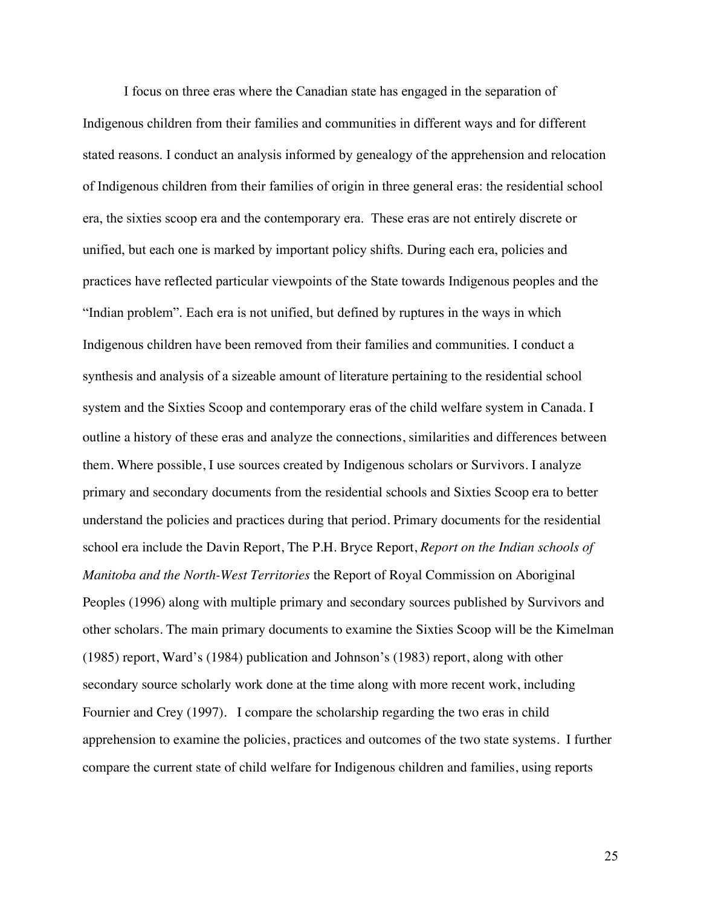I focus on three eras where the Canadian state has engaged in the separation of Indigenous children from their families and communities in different ways and for different stated reasons. I conduct an analysis informed by genealogy of the apprehension and relocation of Indigenous children from their families of origin in three general eras: the residential school era, the sixties scoop era and the contemporary era. These eras are not entirely discrete or unified, but each one is marked by important policy shifts. During each era, policies and practices have reflected particular viewpoints of the State towards Indigenous peoples and the "Indian problem". Each era is not unified, but defined by ruptures in the ways in which Indigenous children have been removed from their families and communities. I conduct a synthesis and analysis of a sizeable amount of literature pertaining to the residential school system and the Sixties Scoop and contemporary eras of the child welfare system in Canada. I outline a history of these eras and analyze the connections, similarities and differences between them. Where possible, I use sources created by Indigenous scholars or Survivors. I analyze primary and secondary documents from the residential schools and Sixties Scoop era to better understand the policies and practices during that period. Primary documents for the residential school era include the Davin Report, The P.H. Bryce Report, *Report on the Indian schools of Manitoba and the North-West Territories* the Report of Royal Commission on Aboriginal Peoples (1996) along with multiple primary and secondary sources published by Survivors and other scholars. The main primary documents to examine the Sixties Scoop will be the Kimelman (1985) report, Ward's (1984) publication and Johnson's (1983) report, along with other secondary source scholarly work done at the time along with more recent work, including Fournier and Crey (1997). I compare the scholarship regarding the two eras in child apprehension to examine the policies, practices and outcomes of the two state systems. I further compare the current state of child welfare for Indigenous children and families, using reports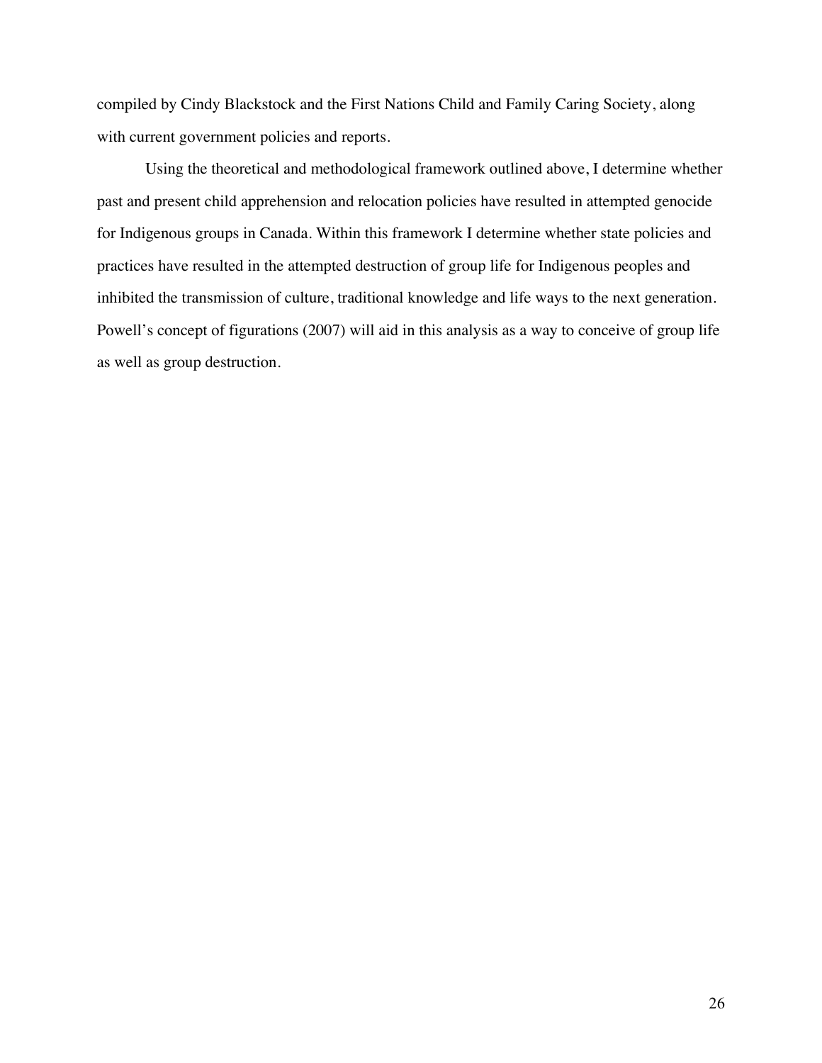compiled by Cindy Blackstock and the First Nations Child and Family Caring Society, along with current government policies and reports.

Using the theoretical and methodological framework outlined above, I determine whether past and present child apprehension and relocation policies have resulted in attempted genocide for Indigenous groups in Canada. Within this framework I determine whether state policies and practices have resulted in the attempted destruction of group life for Indigenous peoples and inhibited the transmission of culture, traditional knowledge and life ways to the next generation. Powell's concept of figurations (2007) will aid in this analysis as a way to conceive of group life as well as group destruction.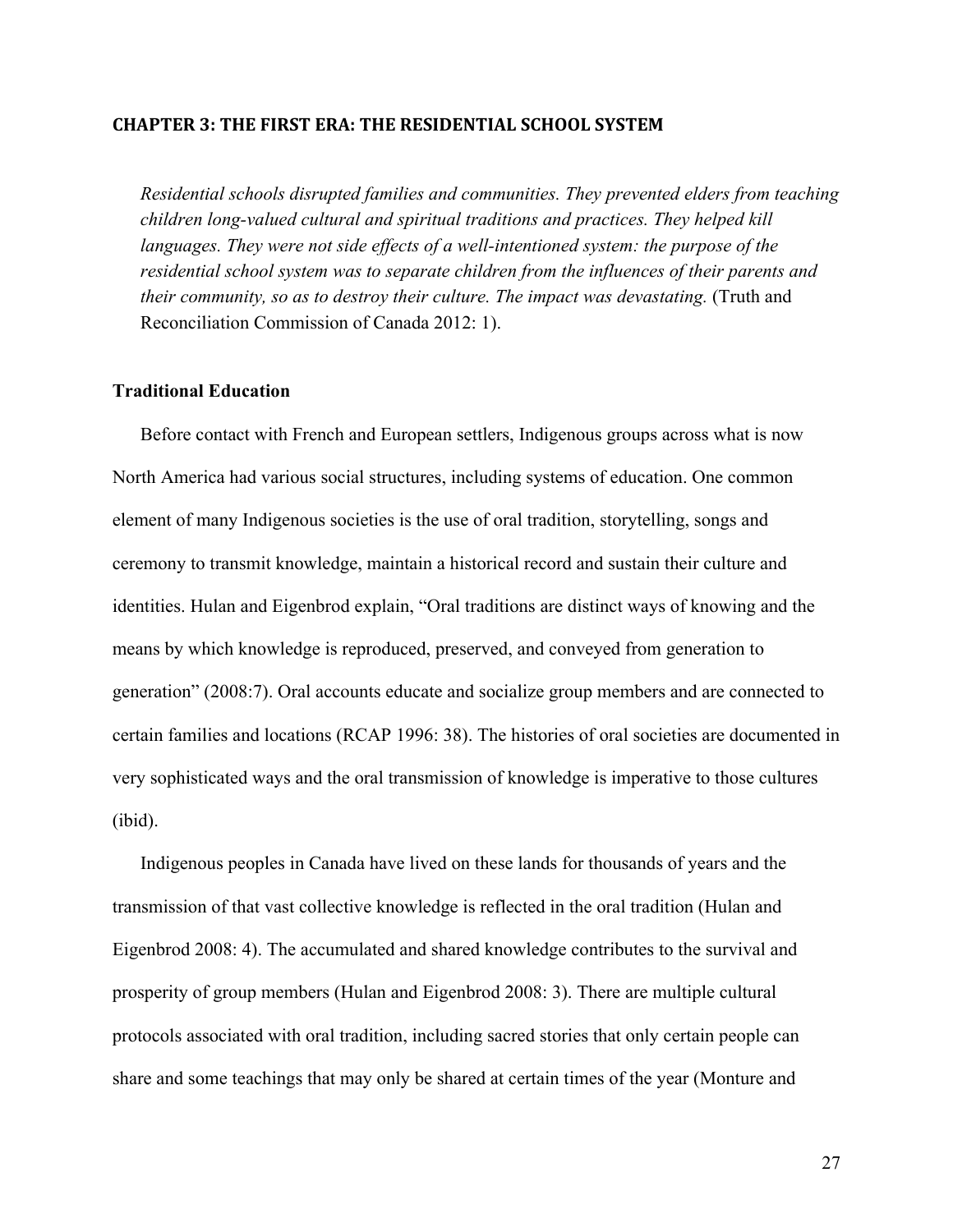## CHAPTER 3: THE FIRST ERA: THE RESIDENTIAL SCHOOL SYSTEM

> *Residential schools disrupted families and communities. They prevented elders from teaching children long-valued cultural and spiritual traditions and practices. They helped kill languages. They were not side effects of a well-intentioned system: the purpose of the residential school system was to separate children from the influences of their parents and their community, so as to destroy their culture. The impact was devastating.* (Truth and Reconciliation Commission of Canada 2012: 1).

### Traditional Education

Before contact with French and European settlers, Indigenous groups across what is now North America had various social structures, including systems of education. One common element of many Indigenous societies is the use of oral tradition, storytelling, songs and ceremony to transmit knowledge, maintain a historical record and sustain their culture and identities. Hulan and Eigenbrod explain, "Oral traditions are distinct ways of knowing and the means by which knowledge is reproduced, preserved, and conveyed from generation to generation" (2008:7). Oral accounts educate and socialize group members and are connected to certain families and locations (RCAP 1996: 38). The histories of oral societies are documented in very sophisticated ways and the oral transmission of knowledge is imperative to those cultures (ibid).

Indigenous peoples in Canada have lived on these lands for thousands of years and the transmission of that vast collective knowledge is reflected in the oral tradition (Hulan and Eigenbrod 2008: 4). The accumulated and shared knowledge contributes to the survival and prosperity of group members (Hulan and Eigenbrod 2008: 3). There are multiple cultural protocols associated with oral tradition, including sacred stories that only certain people can share and some teachings that may only be shared at certain times of the year (Monture and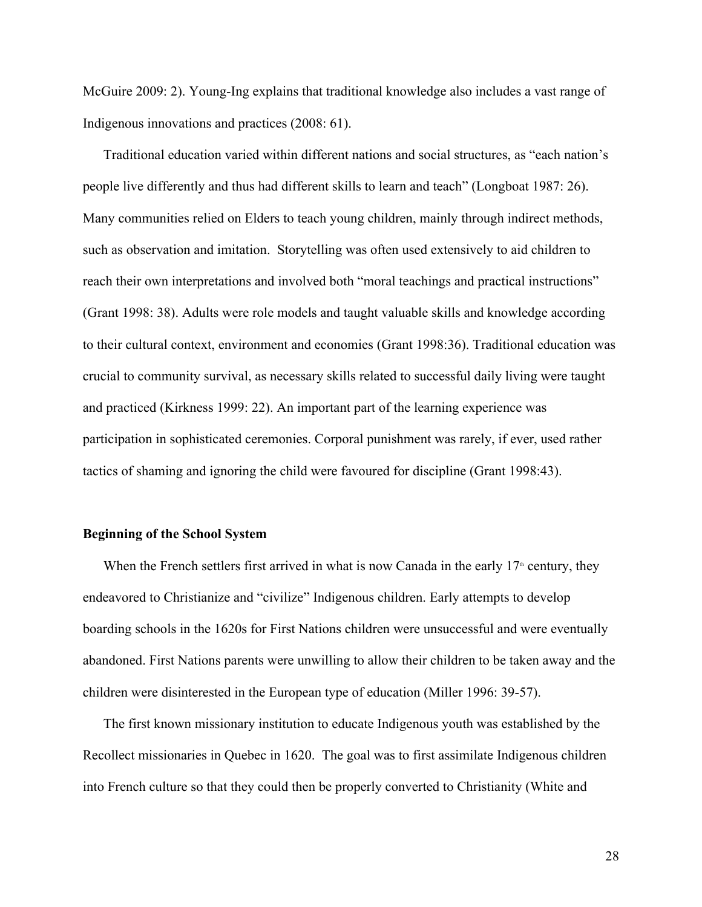McGuire 2009: 2). Young-Ing explains that traditional knowledge also includes a vast range of Indigenous innovations and practices (2008: 61).

Traditional education varied within different nations and social structures, as "each nation's people live differently and thus had different skills to learn and teach" (Longboat 1987: 26). Many communities relied on Elders to teach young children, mainly through indirect methods, such as observation and imitation. Storytelling was often used extensively to aid children to reach their own interpretations and involved both "moral teachings and practical instructions" (Grant 1998: 38). Adults were role models and taught valuable skills and knowledge according to their cultural context, environment and economies (Grant 1998:36). Traditional education was crucial to community survival, as necessary skills related to successful daily living were taught and practiced (Kirkness 1999: 22). An important part of the learning experience was participation in sophisticated ceremonies. Corporal punishment was rarely, if ever, used rather tactics of shaming and ignoring the child were favoured for discipline (Grant 1998:43).

**Beginning of the School System**

When the French settlers first arrived in what is now Canada in the early 17th century, they endeavored to Christianize and "civilize" Indigenous children. Early attempts to develop boarding schools in the 1620s for First Nations children were unsuccessful and were eventually abandoned. First Nations parents were unwilling to allow their children to be taken away and the children were disinterested in the European type of education (Miller 1996: 39-57).

The first known missionary institution to educate Indigenous youth was established by the Recollect missionaries in Quebec in 1620. The goal was to first assimilate Indigenous children into French culture so that they could then be properly converted to Christianity (White and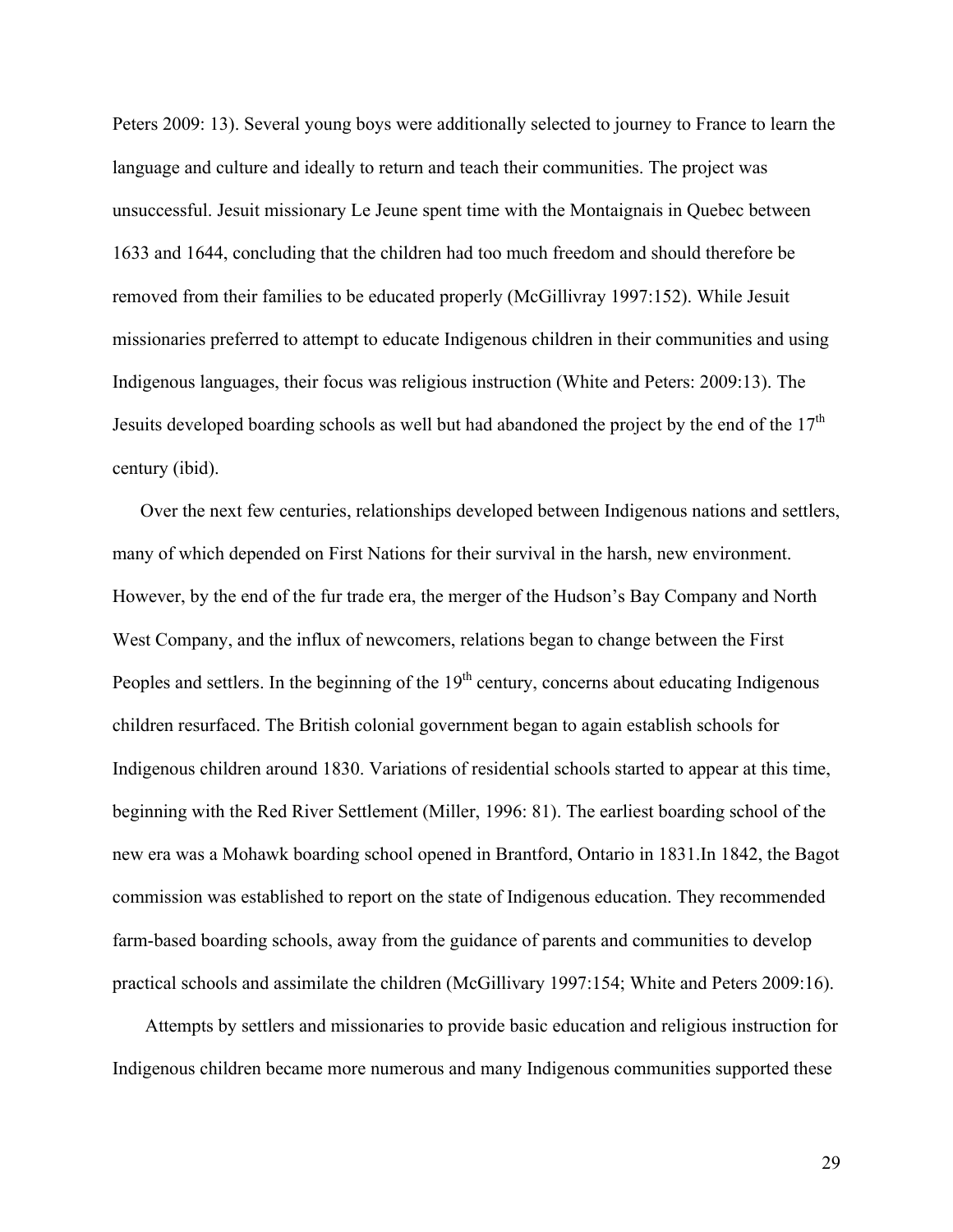Peters 2009: 13). Several young boys were additionally selected to journey to France to learn the language and culture and ideally to return and teach their communities. The project was unsuccessful. Jesuit missionary Le Jeune spent time with the Montaignais in Quebec between 1633 and 1644, concluding that the children had too much freedom and should therefore be removed from their families to be educated properly (McGillivray 1997:152). While Jesuit missionaries preferred to attempt to educate Indigenous children in their communities and using Indigenous languages, their focus was religious instruction (White and Peters: 2009:13). The Jesuits developed boarding schools as well but had abandoned the project by the end of the 17th century (ibid).

Over the next few centuries, relationships developed between Indigenous nations and settlers, many of which depended on First Nations for their survival in the harsh, new environment. However, by the end of the fur trade era, the merger of the Hudson's Bay Company and North West Company, and the influx of newcomers, relations began to change between the First Peoples and settlers. In the beginning of the 19th century, concerns about educating Indigenous children resurfaced. The British colonial government began to again establish schools for Indigenous children around 1830. Variations of residential schools started to appear at this time, beginning with the Red River Settlement (Miller, 1996: 81). The earliest boarding school of the new era was a Mohawk boarding school opened in Brantford, Ontario in 1831.In 1842, the Bagot commission was established to report on the state of Indigenous education. They recommended farm-based boarding schools, away from the guidance of parents and communities to develop practical schools and assimilate the children (McGillivary 1997:154; White and Peters 2009:16).

Attempts by settlers and missionaries to provide basic education and religious instruction for Indigenous children became more numerous and many Indigenous communities supported these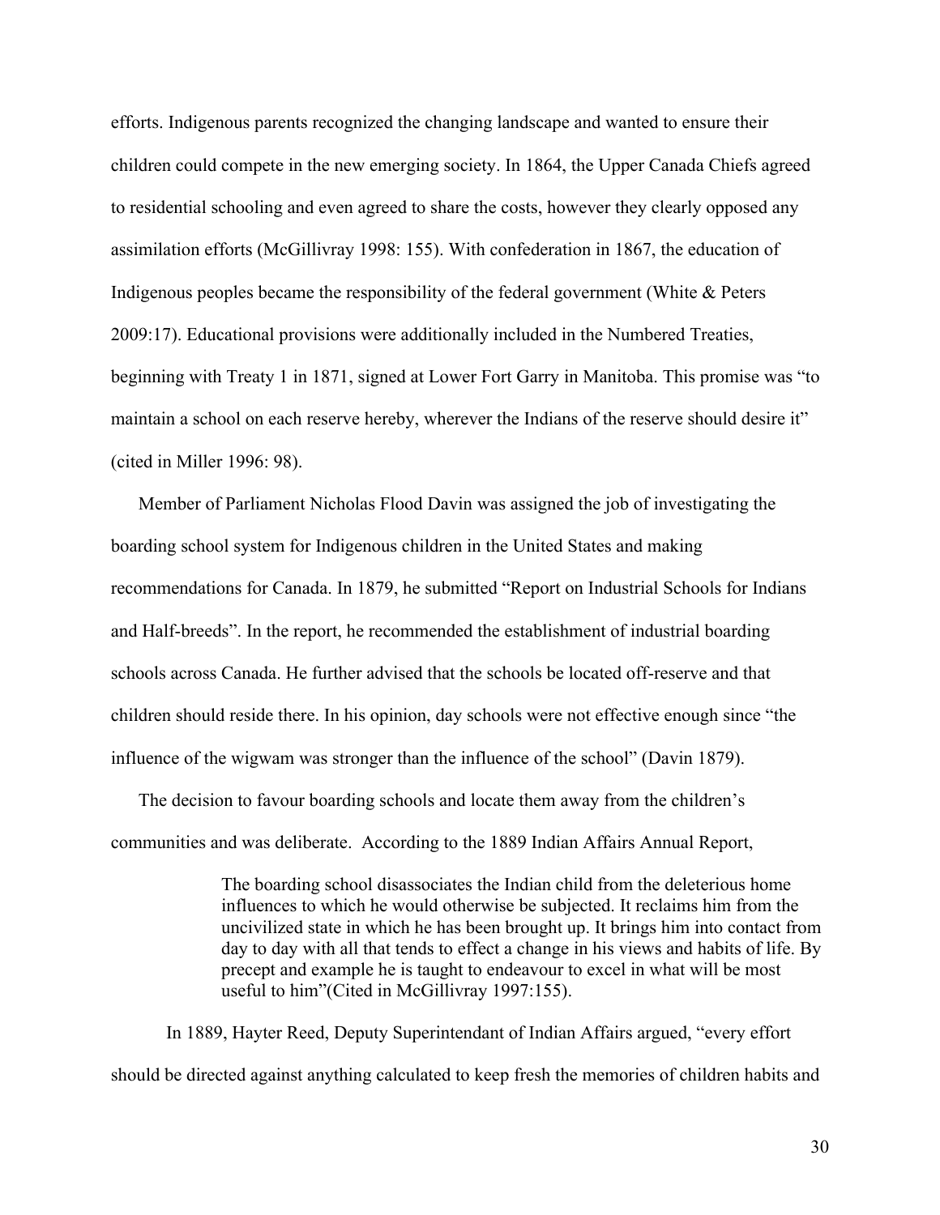efforts. Indigenous parents recognized the changing landscape and wanted to ensure their children could compete in the new emerging society. In 1864, the Upper Canada Chiefs agreed to residential schooling and even agreed to share the costs, however they clearly opposed any assimilation efforts (McGillivray 1998: 155). With confederation in 1867, the education of Indigenous peoples became the responsibility of the federal government (White & Peters 2009:17). Educational provisions were additionally included in the Numbered Treaties, beginning with Treaty 1 in 1871, signed at Lower Fort Garry in Manitoba. This promise was "to maintain a school on each reserve hereby, wherever the Indians of the reserve should desire it" (cited in Miller 1996: 98).

Member of Parliament Nicholas Flood Davin was assigned the job of investigating the boarding school system for Indigenous children in the United States and making recommendations for Canada. In 1879, he submitted "Report on Industrial Schools for Indians and Half-breeds". In the report, he recommended the establishment of industrial boarding schools across Canada. He further advised that the schools be located off-reserve and that children should reside there. In his opinion, day schools were not effective enough since "the influence of the wigwam was stronger than the influence of the school" (Davin 1879).

The decision to favour boarding schools and locate them away from the children's communities and was deliberate. According to the 1889 Indian Affairs Annual Report,

> The boarding school disassociates the Indian child from the deleterious home influences to which he would otherwise be subjected. It reclaims him from the uncivilized state in which he has been brought up. It brings him into contact from day to day with all that tends to effect a change in his views and habits of life. By precept and example he is taught to endeavour to excel in what will be most useful to him"(Cited in McGillivray 1997:155).

In 1889, Hayter Reed, Deputy Superintendant of Indian Affairs argued, "every effort should be directed against anything calculated to keep fresh the memories of children habits and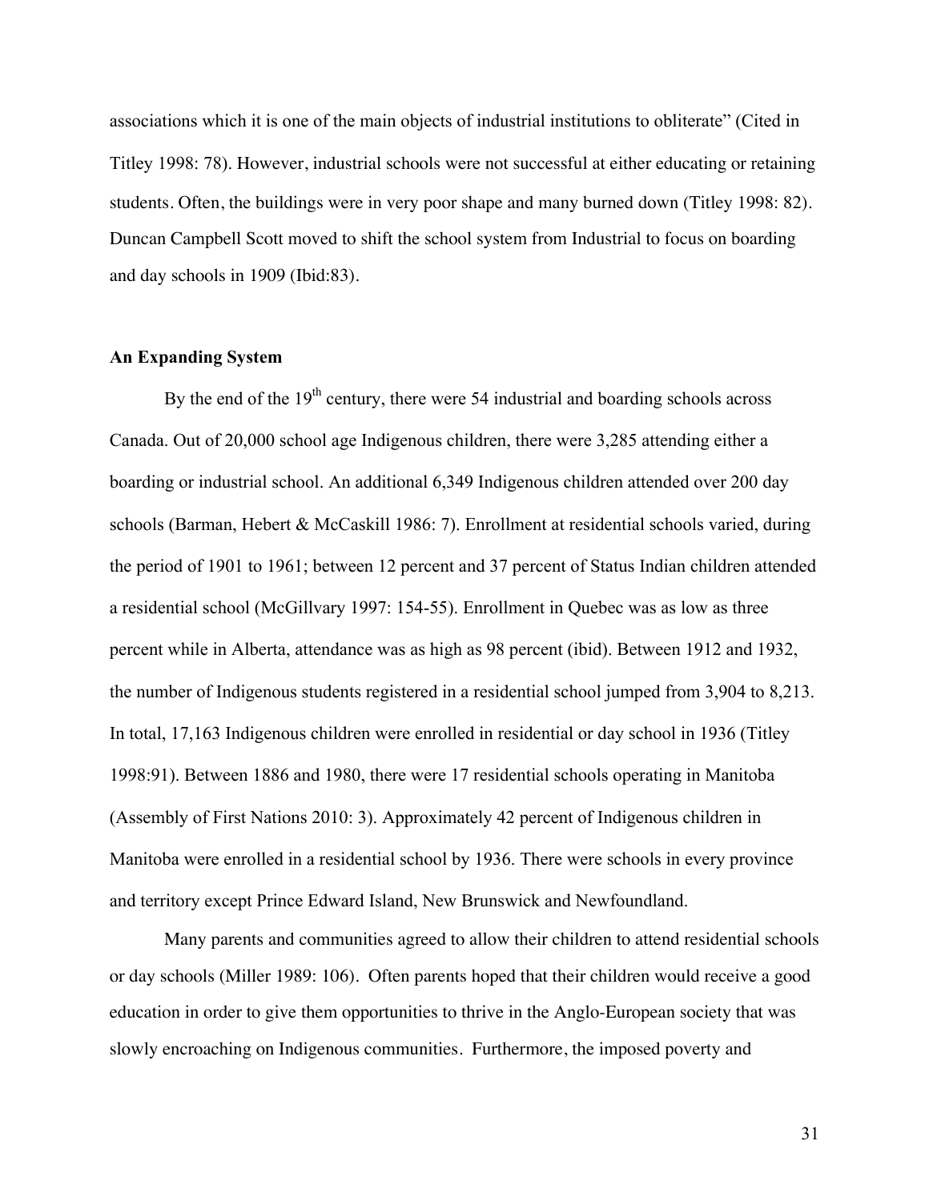associations which it is one of the main objects of industrial institutions to obliterate" (Cited in Titley 1998: 78). However, industrial schools were not successful at either educating or retaining students. Often, the buildings were in very poor shape and many burned down (Titley 1998: 82). Duncan Campbell Scott moved to shift the school system from Industrial to focus on boarding and day schools in 1909 (Ibid:83).

**An Expanding System**

By the end of the 19th century, there were 54 industrial and boarding schools across Canada. Out of 20,000 school age Indigenous children, there were 3,285 attending either a boarding or industrial school. An additional 6,349 Indigenous children attended over 200 day schools (Barman, Hebert & McCaskill 1986: 7). Enrollment at residential schools varied, during the period of 1901 to 1961; between 12 percent and 37 percent of Status Indian children attended a residential school (McGillvary 1997: 154-55). Enrollment in Quebec was as low as three percent while in Alberta, attendance was as high as 98 percent (ibid). Between 1912 and 1932, the number of Indigenous students registered in a residential school jumped from 3,904 to 8,213. In total, 17,163 Indigenous children were enrolled in residential or day school in 1936 (Titley 1998:91). Between 1886 and 1980, there were 17 residential schools operating in Manitoba (Assembly of First Nations 2010: 3). Approximately 42 percent of Indigenous children in Manitoba were enrolled in a residential school by 1936. There were schools in every province and territory except Prince Edward Island, New Brunswick and Newfoundland.

Many parents and communities agreed to allow their children to attend residential schools or day schools (Miller 1989: 106). Often parents hoped that their children would receive a good education in order to give them opportunities to thrive in the Anglo-European society that was slowly encroaching on Indigenous communities. Furthermore, the imposed poverty and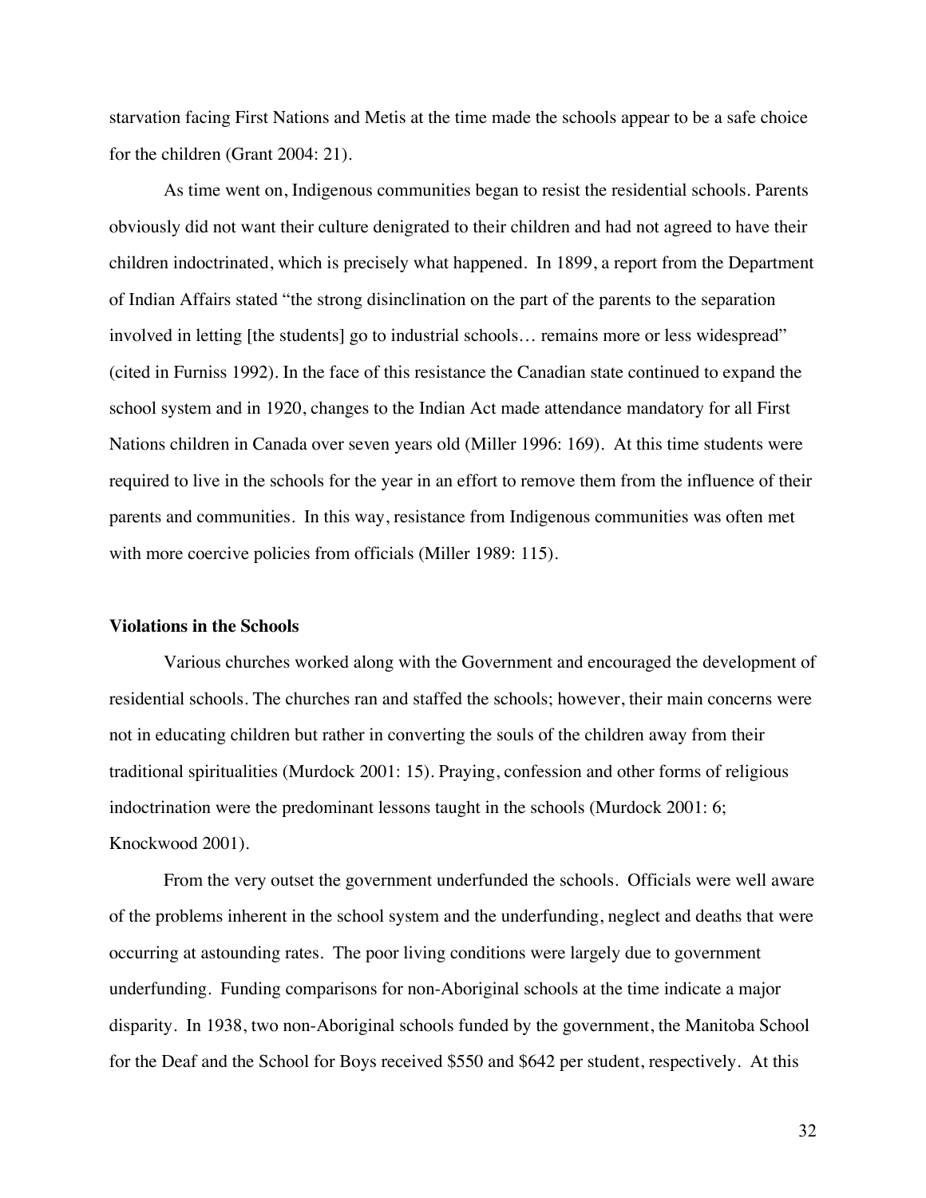starvation facing First Nations and Metis at the time made the schools appear to be a safe choice for the children (Grant 2004: 21).

As time went on, Indigenous communities began to resist the residential schools. Parents obviously did not want their culture denigrated to their children and had not agreed to have their children indoctrinated, which is precisely what happened. In 1899, a report from the Department of Indian Affairs stated "the strong disinclination on the part of the parents to the separation involved in letting [the students] go to industrial schools… remains more or less widespread" (cited in Furniss 1992). In the face of this resistance the Canadian state continued to expand the school system and in 1920, changes to the Indian Act made attendance mandatory for all First Nations children in Canada over seven years old (Miller 1996: 169). At this time students were required to live in the schools for the year in an effort to remove them from the influence of their parents and communities. In this way, resistance from Indigenous communities was often met with more coercive policies from officials (Miller 1989: 115).

**Violations in the Schools**

Various churches worked along with the Government and encouraged the development of residential schools. The churches ran and staffed the schools; however, their main concerns were not in educating children but rather in converting the souls of the children away from their traditional spiritualities (Murdock 2001: 15). Praying, confession and other forms of religious indoctrination were the predominant lessons taught in the schools (Murdock 2001: 6; Knockwood 2001).

From the very outset the government underfunded the schools. Officials were well aware of the problems inherent in the school system and the underfunding, neglect and deaths that were occurring at astounding rates. The poor living conditions were largely due to government underfunding. Funding comparisons for non-Aboriginal schools at the time indicate a major disparity. In 1938, two non-Aboriginal schools funded by the government, the Manitoba School for the Deaf and the School for Boys received $550 and $642 per student, respectively. At this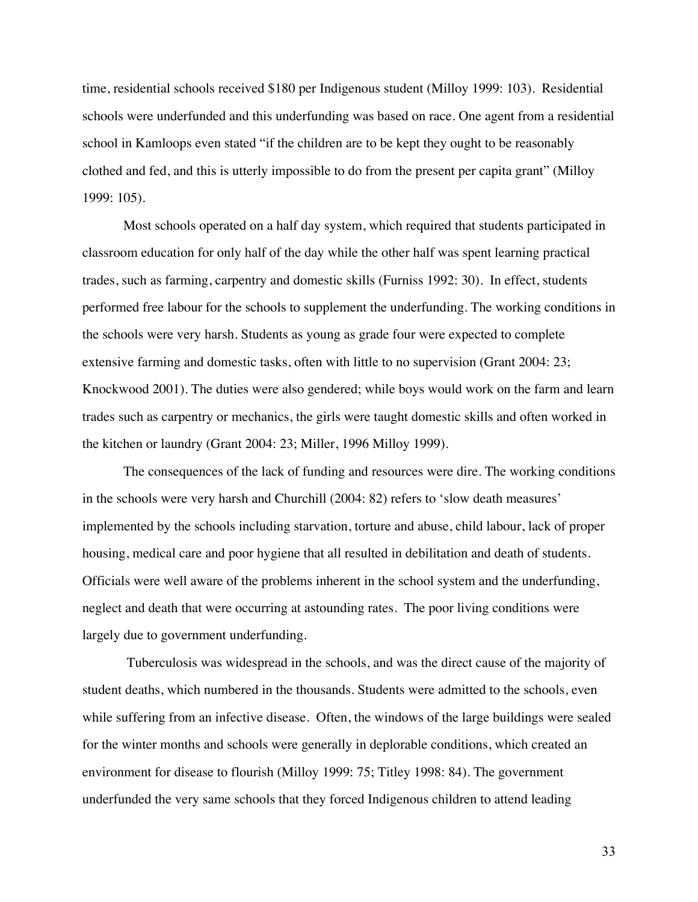time, residential schools received $180 per Indigenous student (Milloy 1999: 103). Residential schools were underfunded and this underfunding was based on race. One agent from a residential school in Kamloops even stated "if the children are to be kept they ought to be reasonably clothed and fed, and this is utterly impossible to do from the present per capita grant" (Milloy 1999: 105).

Most schools operated on a half day system, which required that students participated in classroom education for only half of the day while the other half was spent learning practical trades, such as farming, carpentry and domestic skills (Furniss 1992: 30). In effect, students performed free labour for the schools to supplement the underfunding. The working conditions in the schools were very harsh. Students as young as grade four were expected to complete extensive farming and domestic tasks, often with little to no supervision (Grant 2004: 23; Knockwood 2001). The duties were also gendered; while boys would work on the farm and learn trades such as carpentry or mechanics, the girls were taught domestic skills and often worked in the kitchen or laundry (Grant 2004: 23; Miller, 1996 Milloy 1999).

The consequences of the lack of funding and resources were dire. The working conditions in the schools were very harsh and Churchill (2004: 82) refers to 'slow death measures' implemented by the schools including starvation, torture and abuse, child labour, lack of proper housing, medical care and poor hygiene that all resulted in debilitation and death of students. Officials were well aware of the problems inherent in the school system and the underfunding, neglect and death that were occurring at astounding rates. The poor living conditions were largely due to government underfunding.

Tuberculosis was widespread in the schools, and was the direct cause of the majority of student deaths, which numbered in the thousands. Students were admitted to the schools, even while suffering from an infective disease. Often, the windows of the large buildings were sealed for the winter months and schools were generally in deplorable conditions, which created an environment for disease to flourish (Milloy 1999: 75; Titley 1998: 84). The government underfunded the very same schools that they forced Indigenous children to attend leading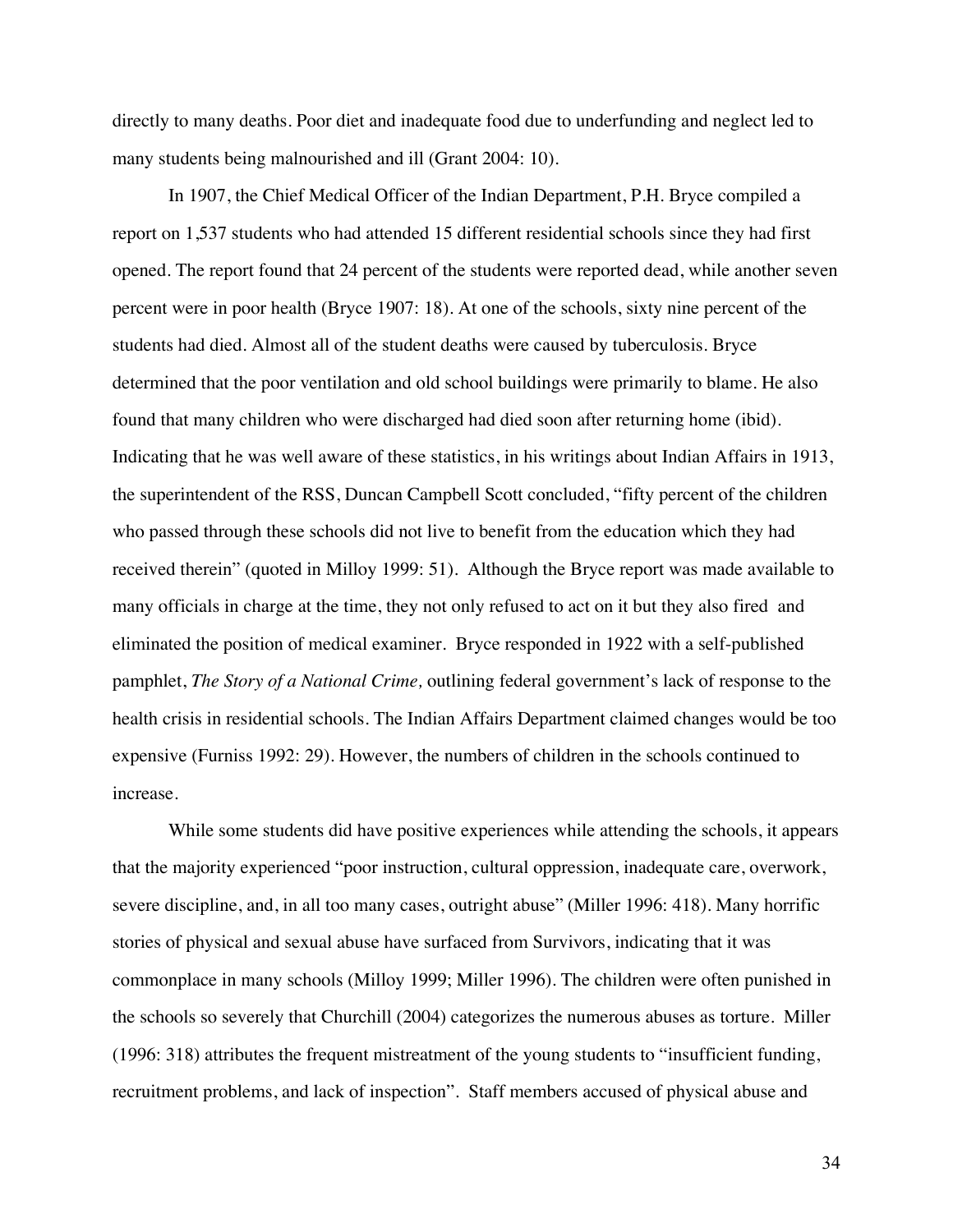directly to many deaths. Poor diet and inadequate food due to underfunding and neglect led to many students being malnourished and ill (Grant 2004: 10).

In 1907, the Chief Medical Officer of the Indian Department, P.H. Bryce compiled a report on 1,537 students who had attended 15 different residential schools since they had first opened. The report found that 24 percent of the students were reported dead, while another seven percent were in poor health (Bryce 1907: 18). At one of the schools, sixty nine percent of the students had died. Almost all of the student deaths were caused by tuberculosis. Bryce determined that the poor ventilation and old school buildings were primarily to blame. He also found that many children who were discharged had died soon after returning home (ibid). Indicating that he was well aware of these statistics, in his writings about Indian Affairs in 1913, the superintendent of the RSS, Duncan Campbell Scott concluded, "fifty percent of the children who passed through these schools did not live to benefit from the education which they had received therein" (quoted in Milloy 1999: 51). Although the Bryce report was made available to many officials in charge at the time, they not only refused to act on it but they also fired and eliminated the position of medical examiner. Bryce responded in 1922 with a self-published pamphlet, *The Story of a National Crime,* outlining federal government's lack of response to the health crisis in residential schools. The Indian Affairs Department claimed changes would be too expensive (Furniss 1992: 29). However, the numbers of children in the schools continued to increase.

While some students did have positive experiences while attending the schools, it appears that the majority experienced "poor instruction, cultural oppression, inadequate care, overwork, severe discipline, and, in all too many cases, outright abuse" (Miller 1996: 418). Many horrific stories of physical and sexual abuse have surfaced from Survivors, indicating that it was commonplace in many schools (Milloy 1999; Miller 1996). The children were often punished in the schools so severely that Churchill (2004) categorizes the numerous abuses as torture. Miller (1996: 318) attributes the frequent mistreatment of the young students to "insufficient funding, recruitment problems, and lack of inspection". Staff members accused of physical abuse and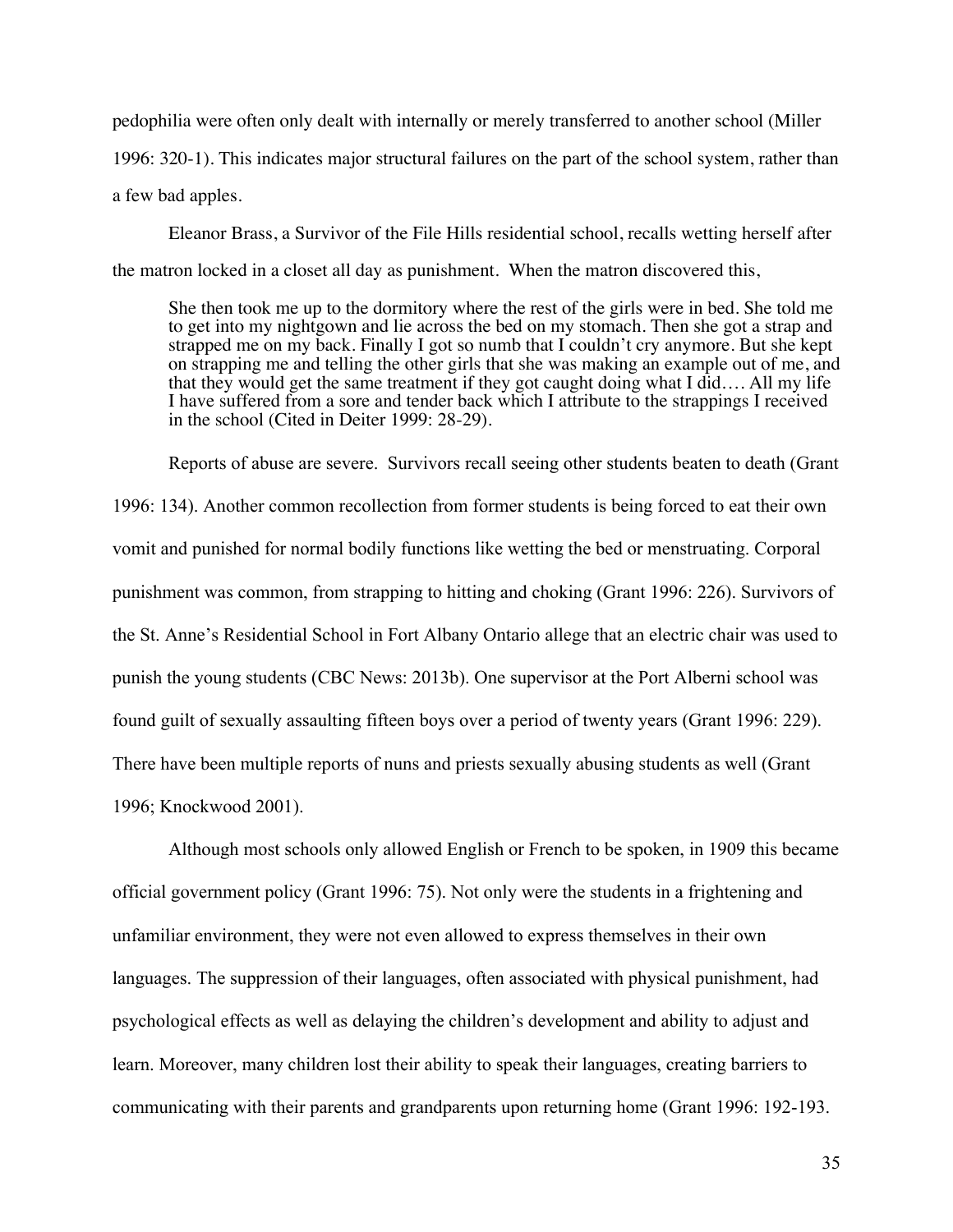pedophilia were often only dealt with internally or merely transferred to another school (Miller 1996: 320-1). This indicates major structural failures on the part of the school system, rather than a few bad apples.

Eleanor Brass, a Survivor of the File Hills residential school, recalls wetting herself after the matron locked in a closet all day as punishment. When the matron discovered this,

> She then took me up to the dormitory where the rest of the girls were in bed. She told me to get into my nightgown and lie across the bed on my stomach. Then she got a strap and strapped me on my back. Finally I got so numb that I couldn't cry anymore. But she kept on strapping me and telling the other girls that she was making an example out of me, and that they would get the same treatment if they got caught doing what I did…. All my life I have suffered from a sore and tender back which I attribute to the strappings I received in the school (Cited in Deiter 1999: 28-29).

Reports of abuse are severe. Survivors recall seeing other students beaten to death (Grant 1996: 134). Another common recollection from former students is being forced to eat their own vomit and punished for normal bodily functions like wetting the bed or menstruating. Corporal punishment was common, from strapping to hitting and choking (Grant 1996: 226). Survivors of the St. Anne's Residential School in Fort Albany Ontario allege that an electric chair was used to punish the young students (CBC News: 2013b). One supervisor at the Port Alberni school was found guilt of sexually assaulting fifteen boys over a period of twenty years (Grant 1996: 229). There have been multiple reports of nuns and priests sexually abusing students as well (Grant 1996; Knockwood 2001).

Although most schools only allowed English or French to be spoken, in 1909 this became official government policy (Grant 1996: 75). Not only were the students in a frightening and unfamiliar environment, they were not even allowed to express themselves in their own languages. The suppression of their languages, often associated with physical punishment, had psychological effects as well as delaying the children's development and ability to adjust and learn. Moreover, many children lost their ability to speak their languages, creating barriers to communicating with their parents and grandparents upon returning home (Grant 1996: 192-193.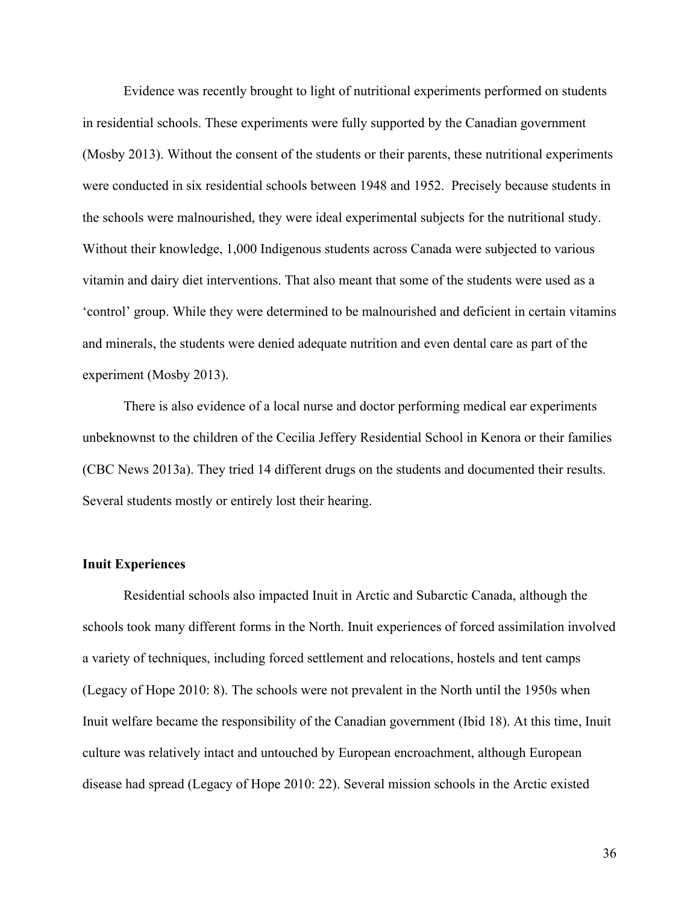Evidence was recently brought to light of nutritional experiments performed on students in residential schools. These experiments were fully supported by the Canadian government (Mosby 2013). Without the consent of the students or their parents, these nutritional experiments were conducted in six residential schools between 1948 and 1952.  Precisely because students in the schools were malnourished, they were ideal experimental subjects for the nutritional study. Without their knowledge, 1,000 Indigenous students across Canada were subjected to various vitamin and dairy diet interventions. That also meant that some of the students were used as a 'control' group. While they were determined to be malnourished and deficient in certain vitamins and minerals, the students were denied adequate nutrition and even dental care as part of the experiment (Mosby 2013).

There is also evidence of a local nurse and doctor performing medical ear experiments unbeknownst to the children of the Cecilia Jeffery Residential School in Kenora or their families (CBC News 2013a). They tried 14 different drugs on the students and documented their results. Several students mostly or entirely lost their hearing.

**Inuit Experiences**

Residential schools also impacted Inuit in Arctic and Subarctic Canada, although the schools took many different forms in the North. Inuit experiences of forced assimilation involved a variety of techniques, including forced settlement and relocations, hostels and tent camps (Legacy of Hope 2010: 8). The schools were not prevalent in the North until the 1950s when Inuit welfare became the responsibility of the Canadian government (Ibid 18). At this time, Inuit culture was relatively intact and untouched by European encroachment, although European disease had spread (Legacy of Hope 2010: 22). Several mission schools in the Arctic existed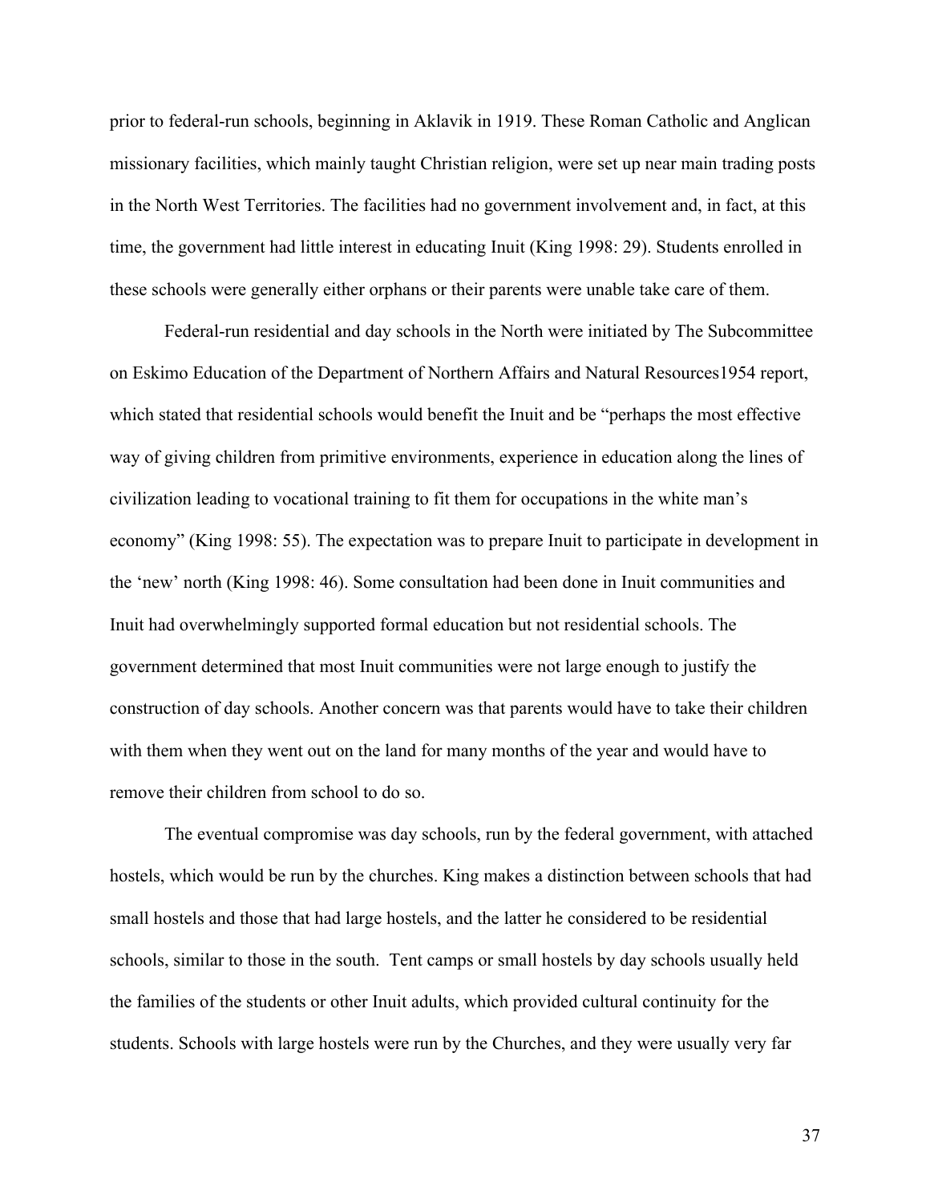prior to federal-run schools, beginning in Aklavik in 1919. These Roman Catholic and Anglican missionary facilities, which mainly taught Christian religion, were set up near main trading posts in the North West Territories. The facilities had no government involvement and, in fact, at this time, the government had little interest in educating Inuit (King 1998: 29). Students enrolled in these schools were generally either orphans or their parents were unable take care of them.

Federal-run residential and day schools in the North were initiated by The Subcommittee on Eskimo Education of the Department of Northern Affairs and Natural Resources1954 report, which stated that residential schools would benefit the Inuit and be "perhaps the most effective way of giving children from primitive environments, experience in education along the lines of civilization leading to vocational training to fit them for occupations in the white man's economy" (King 1998: 55). The expectation was to prepare Inuit to participate in development in the 'new' north (King 1998: 46). Some consultation had been done in Inuit communities and Inuit had overwhelmingly supported formal education but not residential schools. The government determined that most Inuit communities were not large enough to justify the construction of day schools. Another concern was that parents would have to take their children with them when they went out on the land for many months of the year and would have to remove their children from school to do so.

The eventual compromise was day schools, run by the federal government, with attached hostels, which would be run by the churches. King makes a distinction between schools that had small hostels and those that had large hostels, and the latter he considered to be residential schools, similar to those in the south. Tent camps or small hostels by day schools usually held the families of the students or other Inuit adults, which provided cultural continuity for the students. Schools with large hostels were run by the Churches, and they were usually very far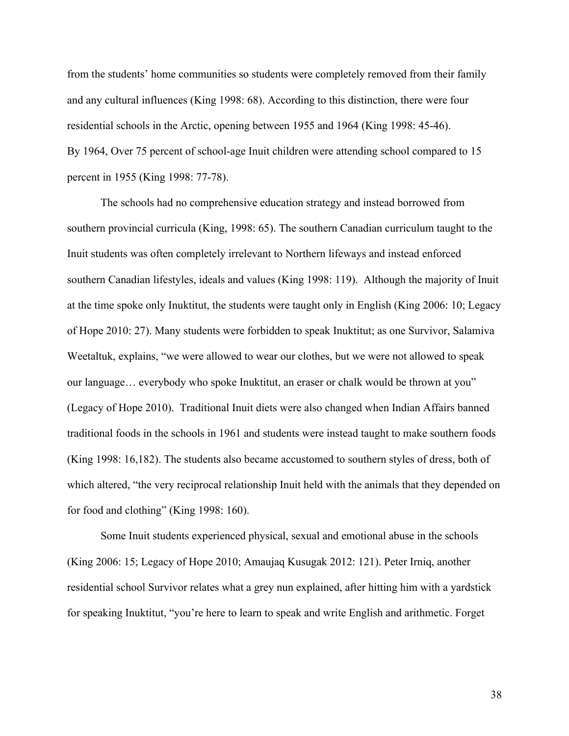from the students' home communities so students were completely removed from their family and any cultural influences (King 1998: 68). According to this distinction, there were four residential schools in the Arctic, opening between 1955 and 1964 (King 1998: 45-46). By 1964, Over 75 percent of school-age Inuit children were attending school compared to 15 percent in 1955 (King 1998: 77-78).

The schools had no comprehensive education strategy and instead borrowed from southern provincial curricula (King, 1998: 65). The southern Canadian curriculum taught to the Inuit students was often completely irrelevant to Northern lifeways and instead enforced southern Canadian lifestyles, ideals and values (King 1998: 119). Although the majority of Inuit at the time spoke only Inuktitut, the students were taught only in English (King 2006: 10; Legacy of Hope 2010: 27). Many students were forbidden to speak Inuktitut; as one Survivor, Salamiva Weetaltuk, explains, "we were allowed to wear our clothes, but we were not allowed to speak our language… everybody who spoke Inuktitut, an eraser or chalk would be thrown at you" (Legacy of Hope 2010). Traditional Inuit diets were also changed when Indian Affairs banned traditional foods in the schools in 1961 and students were instead taught to make southern foods (King 1998: 16,182). The students also became accustomed to southern styles of dress, both of which altered, "the very reciprocal relationship Inuit held with the animals that they depended on for food and clothing" (King 1998: 160).

Some Inuit students experienced physical, sexual and emotional abuse in the schools (King 2006: 15; Legacy of Hope 2010; Amaujaq Kusugak 2012: 121). Peter Irniq, another residential school Survivor relates what a grey nun explained, after hitting him with a yardstick for speaking Inuktitut, "you're here to learn to speak and write English and arithmetic. Forget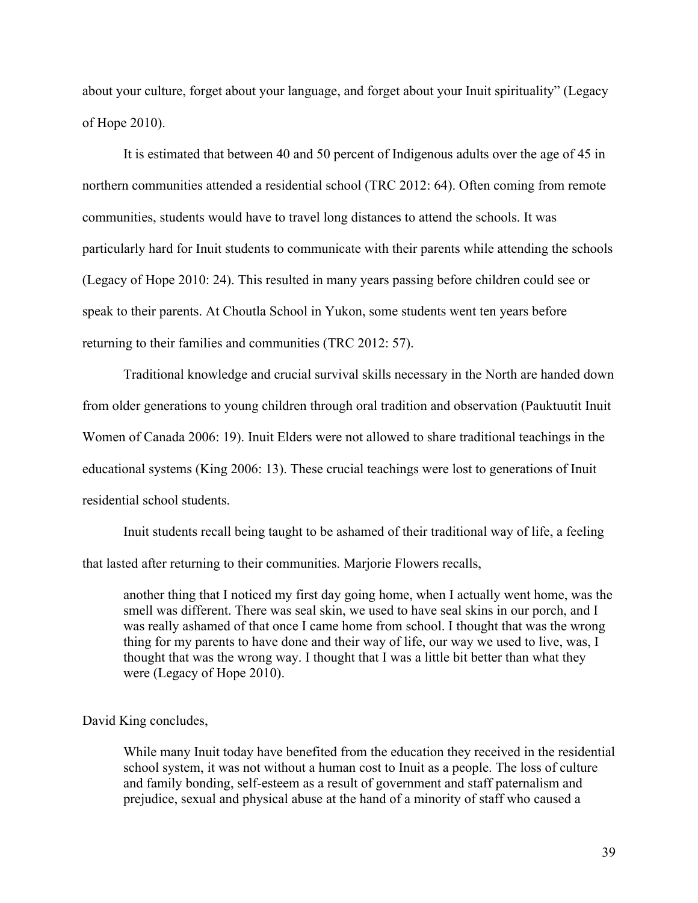about your culture, forget about your language, and forget about your Inuit spirituality" (Legacy of Hope 2010).

It is estimated that between 40 and 50 percent of Indigenous adults over the age of 45 in northern communities attended a residential school (TRC 2012: 64). Often coming from remote communities, students would have to travel long distances to attend the schools. It was particularly hard for Inuit students to communicate with their parents while attending the schools (Legacy of Hope 2010: 24). This resulted in many years passing before children could see or speak to their parents. At Choutla School in Yukon, some students went ten years before returning to their families and communities (TRC 2012: 57).

Traditional knowledge and crucial survival skills necessary in the North are handed down from older generations to young children through oral tradition and observation (Pauktuutit Inuit Women of Canada 2006: 19). Inuit Elders were not allowed to share traditional teachings in the educational systems (King 2006: 13). These crucial teachings were lost to generations of Inuit residential school students.

Inuit students recall being taught to be ashamed of their traditional way of life, a feeling that lasted after returning to their communities. Marjorie Flowers recalls,

> another thing that I noticed my first day going home, when I actually went home, was the smell was different. There was seal skin, we used to have seal skins in our porch, and I was really ashamed of that once I came home from school. I thought that was the wrong thing for my parents to have done and their way of life, our way we used to live, was, I thought that was the wrong way. I thought that I was a little bit better than what they were (Legacy of Hope 2010).

David King concludes,

> While many Inuit today have benefited from the education they received in the residential school system, it was not without a human cost to Inuit as a people. The loss of culture and family bonding, self-esteem as a result of government and staff paternalism and prejudice, sexual and physical abuse at the hand of a minority of staff who caused a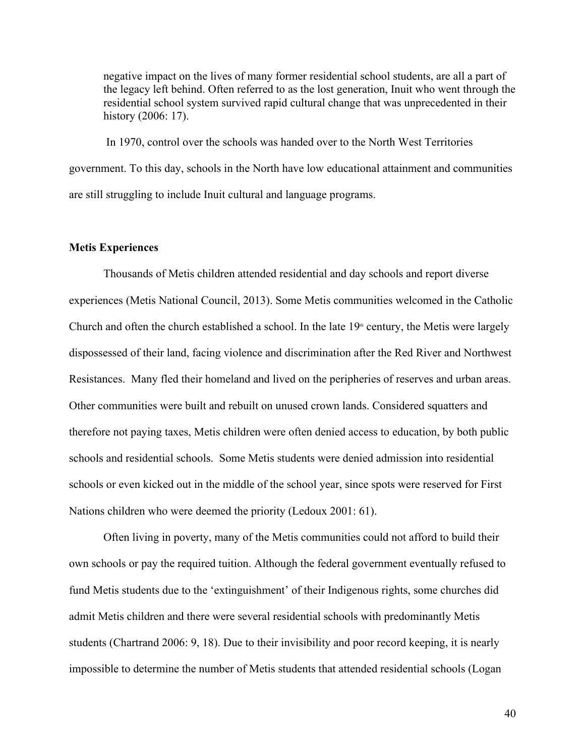> negative impact on the lives of many former residential school students, are all a part of the legacy left behind. Often referred to as the lost generation, Inuit who went through the residential school system survived rapid cultural change that was unprecedented in their history (2006: 17).

In 1970, control over the schools was handed over to the North West Territories government. To this day, schools in the North have low educational attainment and communities are still struggling to include Inuit cultural and language programs.

**Metis Experiences**

Thousands of Metis children attended residential and day schools and report diverse experiences (Metis National Council, 2013). Some Metis communities welcomed in the Catholic Church and often the church established a school. In the late 19th century, the Metis were largely dispossessed of their land, facing violence and discrimination after the Red River and Northwest Resistances. Many fled their homeland and lived on the peripheries of reserves and urban areas. Other communities were built and rebuilt on unused crown lands. Considered squatters and therefore not paying taxes, Metis children were often denied access to education, by both public schools and residential schools. Some Metis students were denied admission into residential schools or even kicked out in the middle of the school year, since spots were reserved for First Nations children who were deemed the priority (Ledoux 2001: 61).

Often living in poverty, many of the Metis communities could not afford to build their own schools or pay the required tuition. Although the federal government eventually refused to fund Metis students due to the 'extinguishment' of their Indigenous rights, some churches did admit Metis children and there were several residential schools with predominantly Metis students (Chartrand 2006: 9, 18). Due to their invisibility and poor record keeping, it is nearly impossible to determine the number of Metis students that attended residential schools (Logan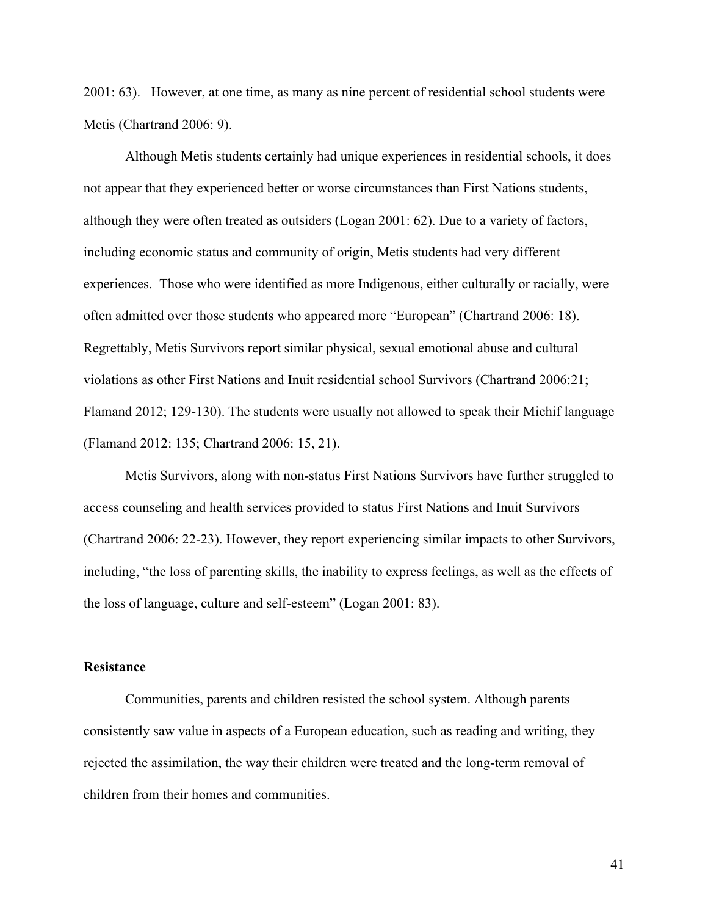2001: 63). However, at one time, as many as nine percent of residential school students were Metis (Chartrand 2006: 9).

Although Metis students certainly had unique experiences in residential schools, it does not appear that they experienced better or worse circumstances than First Nations students, although they were often treated as outsiders (Logan 2001: 62). Due to a variety of factors, including economic status and community of origin, Metis students had very different experiences. Those who were identified as more Indigenous, either culturally or racially, were often admitted over those students who appeared more "European" (Chartrand 2006: 18). Regrettably, Metis Survivors report similar physical, sexual emotional abuse and cultural violations as other First Nations and Inuit residential school Survivors (Chartrand 2006:21; Flamand 2012; 129-130). The students were usually not allowed to speak their Michif language (Flamand 2012: 135; Chartrand 2006: 15, 21).

Metis Survivors, along with non-status First Nations Survivors have further struggled to access counseling and health services provided to status First Nations and Inuit Survivors (Chartrand 2006: 22-23). However, they report experiencing similar impacts to other Survivors, including, "the loss of parenting skills, the inability to express feelings, as well as the effects of the loss of language, culture and self-esteem" (Logan 2001: 83).

**Resistance**

Communities, parents and children resisted the school system. Although parents consistently saw value in aspects of a European education, such as reading and writing, they rejected the assimilation, the way their children were treated and the long-term removal of children from their homes and communities.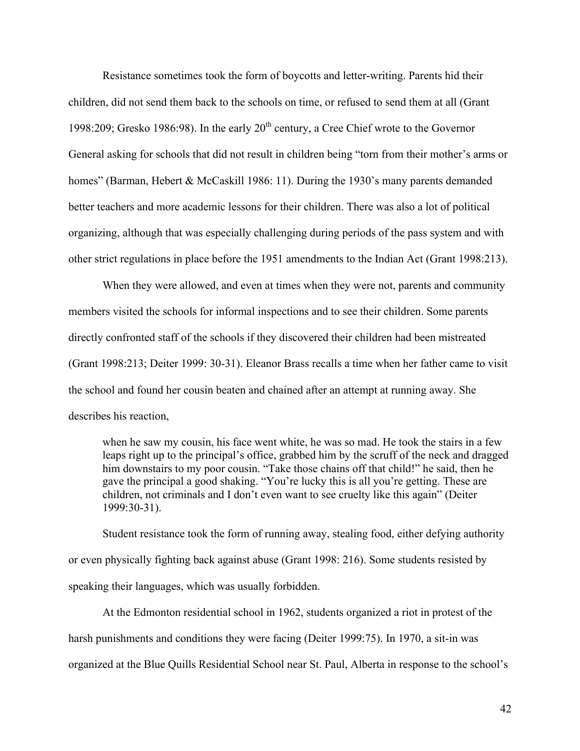Resistance sometimes took the form of boycotts and letter-writing. Parents hid their children, did not send them back to the schools on time, or refused to send them at all (Grant 1998:209; Gresko 1986:98). In the early 20th century, a Cree Chief wrote to the Governor General asking for schools that did not result in children being "torn from their mother's arms or homes" (Barman, Hebert & McCaskill 1986: 11). During the 1930's many parents demanded better teachers and more academic lessons for their children. There was also a lot of political organizing, although that was especially challenging during periods of the pass system and with other strict regulations in place before the 1951 amendments to the Indian Act (Grant 1998:213).

When they were allowed, and even at times when they were not, parents and community members visited the schools for informal inspections and to see their children. Some parents directly confronted staff of the schools if they discovered their children had been mistreated (Grant 1998:213; Deiter 1999: 30-31). Eleanor Brass recalls a time when her father came to visit the school and found her cousin beaten and chained after an attempt at running away. She describes his reaction,

> when he saw my cousin, his face went white, he was so mad. He took the stairs in a few leaps right up to the principal's office, grabbed him by the scruff of the neck and dragged him downstairs to my poor cousin. "Take those chains off that child!" he said, then he gave the principal a good shaking. "You're lucky this is all you're getting. These are children, not criminals and I don't even want to see cruelty like this again" (Deiter 1999:30-31).

Student resistance took the form of running away, stealing food, either defying authority or even physically fighting back against abuse (Grant 1998: 216). Some students resisted by speaking their languages, which was usually forbidden.

At the Edmonton residential school in 1962, students organized a riot in protest of the harsh punishments and conditions they were facing (Deiter 1999:75). In 1970, a sit-in was organized at the Blue Quills Residential School near St. Paul, Alberta in response to the school's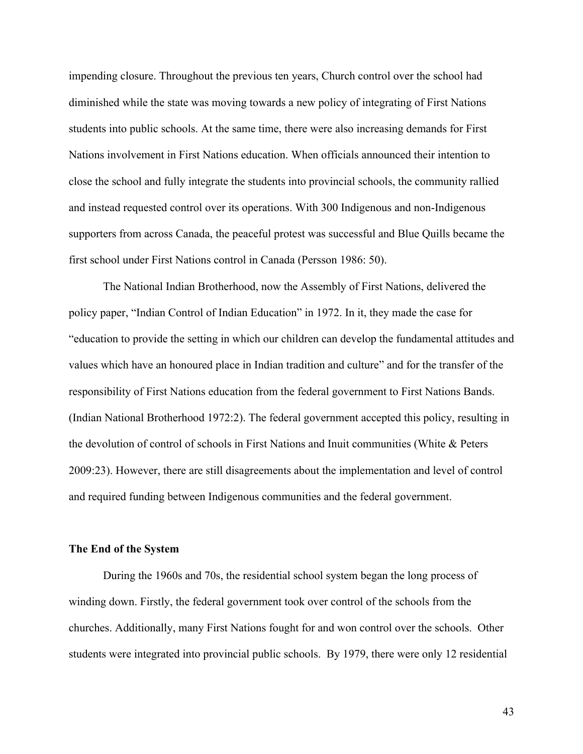impending closure. Throughout the previous ten years, Church control over the school had diminished while the state was moving towards a new policy of integrating of First Nations students into public schools. At the same time, there were also increasing demands for First Nations involvement in First Nations education. When officials announced their intention to close the school and fully integrate the students into provincial schools, the community rallied and instead requested control over its operations. With 300 Indigenous and non-Indigenous supporters from across Canada, the peaceful protest was successful and Blue Quills became the first school under First Nations control in Canada (Persson 1986: 50).

The National Indian Brotherhood, now the Assembly of First Nations, delivered the policy paper, "Indian Control of Indian Education" in 1972. In it, they made the case for "education to provide the setting in which our children can develop the fundamental attitudes and values which have an honoured place in Indian tradition and culture" and for the transfer of the responsibility of First Nations education from the federal government to First Nations Bands. (Indian National Brotherhood 1972:2). The federal government accepted this policy, resulting in the devolution of control of schools in First Nations and Inuit communities (White & Peters 2009:23). However, there are still disagreements about the implementation and level of control and required funding between Indigenous communities and the federal government.

### The End of the System

During the 1960s and 70s, the residential school system began the long process of winding down. Firstly, the federal government took over control of the schools from the churches. Additionally, many First Nations fought for and won control over the schools. Other students were integrated into provincial public schools. By 1979, there were only 12 residential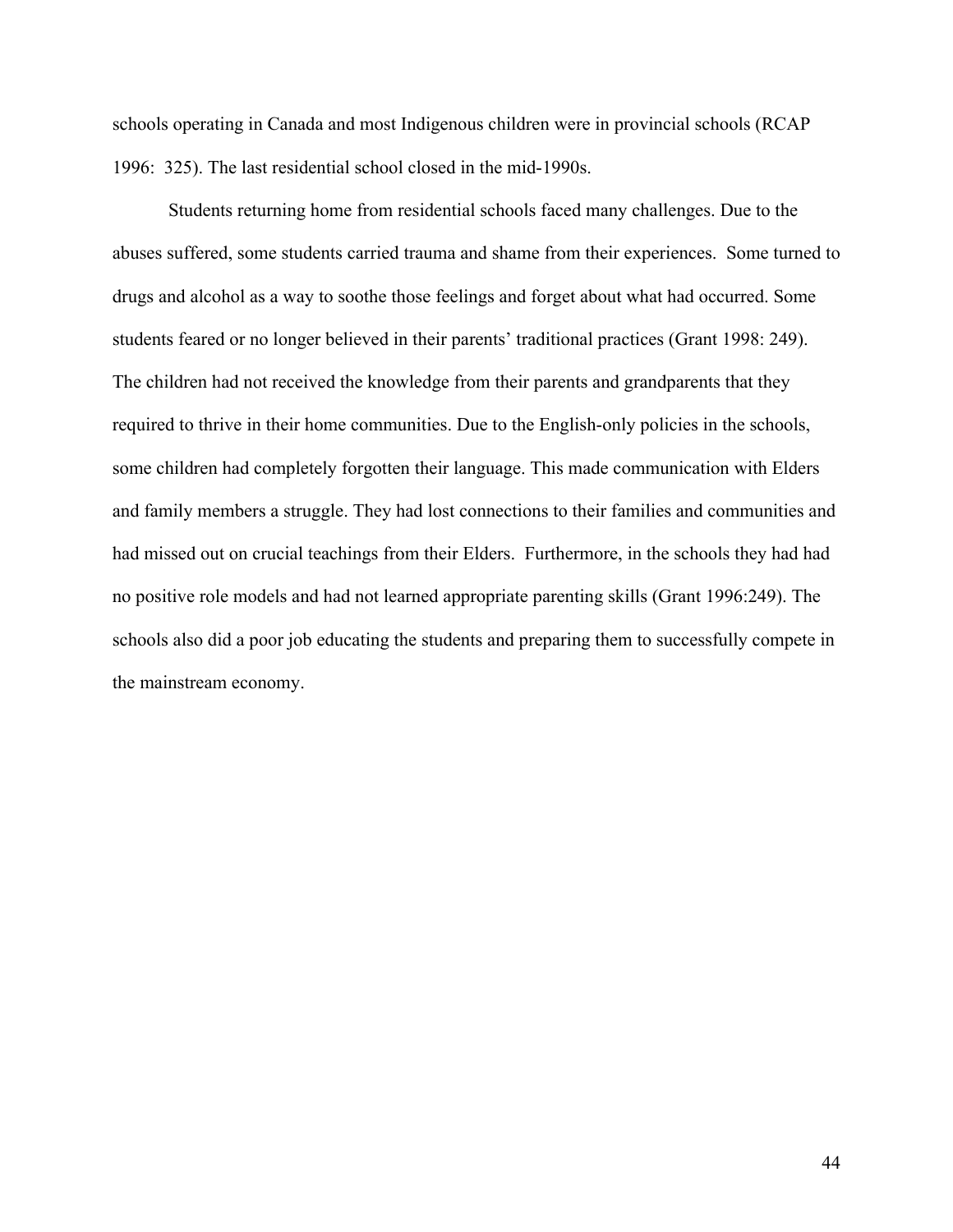schools operating in Canada and most Indigenous children were in provincial schools (RCAP 1996: 325). The last residential school closed in the mid-1990s.

Students returning home from residential schools faced many challenges. Due to the abuses suffered, some students carried trauma and shame from their experiences. Some turned to drugs and alcohol as a way to soothe those feelings and forget about what had occurred. Some students feared or no longer believed in their parents' traditional practices (Grant 1998: 249). The children had not received the knowledge from their parents and grandparents that they required to thrive in their home communities. Due to the English-only policies in the schools, some children had completely forgotten their language. This made communication with Elders and family members a struggle. They had lost connections to their families and communities and had missed out on crucial teachings from their Elders. Furthermore, in the schools they had had no positive role models and had not learned appropriate parenting skills (Grant 1996:249). The schools also did a poor job educating the students and preparing them to successfully compete in the mainstream economy.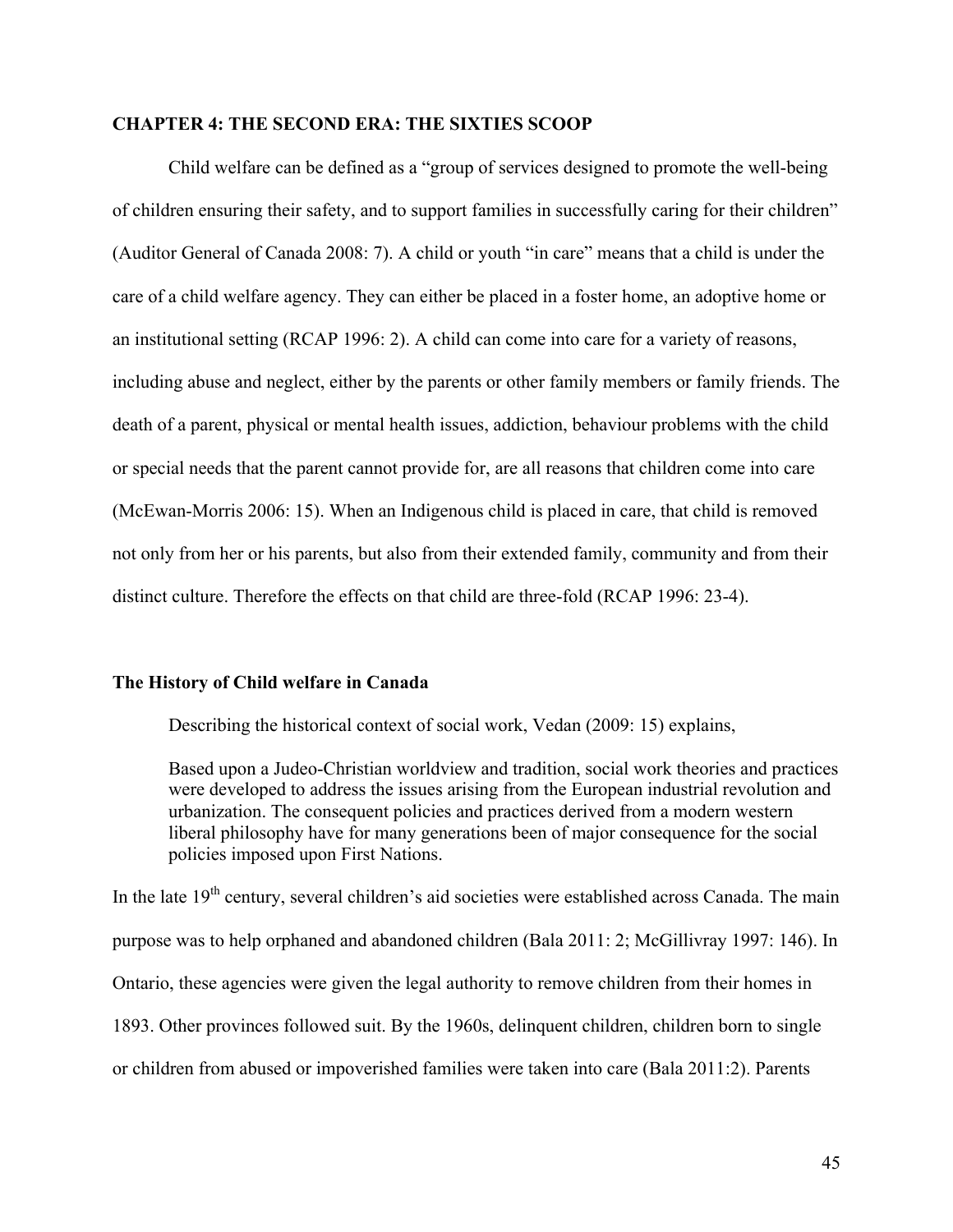## CHAPTER 4: THE SECOND ERA: THE SIXTIES SCOOP

Child welfare can be defined as a "group of services designed to promote the well-being of children ensuring their safety, and to support families in successfully caring for their children" (Auditor General of Canada 2008: 7). A child or youth "in care" means that a child is under the care of a child welfare agency. They can either be placed in a foster home, an adoptive home or an institutional setting (RCAP 1996: 2). A child can come into care for a variety of reasons, including abuse and neglect, either by the parents or other family members or family friends. The death of a parent, physical or mental health issues, addiction, behaviour problems with the child or special needs that the parent cannot provide for, are all reasons that children come into care (McEwan-Morris 2006: 15). When an Indigenous child is placed in care, that child is removed not only from her or his parents, but also from their extended family, community and from their distinct culture. Therefore the effects on that child are three-fold (RCAP 1996: 23-4).

### The History of Child welfare in Canada

Describing the historical context of social work, Vedan (2009: 15) explains,

> Based upon a Judeo-Christian worldview and tradition, social work theories and practices were developed to address the issues arising from the European industrial revolution and urbanization. The consequent policies and practices derived from a modern western liberal philosophy have for many generations been of major consequence for the social policies imposed upon First Nations.

In the late 19th century, several children's aid societies were established across Canada. The main purpose was to help orphaned and abandoned children (Bala 2011: 2; McGillivray 1997: 146). In Ontario, these agencies were given the legal authority to remove children from their homes in 1893. Other provinces followed suit. By the 1960s, delinquent children, children born to single or children from abused or impoverished families were taken into care (Bala 2011:2). Parents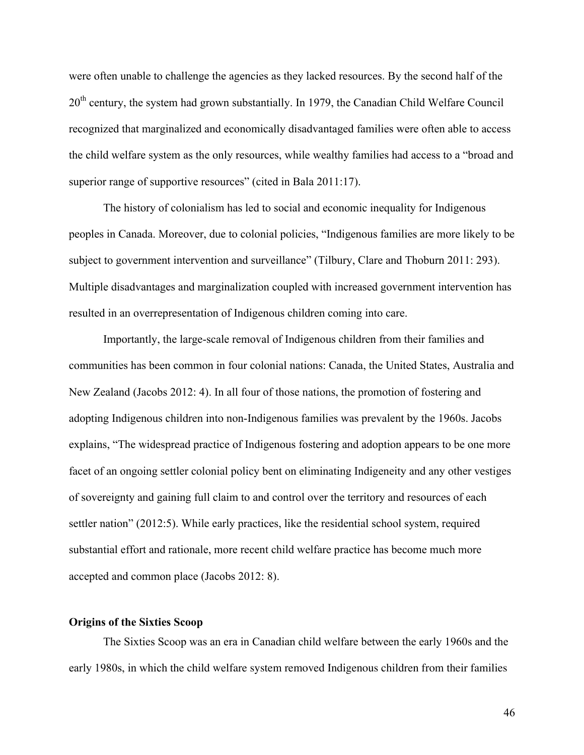were often unable to challenge the agencies as they lacked resources. By the second half of the 20th century, the system had grown substantially. In 1979, the Canadian Child Welfare Council recognized that marginalized and economically disadvantaged families were often able to access the child welfare system as the only resources, while wealthy families had access to a "broad and superior range of supportive resources" (cited in Bala 2011:17).

The history of colonialism has led to social and economic inequality for Indigenous peoples in Canada. Moreover, due to colonial policies, "Indigenous families are more likely to be subject to government intervention and surveillance" (Tilbury, Clare and Thoburn 2011: 293). Multiple disadvantages and marginalization coupled with increased government intervention has resulted in an overrepresentation of Indigenous children coming into care.

Importantly, the large-scale removal of Indigenous children from their families and communities has been common in four colonial nations: Canada, the United States, Australia and New Zealand (Jacobs 2012: 4). In all four of those nations, the promotion of fostering and adopting Indigenous children into non-Indigenous families was prevalent by the 1960s. Jacobs explains, "The widespread practice of Indigenous fostering and adoption appears to be one more facet of an ongoing settler colonial policy bent on eliminating Indigeneity and any other vestiges of sovereignty and gaining full claim to and control over the territory and resources of each settler nation" (2012:5). While early practices, like the residential school system, required substantial effort and rationale, more recent child welfare practice has become much more accepted and common place (Jacobs 2012: 8).

### Origins of the Sixties Scoop

The Sixties Scoop was an era in Canadian child welfare between the early 1960s and the early 1980s, in which the child welfare system removed Indigenous children from their families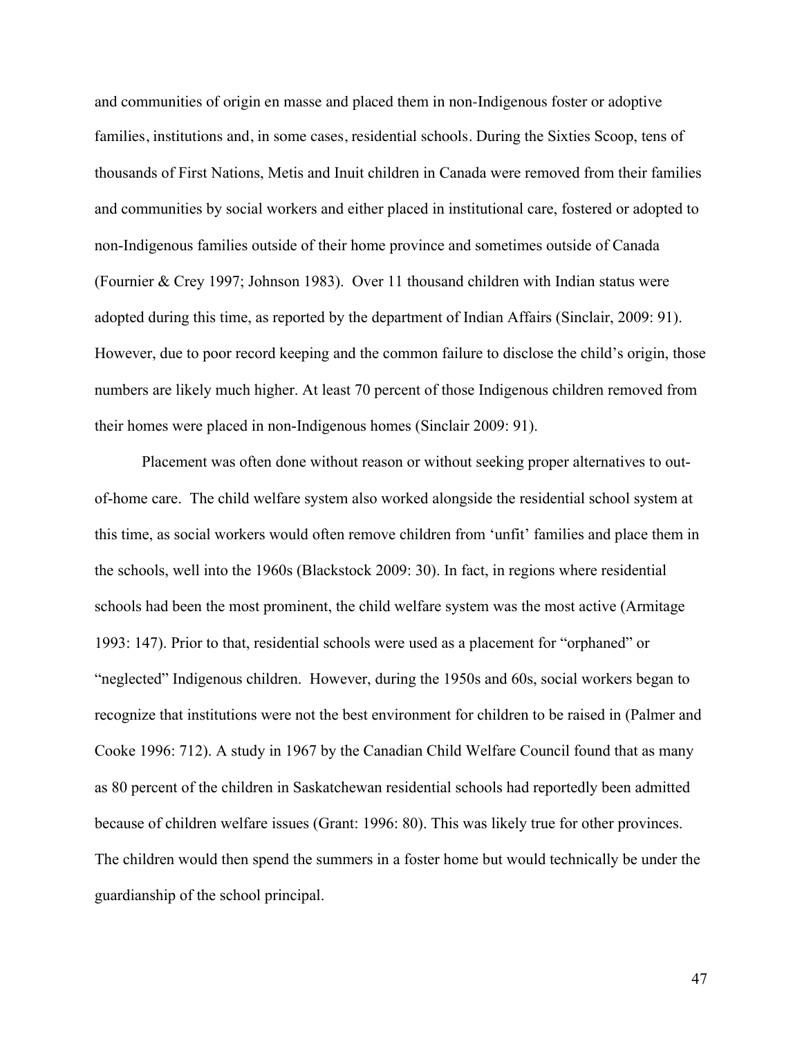and communities of origin en masse and placed them in non-Indigenous foster or adoptive families, institutions and, in some cases, residential schools. During the Sixties Scoop, tens of thousands of First Nations, Metis and Inuit children in Canada were removed from their families and communities by social workers and either placed in institutional care, fostered or adopted to non-Indigenous families outside of their home province and sometimes outside of Canada (Fournier & Crey 1997; Johnson 1983). Over 11 thousand children with Indian status were adopted during this time, as reported by the department of Indian Affairs (Sinclair, 2009: 91). However, due to poor record keeping and the common failure to disclose the child's origin, those numbers are likely much higher. At least 70 percent of those Indigenous children removed from their homes were placed in non-Indigenous homes (Sinclair 2009: 91).

Placement was often done without reason or without seeking proper alternatives to out-of-home care. The child welfare system also worked alongside the residential school system at this time, as social workers would often remove children from 'unfit' families and place them in the schools, well into the 1960s (Blackstock 2009: 30). In fact, in regions where residential schools had been the most prominent, the child welfare system was the most active (Armitage 1993: 147). Prior to that, residential schools were used as a placement for "orphaned" or "neglected" Indigenous children. However, during the 1950s and 60s, social workers began to recognize that institutions were not the best environment for children to be raised in (Palmer and Cooke 1996: 712). A study in 1967 by the Canadian Child Welfare Council found that as many as 80 percent of the children in Saskatchewan residential schools had reportedly been admitted because of children welfare issues (Grant: 1996: 80). This was likely true for other provinces. The children would then spend the summers in a foster home but would technically be under the guardianship of the school principal.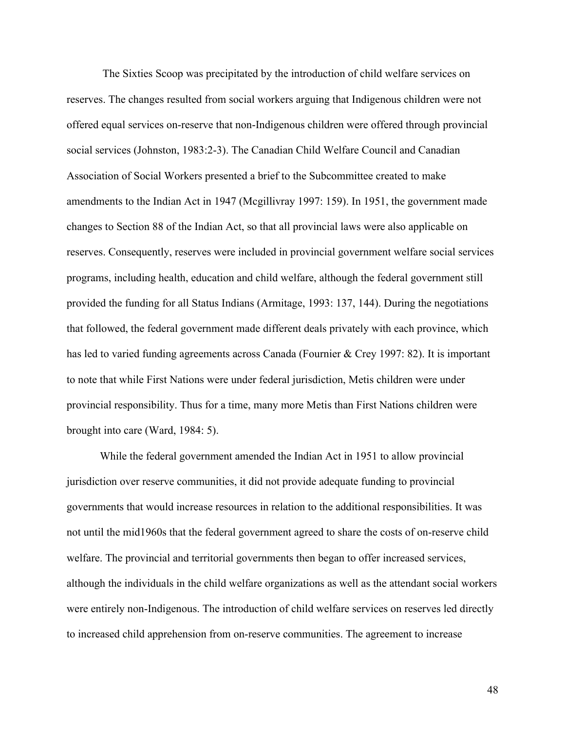The Sixties Scoop was precipitated by the introduction of child welfare services on reserves. The changes resulted from social workers arguing that Indigenous children were not offered equal services on-reserve that non-Indigenous children were offered through provincial social services (Johnston, 1983:2-3). The Canadian Child Welfare Council and Canadian Association of Social Workers presented a brief to the Subcommittee created to make amendments to the Indian Act in 1947 (Mcgillivray 1997: 159). In 1951, the government made changes to Section 88 of the Indian Act, so that all provincial laws were also applicable on reserves. Consequently, reserves were included in provincial government welfare social services programs, including health, education and child welfare, although the federal government still provided the funding for all Status Indians (Armitage, 1993: 137, 144). During the negotiations that followed, the federal government made different deals privately with each province, which has led to varied funding agreements across Canada (Fournier & Crey 1997: 82). It is important to note that while First Nations were under federal jurisdiction, Metis children were under provincial responsibility. Thus for a time, many more Metis than First Nations children were brought into care (Ward, 1984: 5).

While the federal government amended the Indian Act in 1951 to allow provincial jurisdiction over reserve communities, it did not provide adequate funding to provincial governments that would increase resources in relation to the additional responsibilities. It was not until the mid1960s that the federal government agreed to share the costs of on-reserve child welfare. The provincial and territorial governments then began to offer increased services, although the individuals in the child welfare organizations as well as the attendant social workers were entirely non-Indigenous. The introduction of child welfare services on reserves led directly to increased child apprehension from on-reserve communities. The agreement to increase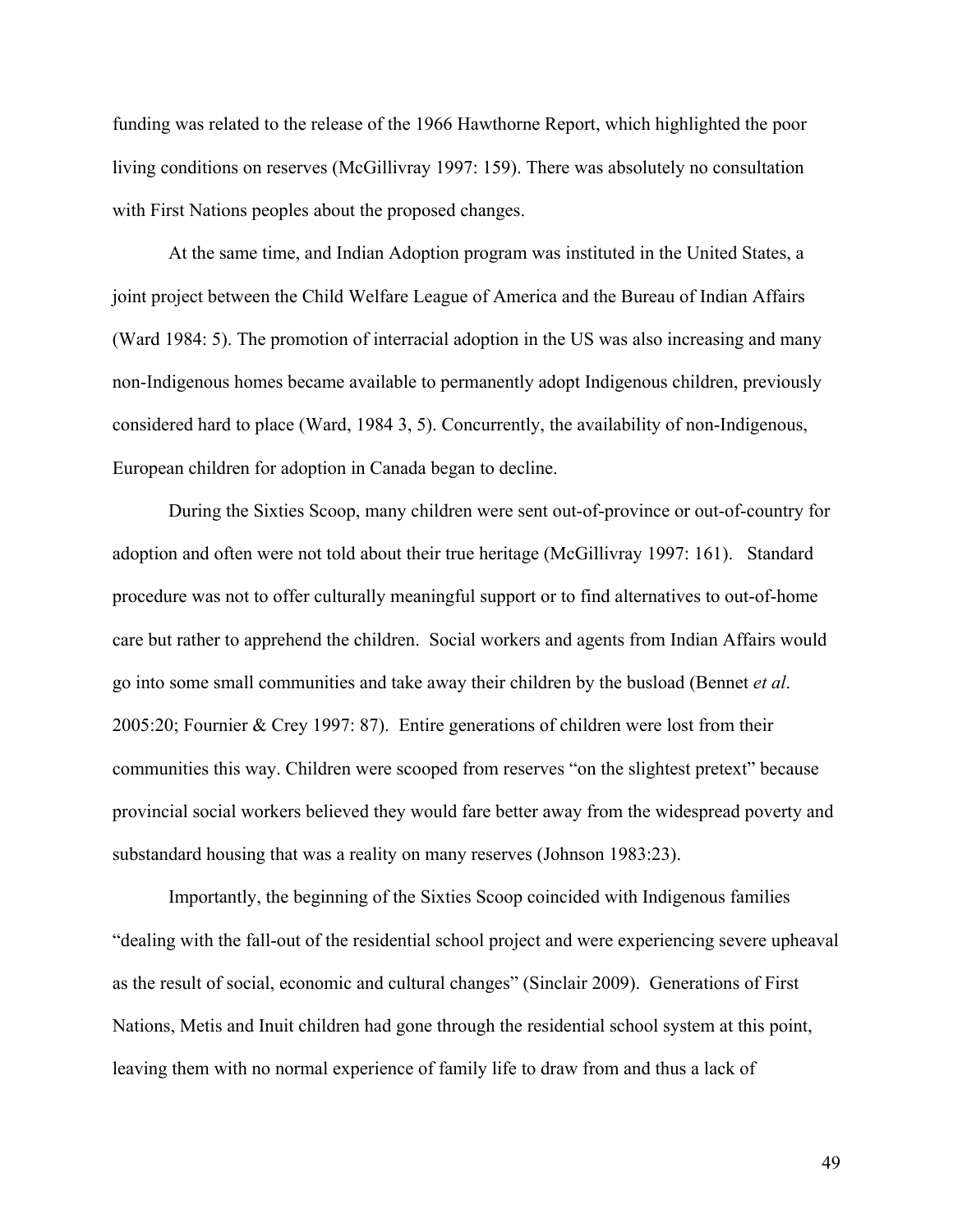funding was related to the release of the 1966 Hawthorne Report, which highlighted the poor living conditions on reserves (McGillivray 1997: 159). There was absolutely no consultation with First Nations peoples about the proposed changes.

At the same time, and Indian Adoption program was instituted in the United States, a joint project between the Child Welfare League of America and the Bureau of Indian Affairs (Ward 1984: 5). The promotion of interracial adoption in the US was also increasing and many non-Indigenous homes became available to permanently adopt Indigenous children, previously considered hard to place (Ward, 1984 3, 5). Concurrently, the availability of non-Indigenous, European children for adoption in Canada began to decline.

During the Sixties Scoop, many children were sent out-of-province or out-of-country for adoption and often were not told about their true heritage (McGillivray 1997: 161). Standard procedure was not to offer culturally meaningful support or to find alternatives to out-of-home care but rather to apprehend the children. Social workers and agents from Indian Affairs would go into some small communities and take away their children by the busload (Bennet *et al*. 2005:20; Fournier & Crey 1997: 87). Entire generations of children were lost from their communities this way. Children were scooped from reserves "on the slightest pretext" because provincial social workers believed they would fare better away from the widespread poverty and substandard housing that was a reality on many reserves (Johnson 1983:23).

Importantly, the beginning of the Sixties Scoop coincided with Indigenous families "dealing with the fall-out of the residential school project and were experiencing severe upheaval as the result of social, economic and cultural changes" (Sinclair 2009). Generations of First Nations, Metis and Inuit children had gone through the residential school system at this point, leaving them with no normal experience of family life to draw from and thus a lack of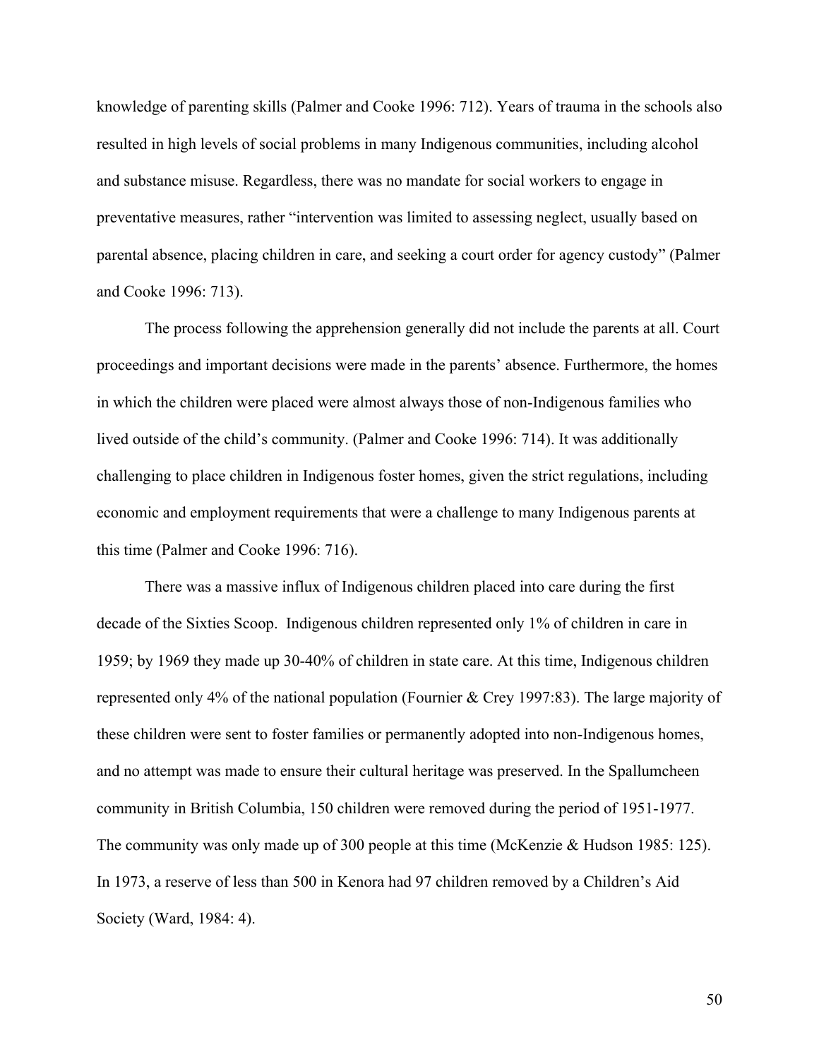knowledge of parenting skills (Palmer and Cooke 1996: 712). Years of trauma in the schools also resulted in high levels of social problems in many Indigenous communities, including alcohol and substance misuse. Regardless, there was no mandate for social workers to engage in preventative measures, rather "intervention was limited to assessing neglect, usually based on parental absence, placing children in care, and seeking a court order for agency custody" (Palmer and Cooke 1996: 713).

The process following the apprehension generally did not include the parents at all. Court proceedings and important decisions were made in the parents' absence. Furthermore, the homes in which the children were placed were almost always those of non-Indigenous families who lived outside of the child's community. (Palmer and Cooke 1996: 714). It was additionally challenging to place children in Indigenous foster homes, given the strict regulations, including economic and employment requirements that were a challenge to many Indigenous parents at this time (Palmer and Cooke 1996: 716).

There was a massive influx of Indigenous children placed into care during the first decade of the Sixties Scoop. Indigenous children represented only 1% of children in care in 1959; by 1969 they made up 30-40% of children in state care. At this time, Indigenous children represented only 4% of the national population (Fournier & Crey 1997:83). The large majority of these children were sent to foster families or permanently adopted into non-Indigenous homes, and no attempt was made to ensure their cultural heritage was preserved. In the Spallumcheen community in British Columbia, 150 children were removed during the period of 1951-1977. The community was only made up of 300 people at this time (McKenzie & Hudson 1985: 125). In 1973, a reserve of less than 500 in Kenora had 97 children removed by a Children's Aid Society (Ward, 1984: 4).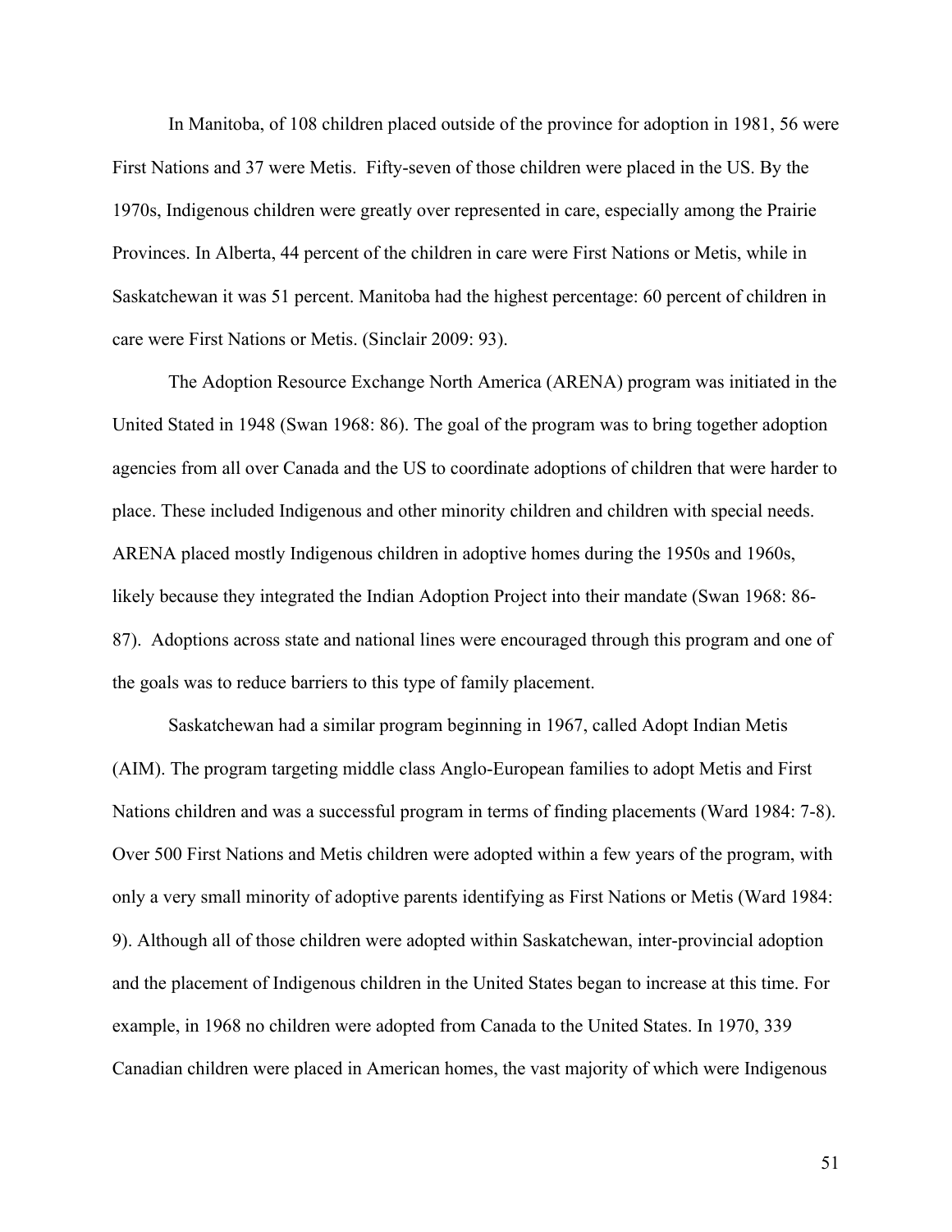In Manitoba, of 108 children placed outside of the province for adoption in 1981, 56 were First Nations and 37 were Metis. Fifty-seven of those children were placed in the US. By the 1970s, Indigenous children were greatly over represented in care, especially among the Prairie Provinces. In Alberta, 44 percent of the children in care were First Nations or Metis, while in Saskatchewan it was 51 percent. Manitoba had the highest percentage: 60 percent of children in care were First Nations or Metis. (Sinclair 2009: 93).

The Adoption Resource Exchange North America (ARENA) program was initiated in the United Stated in 1948 (Swan 1968: 86). The goal of the program was to bring together adoption agencies from all over Canada and the US to coordinate adoptions of children that were harder to place. These included Indigenous and other minority children and children with special needs. ARENA placed mostly Indigenous children in adoptive homes during the 1950s and 1960s, likely because they integrated the Indian Adoption Project into their mandate (Swan 1968: 86-87). Adoptions across state and national lines were encouraged through this program and one of the goals was to reduce barriers to this type of family placement.

Saskatchewan had a similar program beginning in 1967, called Adopt Indian Metis (AIM). The program targeting middle class Anglo-European families to adopt Metis and First Nations children and was a successful program in terms of finding placements (Ward 1984: 7-8). Over 500 First Nations and Metis children were adopted within a few years of the program, with only a very small minority of adoptive parents identifying as First Nations or Metis (Ward 1984: 9). Although all of those children were adopted within Saskatchewan, inter-provincial adoption and the placement of Indigenous children in the United States began to increase at this time. For example, in 1968 no children were adopted from Canada to the United States. In 1970, 339 Canadian children were placed in American homes, the vast majority of which were Indigenous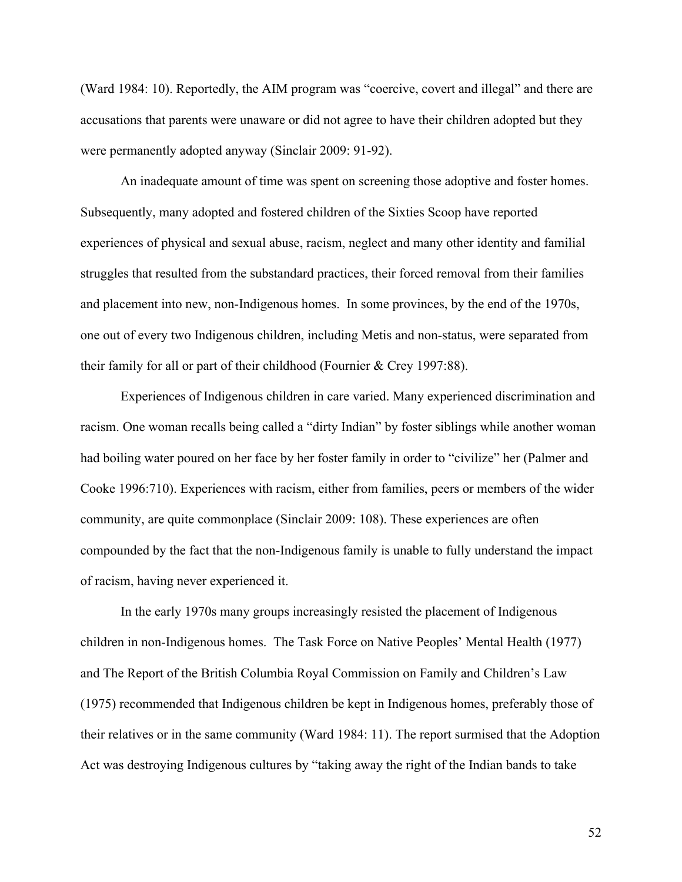(Ward 1984: 10). Reportedly, the AIM program was "coercive, covert and illegal" and there are accusations that parents were unaware or did not agree to have their children adopted but they were permanently adopted anyway (Sinclair 2009: 91-92).

An inadequate amount of time was spent on screening those adoptive and foster homes. Subsequently, many adopted and fostered children of the Sixties Scoop have reported experiences of physical and sexual abuse, racism, neglect and many other identity and familial struggles that resulted from the substandard practices, their forced removal from their families and placement into new, non-Indigenous homes. In some provinces, by the end of the 1970s, one out of every two Indigenous children, including Metis and non-status, were separated from their family for all or part of their childhood (Fournier & Crey 1997:88).

Experiences of Indigenous children in care varied. Many experienced discrimination and racism. One woman recalls being called a "dirty Indian" by foster siblings while another woman had boiling water poured on her face by her foster family in order to "civilize" her (Palmer and Cooke 1996:710). Experiences with racism, either from families, peers or members of the wider community, are quite commonplace (Sinclair 2009: 108). These experiences are often compounded by the fact that the non-Indigenous family is unable to fully understand the impact of racism, having never experienced it.

In the early 1970s many groups increasingly resisted the placement of Indigenous children in non-Indigenous homes. The Task Force on Native Peoples' Mental Health (1977) and The Report of the British Columbia Royal Commission on Family and Children's Law (1975) recommended that Indigenous children be kept in Indigenous homes, preferably those of their relatives or in the same community (Ward 1984: 11). The report surmised that the Adoption Act was destroying Indigenous cultures by "taking away the right of the Indian bands to take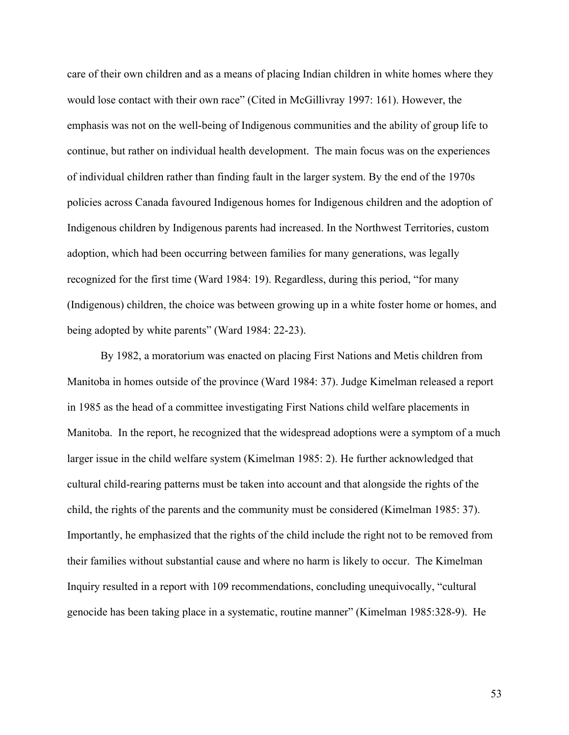care of their own children and as a means of placing Indian children in white homes where they would lose contact with their own race" (Cited in McGillivray 1997: 161). However, the emphasis was not on the well-being of Indigenous communities and the ability of group life to continue, but rather on individual health development. The main focus was on the experiences of individual children rather than finding fault in the larger system. By the end of the 1970s policies across Canada favoured Indigenous homes for Indigenous children and the adoption of Indigenous children by Indigenous parents had increased. In the Northwest Territories, custom adoption, which had been occurring between families for many generations, was legally recognized for the first time (Ward 1984: 19). Regardless, during this period, "for many (Indigenous) children, the choice was between growing up in a white foster home or homes, and being adopted by white parents" (Ward 1984: 22-23).

By 1982, a moratorium was enacted on placing First Nations and Metis children from Manitoba in homes outside of the province (Ward 1984: 37). Judge Kimelman released a report in 1985 as the head of a committee investigating First Nations child welfare placements in Manitoba. In the report, he recognized that the widespread adoptions were a symptom of a much larger issue in the child welfare system (Kimelman 1985: 2). He further acknowledged that cultural child-rearing patterns must be taken into account and that alongside the rights of the child, the rights of the parents and the community must be considered (Kimelman 1985: 37). Importantly, he emphasized that the rights of the child include the right not to be removed from their families without substantial cause and where no harm is likely to occur. The Kimelman Inquiry resulted in a report with 109 recommendations, concluding unequivocally, "cultural genocide has been taking place in a systematic, routine manner" (Kimelman 1985:328-9). He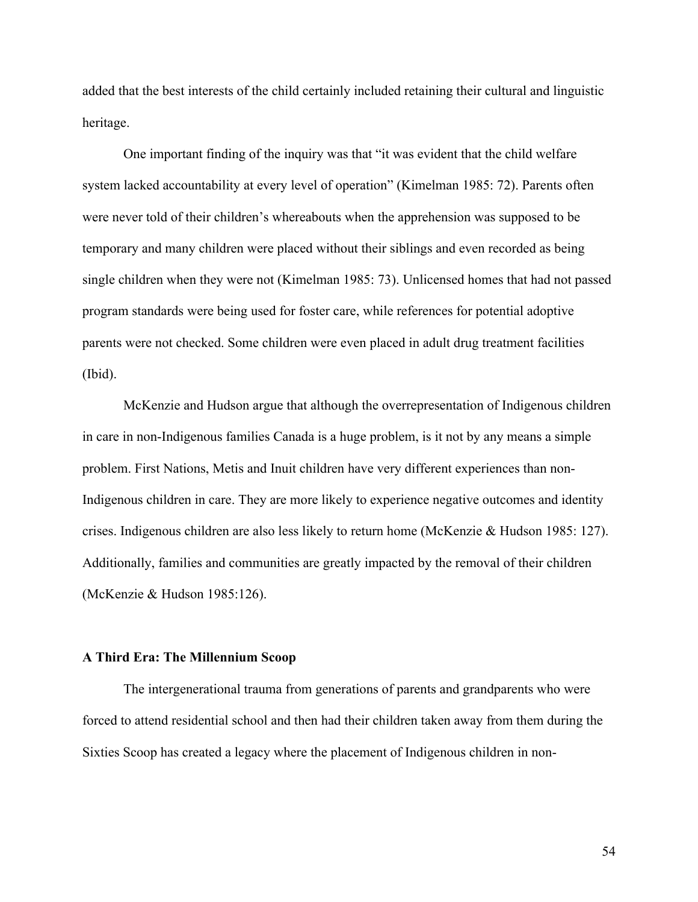added that the best interests of the child certainly included retaining their cultural and linguistic heritage.

One important finding of the inquiry was that "it was evident that the child welfare system lacked accountability at every level of operation" (Kimelman 1985: 72). Parents often were never told of their children's whereabouts when the apprehension was supposed to be temporary and many children were placed without their siblings and even recorded as being single children when they were not (Kimelman 1985: 73). Unlicensed homes that had not passed program standards were being used for foster care, while references for potential adoptive parents were not checked. Some children were even placed in adult drug treatment facilities (Ibid).

McKenzie and Hudson argue that although the overrepresentation of Indigenous children in care in non-Indigenous families Canada is a huge problem, is it not by any means a simple problem. First Nations, Metis and Inuit children have very different experiences than non-Indigenous children in care. They are more likely to experience negative outcomes and identity crises. Indigenous children are also less likely to return home (McKenzie & Hudson 1985: 127). Additionally, families and communities are greatly impacted by the removal of their children (McKenzie & Hudson 1985:126).

### A Third Era: The Millennium Scoop

The intergenerational trauma from generations of parents and grandparents who were forced to attend residential school and then had their children taken away from them during the Sixties Scoop has created a legacy where the placement of Indigenous children in non-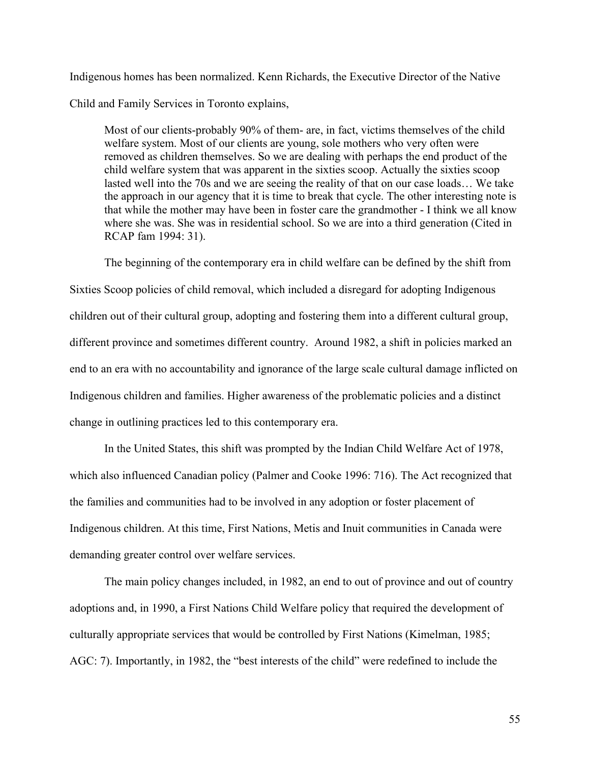Indigenous homes has been normalized. Kenn Richards, the Executive Director of the Native Child and Family Services in Toronto explains,

> Most of our clients-probably 90% of them- are, in fact, victims themselves of the child welfare system. Most of our clients are young, sole mothers who very often were removed as children themselves. So we are dealing with perhaps the end product of the child welfare system that was apparent in the sixties scoop. Actually the sixties scoop lasted well into the 70s and we are seeing the reality of that on our case loads… We take the approach in our agency that it is time to break that cycle. The other interesting note is that while the mother may have been in foster care the grandmother - I think we all know where she was. She was in residential school. So we are into a third generation (Cited in RCAP fam 1994: 31).

The beginning of the contemporary era in child welfare can be defined by the shift from Sixties Scoop policies of child removal, which included a disregard for adopting Indigenous children out of their cultural group, adopting and fostering them into a different cultural group, different province and sometimes different country. Around 1982, a shift in policies marked an end to an era with no accountability and ignorance of the large scale cultural damage inflicted on Indigenous children and families. Higher awareness of the problematic policies and a distinct change in outlining practices led to this contemporary era.

In the United States, this shift was prompted by the Indian Child Welfare Act of 1978, which also influenced Canadian policy (Palmer and Cooke 1996: 716). The Act recognized that the families and communities had to be involved in any adoption or foster placement of Indigenous children. At this time, First Nations, Metis and Inuit communities in Canada were demanding greater control over welfare services.

The main policy changes included, in 1982, an end to out of province and out of country adoptions and, in 1990, a First Nations Child Welfare policy that required the development of culturally appropriate services that would be controlled by First Nations (Kimelman, 1985; AGC: 7). Importantly, in 1982, the "best interests of the child" were redefined to include the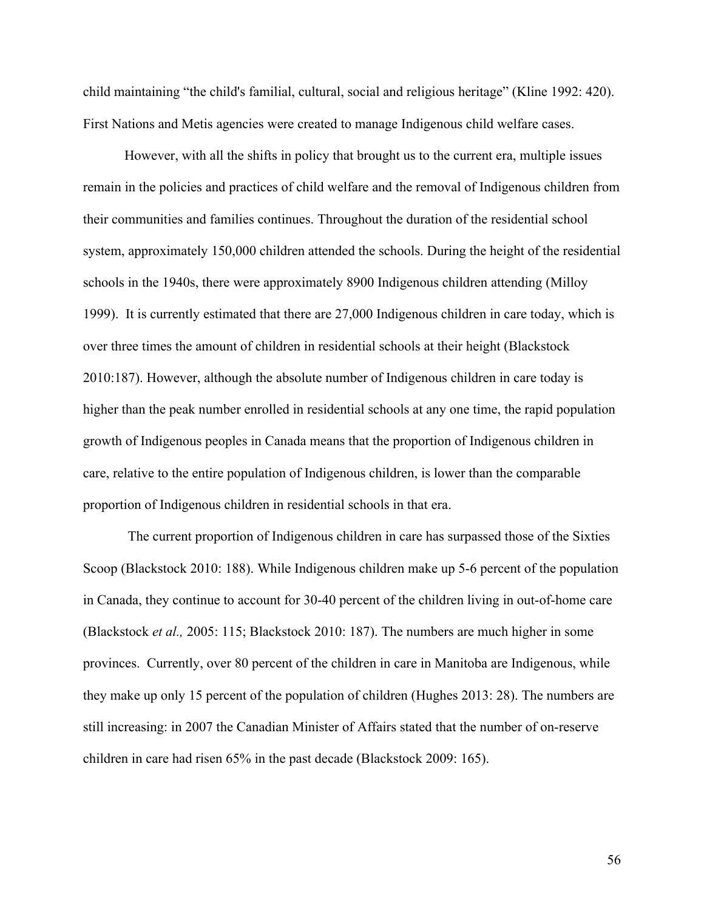child maintaining “the child's familial, cultural, social and religious heritage” (Kline 1992: 420). First Nations and Metis agencies were created to manage Indigenous child welfare cases.

However, with all the shifts in policy that brought us to the current era, multiple issues remain in the policies and practices of child welfare and the removal of Indigenous children from their communities and families continues. Throughout the duration of the residential school system, approximately 150,000 children attended the schools. During the height of the residential schools in the 1940s, there were approximately 8900 Indigenous children attending (Milloy 1999). It is currently estimated that there are 27,000 Indigenous children in care today, which is over three times the amount of children in residential schools at their height (Blackstock 2010:187). However, although the absolute number of Indigenous children in care today is higher than the peak number enrolled in residential schools at any one time, the rapid population growth of Indigenous peoples in Canada means that the proportion of Indigenous children in care, relative to the entire population of Indigenous children, is lower than the comparable proportion of Indigenous children in residential schools in that era.

The current proportion of Indigenous children in care has surpassed those of the Sixties Scoop (Blackstock 2010: 188). While Indigenous children make up 5-6 percent of the population in Canada, they continue to account for 30-40 percent of the children living in out-of-home care (Blackstock *et al.,* 2005: 115; Blackstock 2010: 187). The numbers are much higher in some provinces. Currently, over 80 percent of the children in care in Manitoba are Indigenous, while they make up only 15 percent of the population of children (Hughes 2013: 28). The numbers are still increasing: in 2007 the Canadian Minister of Affairs stated that the number of on-reserve children in care had risen 65% in the past decade (Blackstock 2009: 165).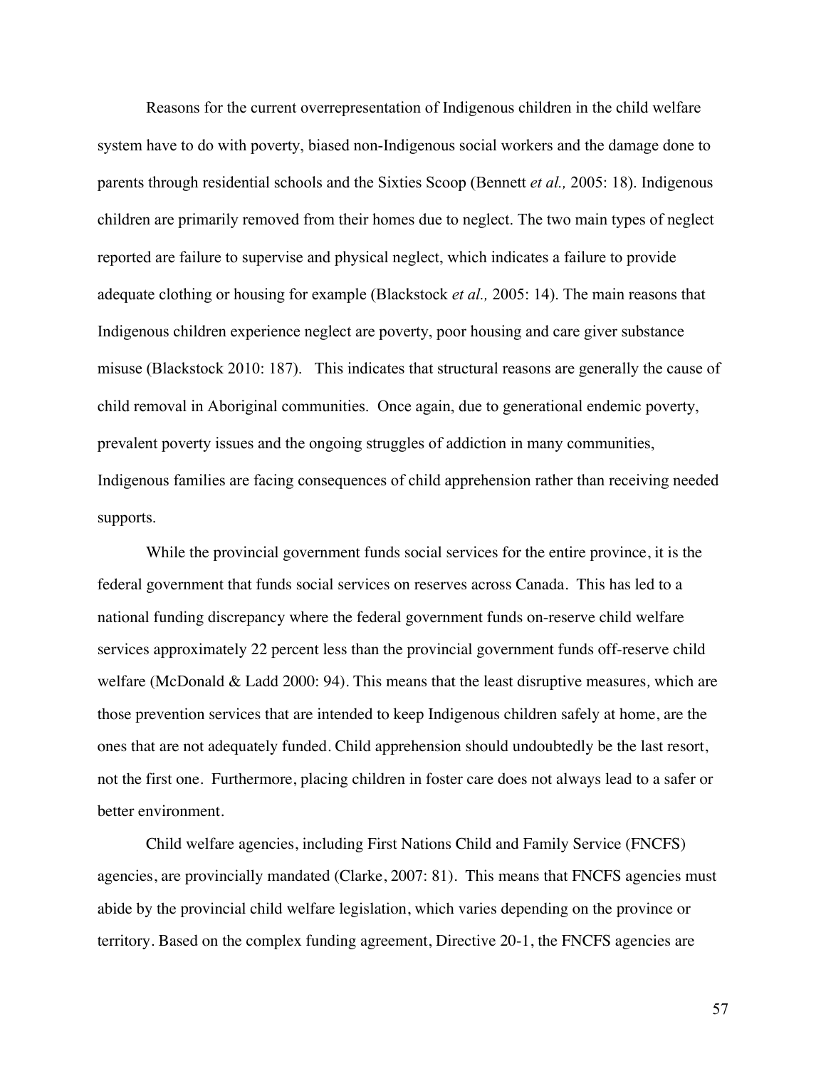Reasons for the current overrepresentation of Indigenous children in the child welfare system have to do with poverty, biased non-Indigenous social workers and the damage done to parents through residential schools and the Sixties Scoop (Bennett *et al.,* 2005: 18). Indigenous children are primarily removed from their homes due to neglect. The two main types of neglect reported are failure to supervise and physical neglect, which indicates a failure to provide adequate clothing or housing for example (Blackstock *et al.,* 2005: 14). The main reasons that Indigenous children experience neglect are poverty, poor housing and care giver substance misuse (Blackstock 2010: 187). This indicates that structural reasons are generally the cause of child removal in Aboriginal communities. Once again, due to generational endemic poverty, prevalent poverty issues and the ongoing struggles of addiction in many communities, Indigenous families are facing consequences of child apprehension rather than receiving needed supports.

While the provincial government funds social services for the entire province, it is the federal government that funds social services on reserves across Canada. This has led to a national funding discrepancy where the federal government funds on-reserve child welfare services approximately 22 percent less than the provincial government funds off-reserve child welfare (McDonald & Ladd 2000: 94). This means that the least disruptive measures, which are those prevention services that are intended to keep Indigenous children safely at home, are the ones that are not adequately funded. Child apprehension should undoubtedly be the last resort, not the first one. Furthermore, placing children in foster care does not always lead to a safer or better environment.

Child welfare agencies, including First Nations Child and Family Service (FNCFS) agencies, are provincially mandated (Clarke, 2007: 81). This means that FNCFS agencies must abide by the provincial child welfare legislation, which varies depending on the province or territory. Based on the complex funding agreement, Directive 20-1, the FNCFS agencies are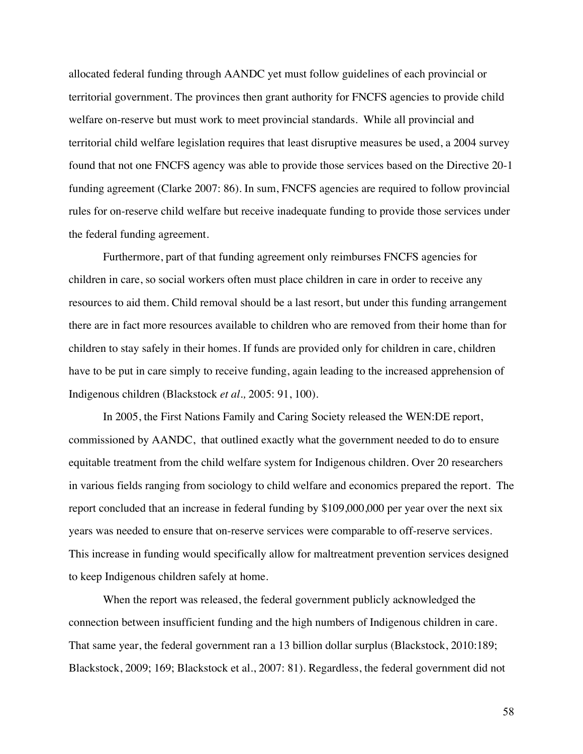allocated federal funding through AANDC yet must follow guidelines of each provincial or territorial government. The provinces then grant authority for FNCFS agencies to provide child welfare on-reserve but must work to meet provincial standards. While all provincial and territorial child welfare legislation requires that least disruptive measures be used, a 2004 survey found that not one FNCFS agency was able to provide those services based on the Directive 20-1 funding agreement (Clarke 2007: 86). In sum, FNCFS agencies are required to follow provincial rules for on-reserve child welfare but receive inadequate funding to provide those services under the federal funding agreement.

Furthermore, part of that funding agreement only reimburses FNCFS agencies for children in care, so social workers often must place children in care in order to receive any resources to aid them. Child removal should be a last resort, but under this funding arrangement there are in fact more resources available to children who are removed from their home than for children to stay safely in their homes. If funds are provided only for children in care, children have to be put in care simply to receive funding, again leading to the increased apprehension of Indigenous children (Blackstock *et al.,* 2005: 91, 100).

In 2005, the First Nations Family and Caring Society released the WEN:DE report, commissioned by AANDC, that outlined exactly what the government needed to do to ensure equitable treatment from the child welfare system for Indigenous children. Over 20 researchers in various fields ranging from sociology to child welfare and economics prepared the report. The report concluded that an increase in federal funding by $109,000,000 per year over the next six years was needed to ensure that on-reserve services were comparable to off-reserve services. This increase in funding would specifically allow for maltreatment prevention services designed to keep Indigenous children safely at home.

When the report was released, the federal government publicly acknowledged the connection between insufficient funding and the high numbers of Indigenous children in care. That same year, the federal government ran a 13 billion dollar surplus (Blackstock, 2010:189; Blackstock, 2009; 169; Blackstock et al., 2007: 81). Regardless, the federal government did not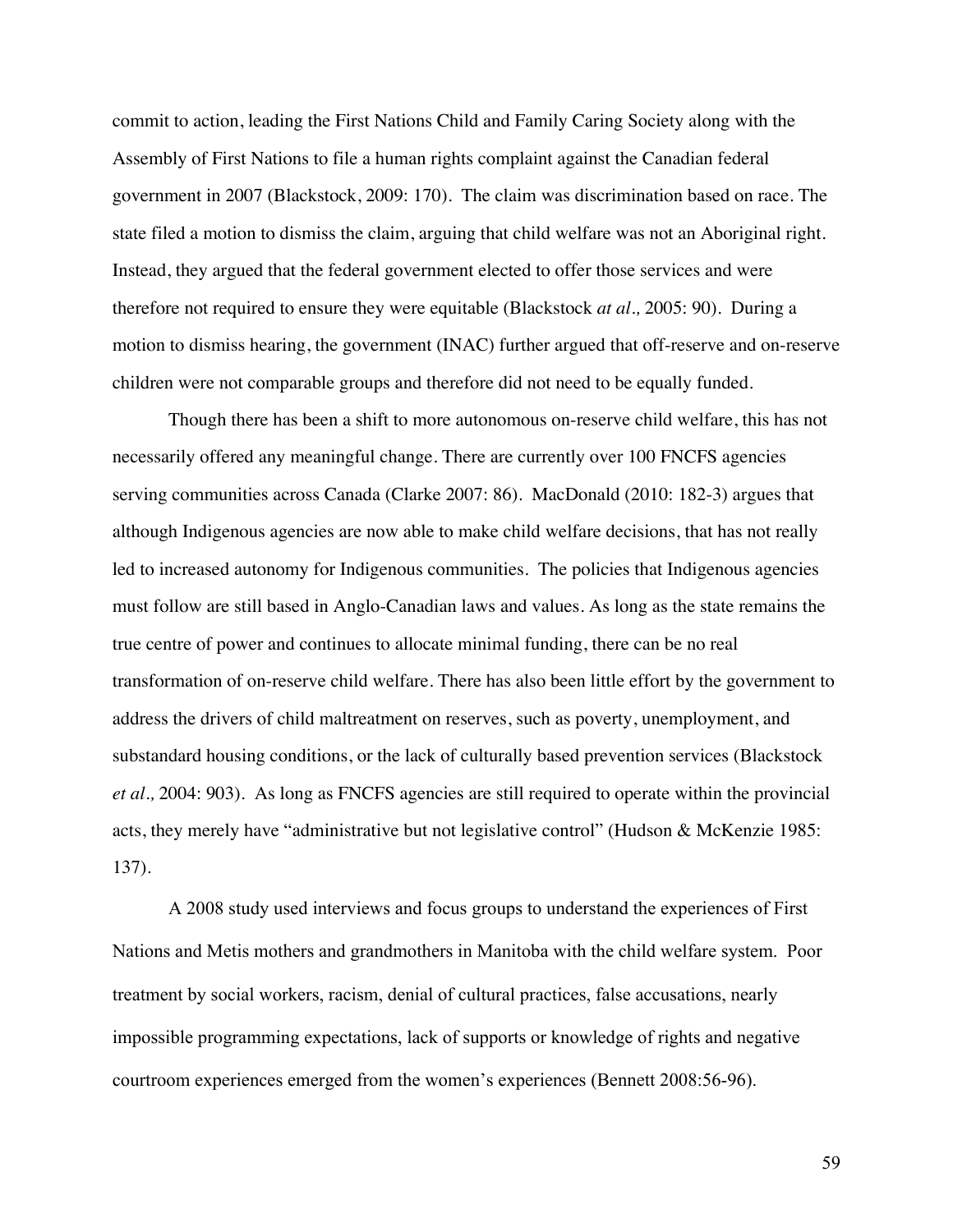commit to action, leading the First Nations Child and Family Caring Society along with the Assembly of First Nations to file a human rights complaint against the Canadian federal government in 2007 (Blackstock, 2009: 170). The claim was discrimination based on race. The state filed a motion to dismiss the claim, arguing that child welfare was not an Aboriginal right. Instead, they argued that the federal government elected to offer those services and were therefore not required to ensure they were equitable (Blackstock *at al.,* 2005: 90). During a motion to dismiss hearing, the government (INAC) further argued that off-reserve and on-reserve children were not comparable groups and therefore did not need to be equally funded.

Though there has been a shift to more autonomous on-reserve child welfare, this has not necessarily offered any meaningful change. There are currently over 100 FNCFS agencies serving communities across Canada (Clarke 2007: 86). MacDonald (2010: 182-3) argues that although Indigenous agencies are now able to make child welfare decisions, that has not really led to increased autonomy for Indigenous communities. The policies that Indigenous agencies must follow are still based in Anglo-Canadian laws and values. As long as the state remains the true centre of power and continues to allocate minimal funding, there can be no real transformation of on-reserve child welfare. There has also been little effort by the government to address the drivers of child maltreatment on reserves, such as poverty, unemployment, and substandard housing conditions, or the lack of culturally based prevention services (Blackstock *et al.,* 2004: 903). As long as FNCFS agencies are still required to operate within the provincial acts, they merely have "administrative but not legislative control" (Hudson & McKenzie 1985: 137).

A 2008 study used interviews and focus groups to understand the experiences of First Nations and Metis mothers and grandmothers in Manitoba with the child welfare system. Poor treatment by social workers, racism, denial of cultural practices, false accusations, nearly impossible programming expectations, lack of supports or knowledge of rights and negative courtroom experiences emerged from the women's experiences (Bennett 2008:56-96).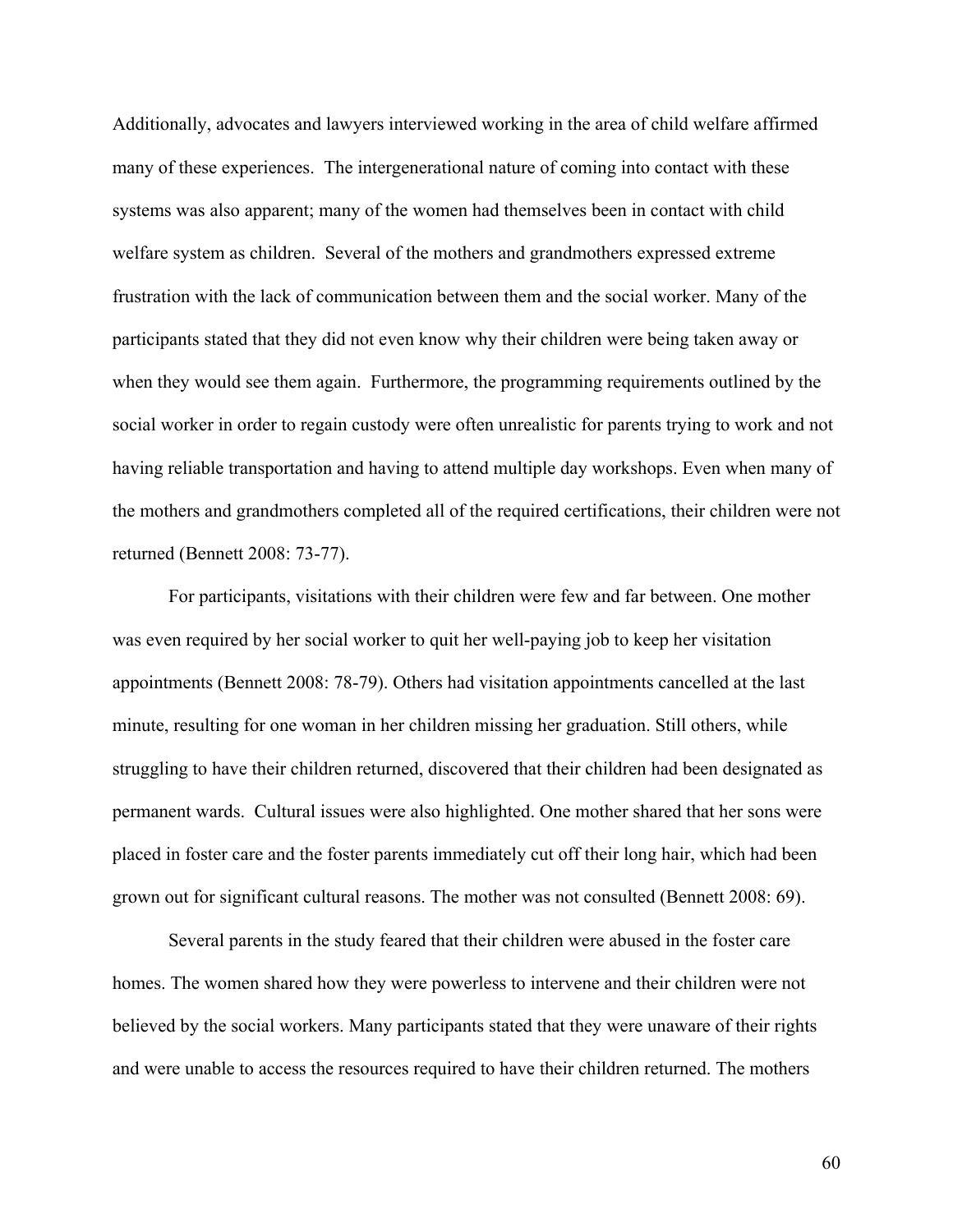Additionally, advocates and lawyers interviewed working in the area of child welfare affirmed many of these experiences. The intergenerational nature of coming into contact with these systems was also apparent; many of the women had themselves been in contact with child welfare system as children. Several of the mothers and grandmothers expressed extreme frustration with the lack of communication between them and the social worker. Many of the participants stated that they did not even know why their children were being taken away or when they would see them again. Furthermore, the programming requirements outlined by the social worker in order to regain custody were often unrealistic for parents trying to work and not having reliable transportation and having to attend multiple day workshops. Even when many of the mothers and grandmothers completed all of the required certifications, their children were not returned (Bennett 2008: 73-77).

For participants, visitations with their children were few and far between. One mother was even required by her social worker to quit her well-paying job to keep her visitation appointments (Bennett 2008: 78-79). Others had visitation appointments cancelled at the last minute, resulting for one woman in her children missing her graduation. Still others, while struggling to have their children returned, discovered that their children had been designated as permanent wards. Cultural issues were also highlighted. One mother shared that her sons were placed in foster care and the foster parents immediately cut off their long hair, which had been grown out for significant cultural reasons. The mother was not consulted (Bennett 2008: 69).

Several parents in the study feared that their children were abused in the foster care homes. The women shared how they were powerless to intervene and their children were not believed by the social workers. Many participants stated that they were unaware of their rights and were unable to access the resources required to have their children returned. The mothers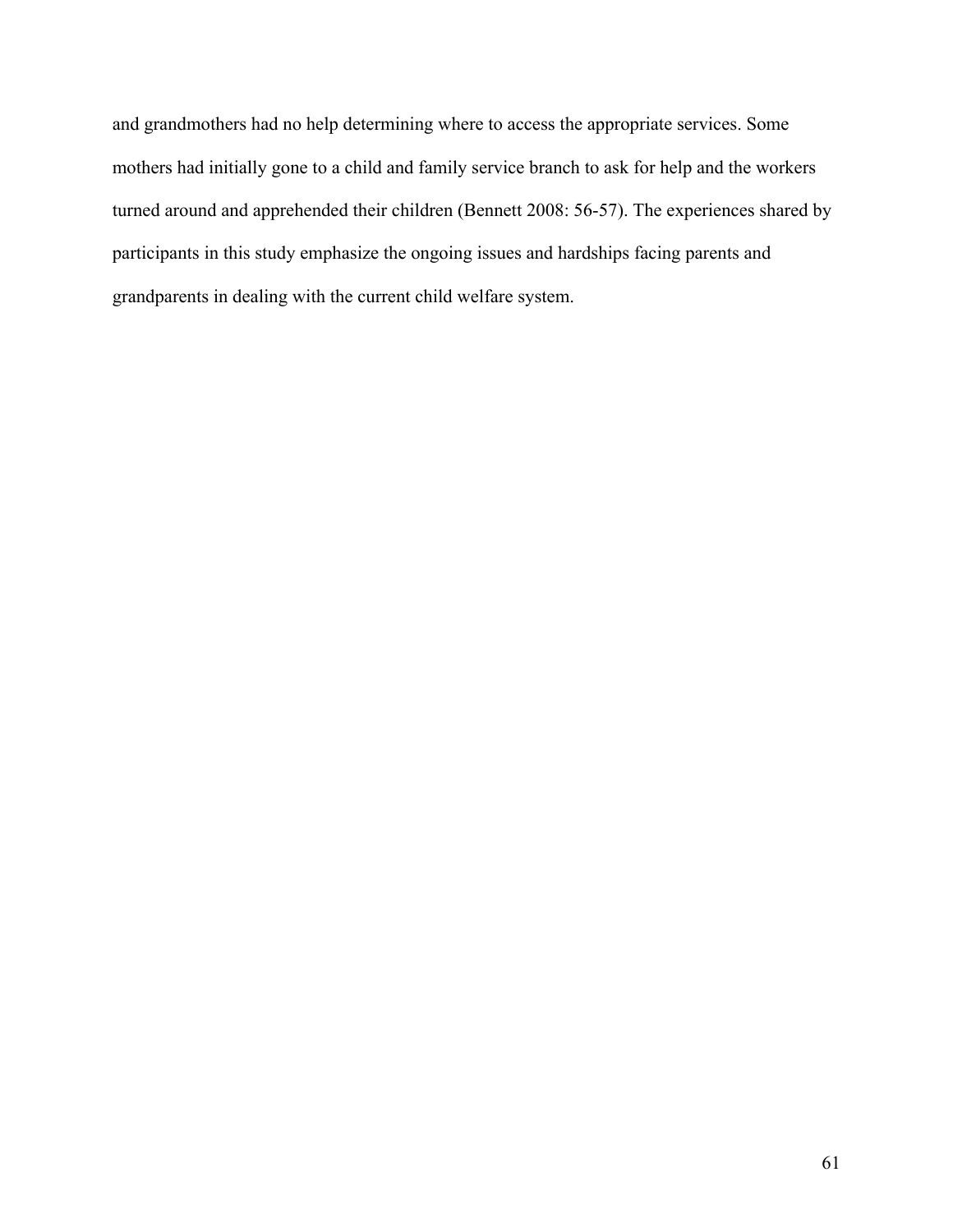and grandmothers had no help determining where to access the appropriate services. Some mothers had initially gone to a child and family service branch to ask for help and the workers turned around and apprehended their children (Bennett 2008: 56-57). The experiences shared by participants in this study emphasize the ongoing issues and hardships facing parents and grandparents in dealing with the current child welfare system.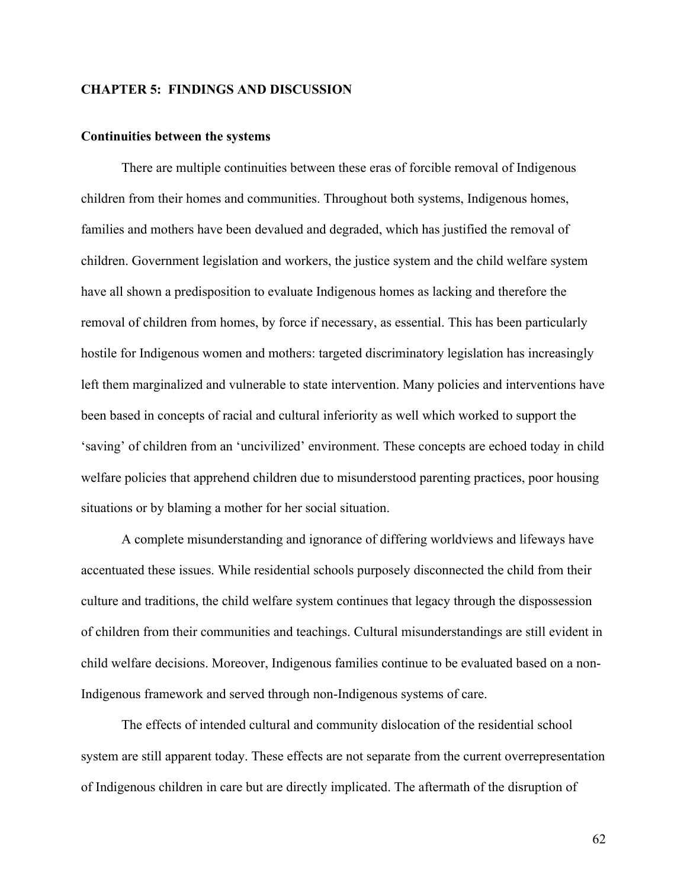# CHAPTER 5: FINDINGS AND DISCUSSION

## Continuities between the systems

There are multiple continuities between these eras of forcible removal of Indigenous children from their homes and communities. Throughout both systems, Indigenous homes, families and mothers have been devalued and degraded, which has justified the removal of children. Government legislation and workers, the justice system and the child welfare system have all shown a predisposition to evaluate Indigenous homes as lacking and therefore the removal of children from homes, by force if necessary, as essential. This has been particularly hostile for Indigenous women and mothers: targeted discriminatory legislation has increasingly left them marginalized and vulnerable to state intervention. Many policies and interventions have been based in concepts of racial and cultural inferiority as well which worked to support the 'saving' of children from an 'uncivilized' environment. These concepts are echoed today in child welfare policies that apprehend children due to misunderstood parenting practices, poor housing situations or by blaming a mother for her social situation.

A complete misunderstanding and ignorance of differing worldviews and lifeways have accentuated these issues. While residential schools purposely disconnected the child from their culture and traditions, the child welfare system continues that legacy through the dispossession of children from their communities and teachings. Cultural misunderstandings are still evident in child welfare decisions. Moreover, Indigenous families continue to be evaluated based on a non-Indigenous framework and served through non-Indigenous systems of care.

The effects of intended cultural and community dislocation of the residential school system are still apparent today. These effects are not separate from the current overrepresentation of Indigenous children in care but are directly implicated. The aftermath of the disruption of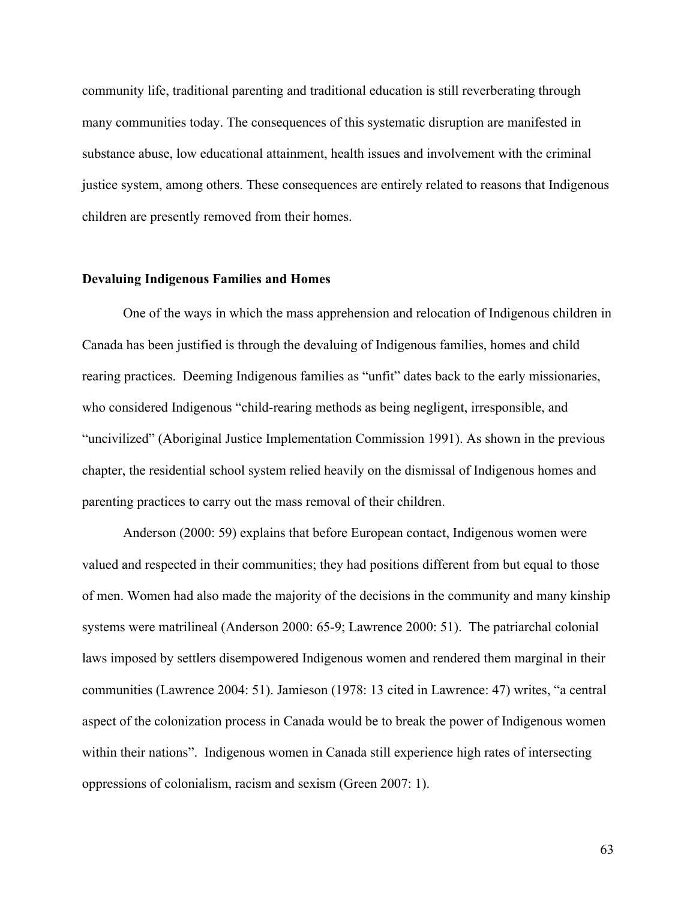community life, traditional parenting and traditional education is still reverberating through many communities today. The consequences of this systematic disruption are manifested in substance abuse, low educational attainment, health issues and involvement with the criminal justice system, among others. These consequences are entirely related to reasons that Indigenous children are presently removed from their homes.

**Devaluing Indigenous Families and Homes**

One of the ways in which the mass apprehension and relocation of Indigenous children in Canada has been justified is through the devaluing of Indigenous families, homes and child rearing practices. Deeming Indigenous families as "unfit" dates back to the early missionaries, who considered Indigenous "child-rearing methods as being negligent, irresponsible, and "uncivilized" (Aboriginal Justice Implementation Commission 1991). As shown in the previous chapter, the residential school system relied heavily on the dismissal of Indigenous homes and parenting practices to carry out the mass removal of their children.

Anderson (2000: 59) explains that before European contact, Indigenous women were valued and respected in their communities; they had positions different from but equal to those of men. Women had also made the majority of the decisions in the community and many kinship systems were matrilineal (Anderson 2000: 65-9; Lawrence 2000: 51). The patriarchal colonial laws imposed by settlers disempowered Indigenous women and rendered them marginal in their communities (Lawrence 2004: 51). Jamieson (1978: 13 cited in Lawrence: 47) writes, "a central aspect of the colonization process in Canada would be to break the power of Indigenous women within their nations". Indigenous women in Canada still experience high rates of intersecting oppressions of colonialism, racism and sexism (Green 2007: 1).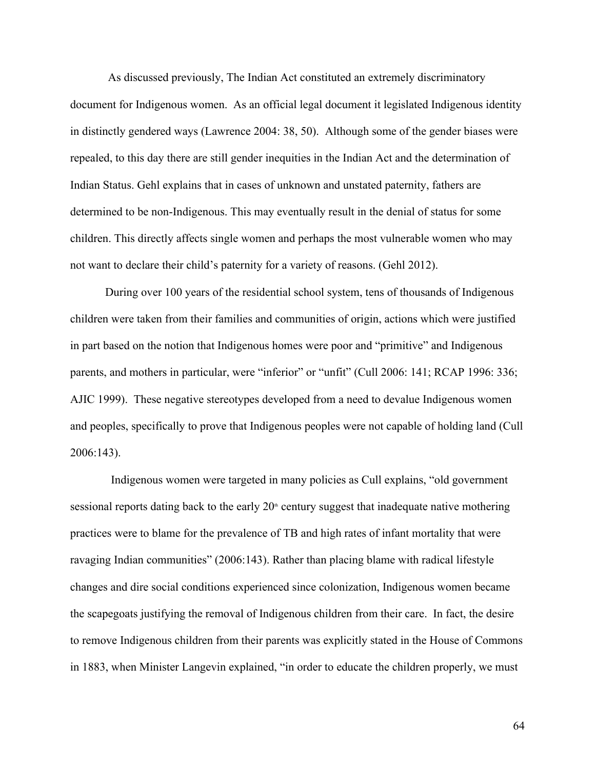As discussed previously, The Indian Act constituted an extremely discriminatory document for Indigenous women. As an official legal document it legislated Indigenous identity in distinctly gendered ways (Lawrence 2004: 38, 50). Although some of the gender biases were repealed, to this day there are still gender inequities in the Indian Act and the determination of Indian Status. Gehl explains that in cases of unknown and unstated paternity, fathers are determined to be non-Indigenous. This may eventually result in the denial of status for some children. This directly affects single women and perhaps the most vulnerable women who may not want to declare their child's paternity for a variety of reasons. (Gehl 2012).

During over 100 years of the residential school system, tens of thousands of Indigenous children were taken from their families and communities of origin, actions which were justified in part based on the notion that Indigenous homes were poor and "primitive" and Indigenous parents, and mothers in particular, were "inferior" or "unfit" (Cull 2006: 141; RCAP 1996: 336; AJIC 1999). These negative stereotypes developed from a need to devalue Indigenous women and peoples, specifically to prove that Indigenous peoples were not capable of holding land (Cull 2006:143).

Indigenous women were targeted in many policies as Cull explains, "old government sessional reports dating back to the early 20th century suggest that inadequate native mothering practices were to blame for the prevalence of TB and high rates of infant mortality that were ravaging Indian communities" (2006:143). Rather than placing blame with radical lifestyle changes and dire social conditions experienced since colonization, Indigenous women became the scapegoats justifying the removal of Indigenous children from their care. In fact, the desire to remove Indigenous children from their parents was explicitly stated in the House of Commons in 1883, when Minister Langevin explained, "in order to educate the children properly, we must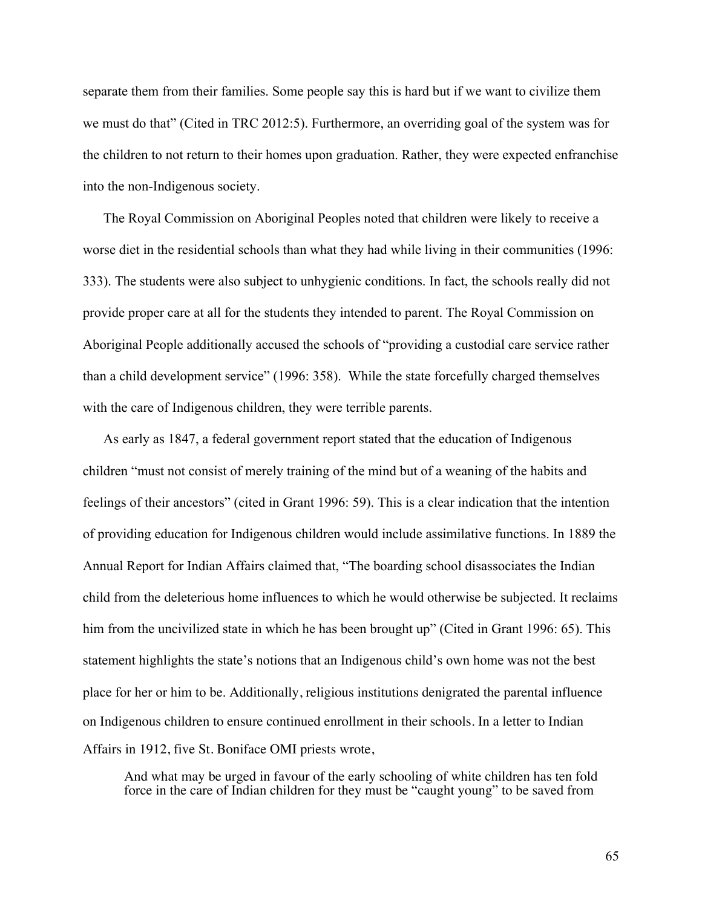separate them from their families. Some people say this is hard but if we want to civilize them we must do that" (Cited in TRC 2012:5). Furthermore, an overriding goal of the system was for the children to not return to their homes upon graduation. Rather, they were expected enfranchise into the non-Indigenous society.

The Royal Commission on Aboriginal Peoples noted that children were likely to receive a worse diet in the residential schools than what they had while living in their communities (1996: 333). The students were also subject to unhygienic conditions. In fact, the schools really did not provide proper care at all for the students they intended to parent. The Royal Commission on Aboriginal People additionally accused the schools of "providing a custodial care service rather than a child development service" (1996: 358). While the state forcefully charged themselves with the care of Indigenous children, they were terrible parents.

As early as 1847, a federal government report stated that the education of Indigenous children "must not consist of merely training of the mind but of a weaning of the habits and feelings of their ancestors" (cited in Grant 1996: 59). This is a clear indication that the intention of providing education for Indigenous children would include assimilative functions. In 1889 the Annual Report for Indian Affairs claimed that, "The boarding school disassociates the Indian child from the deleterious home influences to which he would otherwise be subjected. It reclaims him from the uncivilized state in which he has been brought up" (Cited in Grant 1996: 65). This statement highlights the state's notions that an Indigenous child's own home was not the best place for her or him to be. Additionally, religious institutions denigrated the parental influence on Indigenous children to ensure continued enrollment in their schools. In a letter to Indian Affairs in 1912, five St. Boniface OMI priests wrote,

> And what may be urged in favour of the early schooling of white children has ten fold force in the care of Indian children for they must be "caught young" to be saved from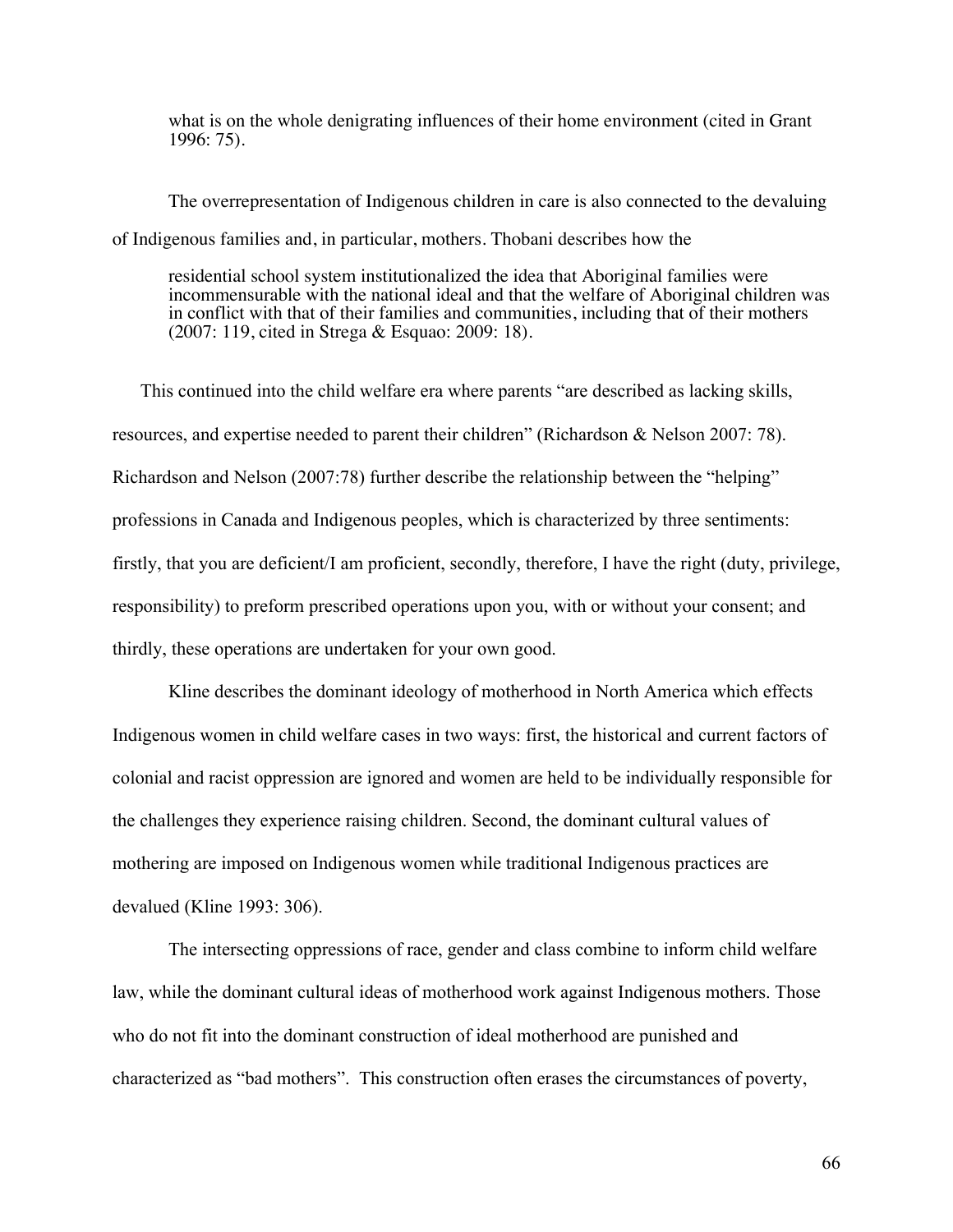> what is on the whole denigrating influences of their home environment (cited in Grant 1996: 75).

The overrepresentation of Indigenous children in care is also connected to the devaluing of Indigenous families and, in particular, mothers. Thobani describes how the

> residential school system institutionalized the idea that Aboriginal families were incommensurable with the national ideal and that the welfare of Aboriginal children was in conflict with that of their families and communities, including that of their mothers (2007: 119, cited in Strega & Esquao: 2009: 18).

This continued into the child welfare era where parents "are described as lacking skills, resources, and expertise needed to parent their children" (Richardson & Nelson 2007: 78). Richardson and Nelson (2007:78) further describe the relationship between the "helping" professions in Canada and Indigenous peoples, which is characterized by three sentiments: firstly, that you are deficient/I am proficient, secondly, therefore, I have the right (duty, privilege, responsibility) to preform prescribed operations upon you, with or without your consent; and thirdly, these operations are undertaken for your own good.

Kline describes the dominant ideology of motherhood in North America which effects Indigenous women in child welfare cases in two ways: first, the historical and current factors of colonial and racist oppression are ignored and women are held to be individually responsible for the challenges they experience raising children. Second, the dominant cultural values of mothering are imposed on Indigenous women while traditional Indigenous practices are devalued (Kline 1993: 306).

The intersecting oppressions of race, gender and class combine to inform child welfare law, while the dominant cultural ideas of motherhood work against Indigenous mothers. Those who do not fit into the dominant construction of ideal motherhood are punished and characterized as "bad mothers". This construction often erases the circumstances of poverty,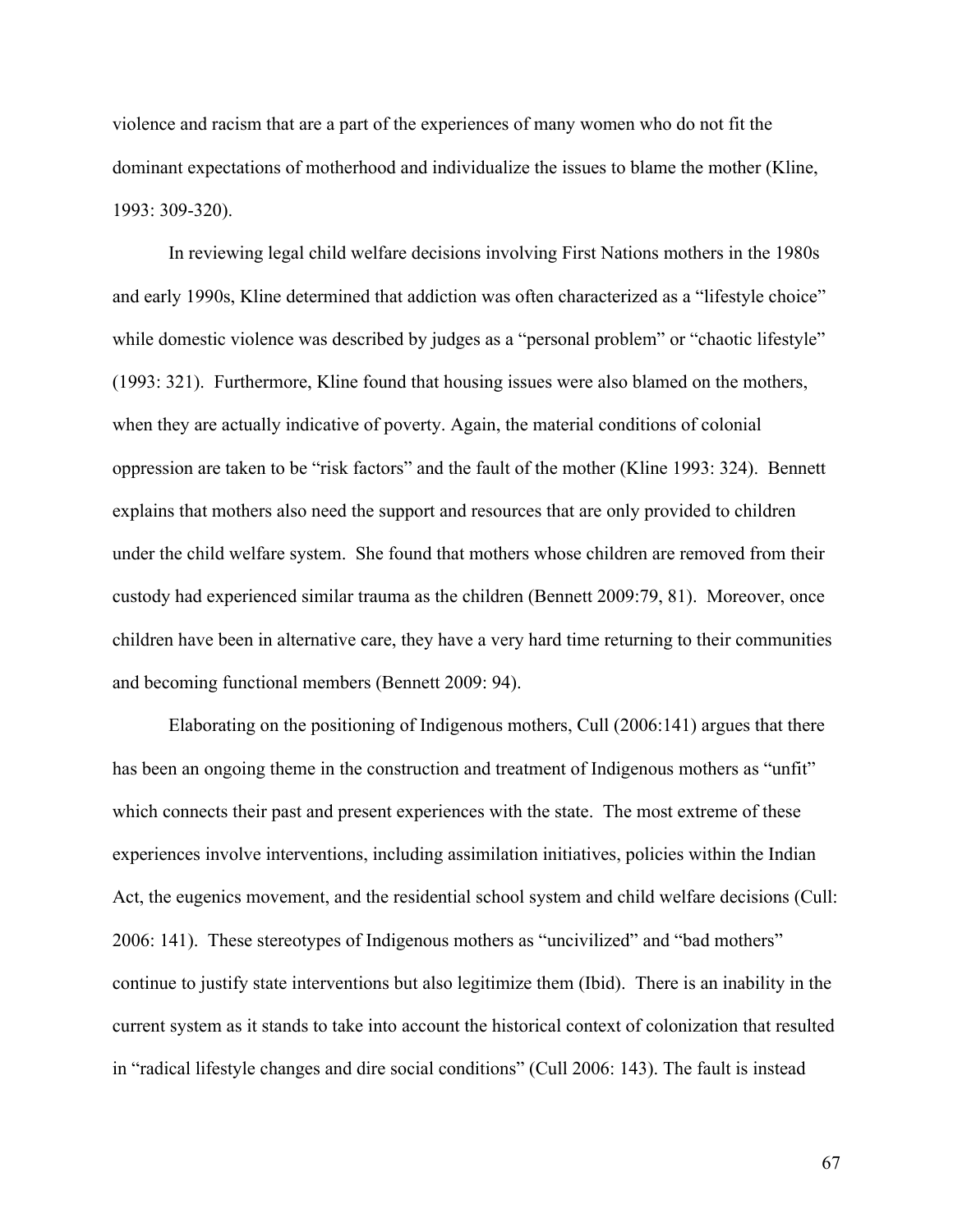violence and racism that are a part of the experiences of many women who do not fit the dominant expectations of motherhood and individualize the issues to blame the mother (Kline, 1993: 309-320).

In reviewing legal child welfare decisions involving First Nations mothers in the 1980s and early 1990s, Kline determined that addiction was often characterized as a "lifestyle choice" while domestic violence was described by judges as a "personal problem" or "chaotic lifestyle" (1993: 321). Furthermore, Kline found that housing issues were also blamed on the mothers, when they are actually indicative of poverty. Again, the material conditions of colonial oppression are taken to be "risk factors" and the fault of the mother (Kline 1993: 324). Bennett explains that mothers also need the support and resources that are only provided to children under the child welfare system. She found that mothers whose children are removed from their custody had experienced similar trauma as the children (Bennett 2009:79, 81). Moreover, once children have been in alternative care, they have a very hard time returning to their communities and becoming functional members (Bennett 2009: 94).

Elaborating on the positioning of Indigenous mothers, Cull (2006:141) argues that there has been an ongoing theme in the construction and treatment of Indigenous mothers as "unfit" which connects their past and present experiences with the state. The most extreme of these experiences involve interventions, including assimilation initiatives, policies within the Indian Act, the eugenics movement, and the residential school system and child welfare decisions (Cull: 2006: 141). These stereotypes of Indigenous mothers as "uncivilized" and "bad mothers" continue to justify state interventions but also legitimize them (Ibid). There is an inability in the current system as it stands to take into account the historical context of colonization that resulted in "radical lifestyle changes and dire social conditions" (Cull 2006: 143). The fault is instead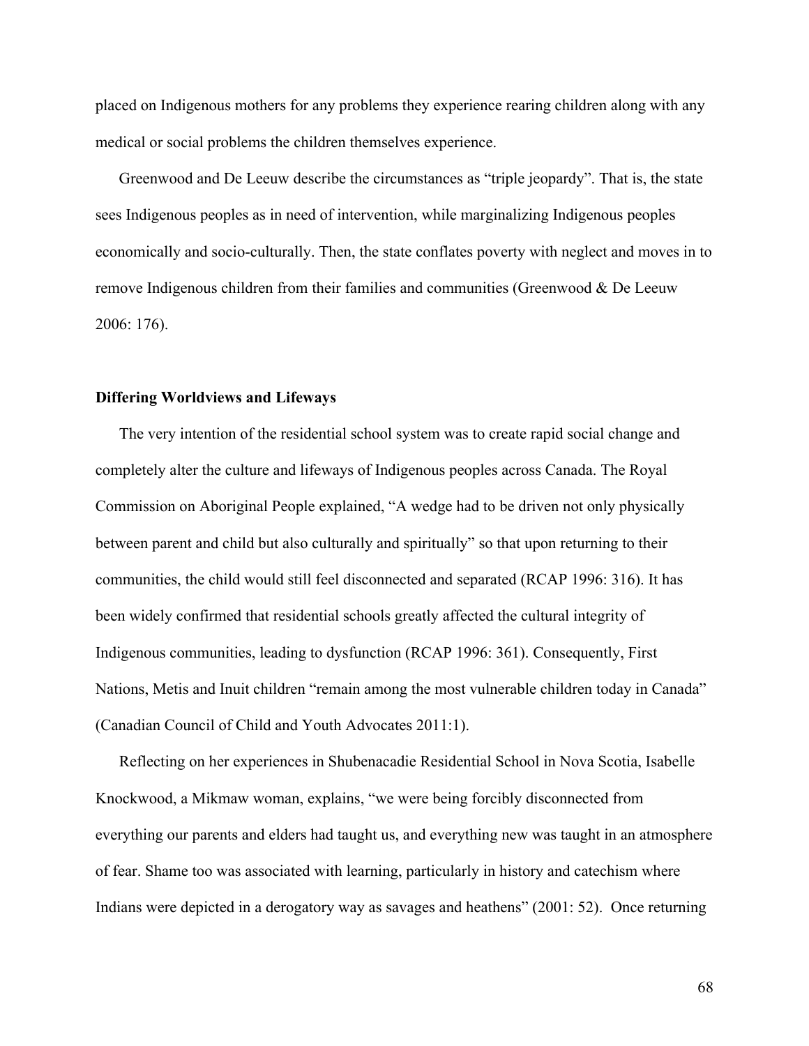placed on Indigenous mothers for any problems they experience rearing children along with any medical or social problems the children themselves experience.

Greenwood and De Leeuw describe the circumstances as "triple jeopardy". That is, the state sees Indigenous peoples as in need of intervention, while marginalizing Indigenous peoples economically and socio-culturally. Then, the state conflates poverty with neglect and moves in to remove Indigenous children from their families and communities (Greenwood & De Leeuw 2006: 176).

**Differing Worldviews and Lifeways**

The very intention of the residential school system was to create rapid social change and completely alter the culture and lifeways of Indigenous peoples across Canada. The Royal Commission on Aboriginal People explained, "A wedge had to be driven not only physically between parent and child but also culturally and spiritually" so that upon returning to their communities, the child would still feel disconnected and separated (RCAP 1996: 316). It has been widely confirmed that residential schools greatly affected the cultural integrity of Indigenous communities, leading to dysfunction (RCAP 1996: 361). Consequently, First Nations, Metis and Inuit children "remain among the most vulnerable children today in Canada" (Canadian Council of Child and Youth Advocates 2011:1).

Reflecting on her experiences in Shubenacadie Residential School in Nova Scotia, Isabelle Knockwood, a Mikmaw woman, explains, "we were being forcibly disconnected from everything our parents and elders had taught us, and everything new was taught in an atmosphere of fear. Shame too was associated with learning, particularly in history and catechism where Indians were depicted in a derogatory way as savages and heathens" (2001: 52). Once returning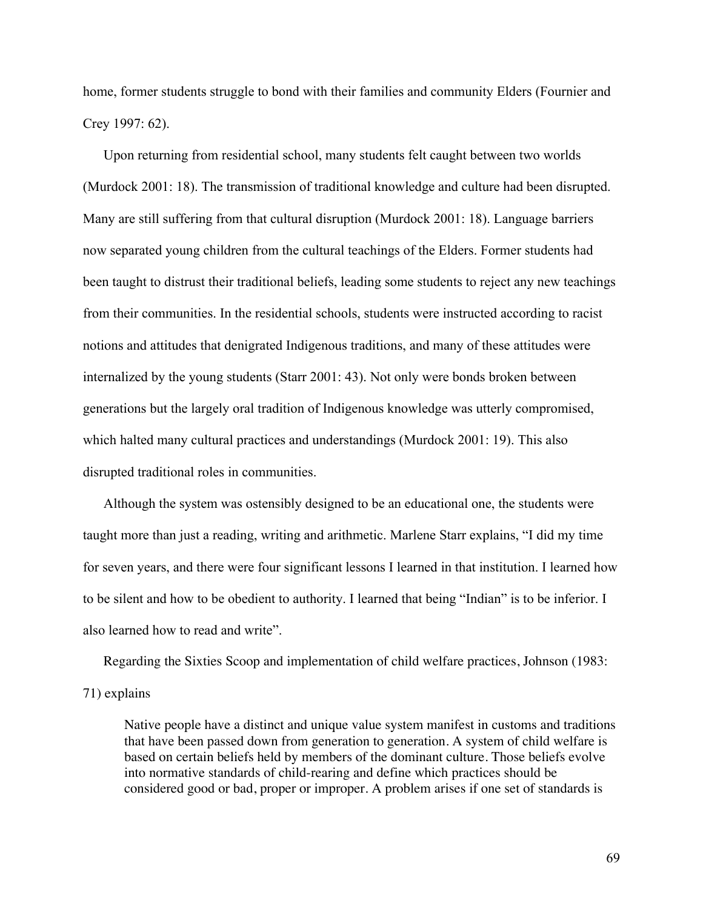home, former students struggle to bond with their families and community Elders (Fournier and Crey 1997: 62).

Upon returning from residential school, many students felt caught between two worlds (Murdock 2001: 18). The transmission of traditional knowledge and culture had been disrupted. Many are still suffering from that cultural disruption (Murdock 2001: 18). Language barriers now separated young children from the cultural teachings of the Elders. Former students had been taught to distrust their traditional beliefs, leading some students to reject any new teachings from their communities. In the residential schools, students were instructed according to racist notions and attitudes that denigrated Indigenous traditions, and many of these attitudes were internalized by the young students (Starr 2001: 43). Not only were bonds broken between generations but the largely oral tradition of Indigenous knowledge was utterly compromised, which halted many cultural practices and understandings (Murdock 2001: 19). This also disrupted traditional roles in communities.

Although the system was ostensibly designed to be an educational one, the students were taught more than just a reading, writing and arithmetic. Marlene Starr explains, "I did my time for seven years, and there were four significant lessons I learned in that institution. I learned how to be silent and how to be obedient to authority. I learned that being "Indian" is to be inferior. I also learned how to read and write".

Regarding the Sixties Scoop and implementation of child welfare practices, Johnson (1983: 71) explains

> Native people have a distinct and unique value system manifest in customs and traditions that have been passed down from generation to generation. A system of child welfare is based on certain beliefs held by members of the dominant culture. Those beliefs evolve into normative standards of child-rearing and define which practices should be considered good or bad, proper or improper. A problem arises if one set of standards is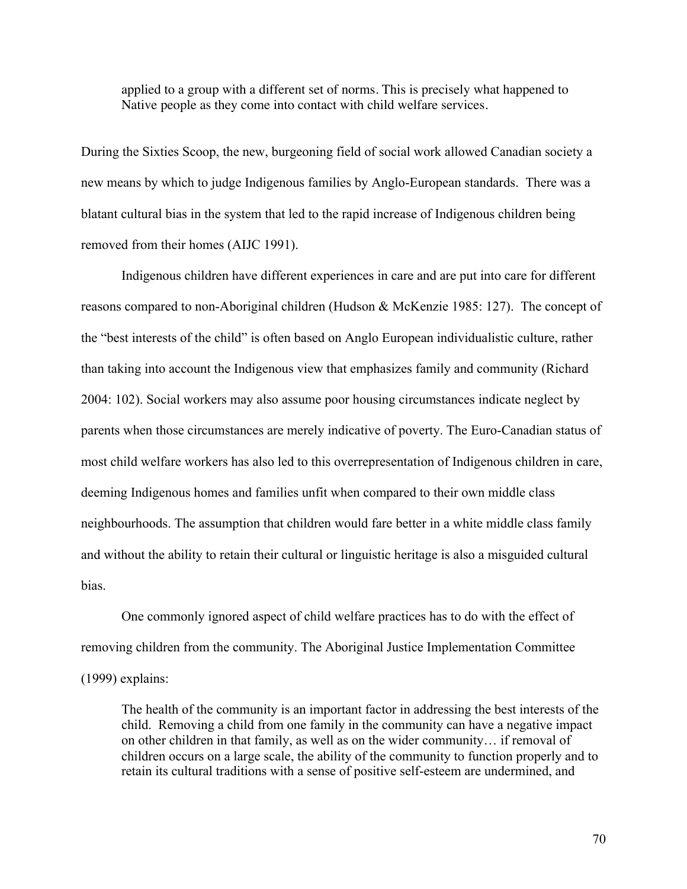> applied to a group with a different set of norms. This is precisely what happened to Native people as they come into contact with child welfare services.

During the Sixties Scoop, the new, burgeoning field of social work allowed Canadian society a new means by which to judge Indigenous families by Anglo-European standards. There was a blatant cultural bias in the system that led to the rapid increase of Indigenous children being removed from their homes (AIJC 1991).

Indigenous children have different experiences in care and are put into care for different reasons compared to non-Aboriginal children (Hudson & McKenzie 1985: 127). The concept of the "best interests of the child" is often based on Anglo European individualistic culture, rather than taking into account the Indigenous view that emphasizes family and community (Richard 2004: 102). Social workers may also assume poor housing circumstances indicate neglect by parents when those circumstances are merely indicative of poverty. The Euro-Canadian status of most child welfare workers has also led to this overrepresentation of Indigenous children in care, deeming Indigenous homes and families unfit when compared to their own middle class neighbourhoods. The assumption that children would fare better in a white middle class family and without the ability to retain their cultural or linguistic heritage is also a misguided cultural bias.

One commonly ignored aspect of child welfare practices has to do with the effect of removing children from the community. The Aboriginal Justice Implementation Committee (1999) explains:

> The health of the community is an important factor in addressing the best interests of the child. Removing a child from one family in the community can have a negative impact on other children in that family, as well as on the wider community… if removal of children occurs on a large scale, the ability of the community to function properly and to retain its cultural traditions with a sense of positive self-esteem are undermined, and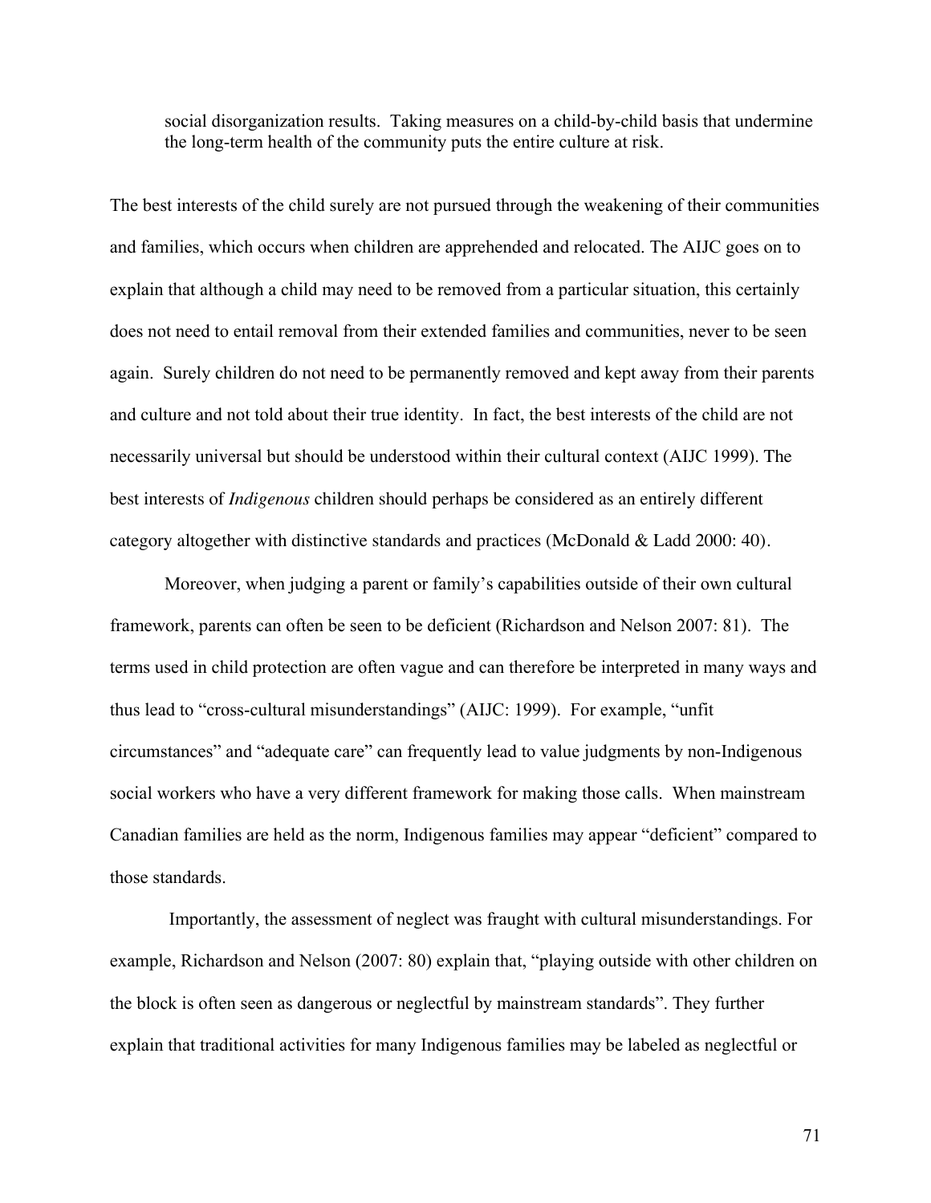> social disorganization results. Taking measures on a child-by-child basis that undermine the long-term health of the community puts the entire culture at risk.

The best interests of the child surely are not pursued through the weakening of their communities and families, which occurs when children are apprehended and relocated. The AIJC goes on to explain that although a child may need to be removed from a particular situation, this certainly does not need to entail removal from their extended families and communities, never to be seen again. Surely children do not need to be permanently removed and kept away from their parents and culture and not told about their true identity. In fact, the best interests of the child are not necessarily universal but should be understood within their cultural context (AIJC 1999). The best interests of *Indigenous* children should perhaps be considered as an entirely different category altogether with distinctive standards and practices (McDonald & Ladd 2000: 40).

Moreover, when judging a parent or family's capabilities outside of their own cultural framework, parents can often be seen to be deficient (Richardson and Nelson 2007: 81). The terms used in child protection are often vague and can therefore be interpreted in many ways and thus lead to "cross-cultural misunderstandings" (AIJC: 1999). For example, "unfit circumstances" and "adequate care" can frequently lead to value judgments by non-Indigenous social workers who have a very different framework for making those calls. When mainstream Canadian families are held as the norm, Indigenous families may appear "deficient" compared to those standards.

Importantly, the assessment of neglect was fraught with cultural misunderstandings. For example, Richardson and Nelson (2007: 80) explain that, "playing outside with other children on the block is often seen as dangerous or neglectful by mainstream standards". They further explain that traditional activities for many Indigenous families may be labeled as neglectful or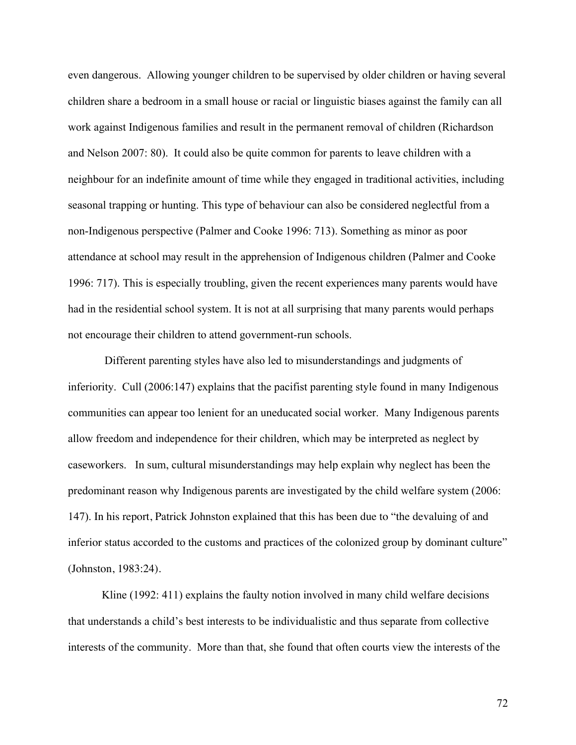even dangerous. Allowing younger children to be supervised by older children or having several children share a bedroom in a small house or racial or linguistic biases against the family can all work against Indigenous families and result in the permanent removal of children (Richardson and Nelson 2007: 80). It could also be quite common for parents to leave children with a neighbour for an indefinite amount of time while they engaged in traditional activities, including seasonal trapping or hunting. This type of behaviour can also be considered neglectful from a non-Indigenous perspective (Palmer and Cooke 1996: 713). Something as minor as poor attendance at school may result in the apprehension of Indigenous children (Palmer and Cooke 1996: 717). This is especially troubling, given the recent experiences many parents would have had in the residential school system. It is not at all surprising that many parents would perhaps not encourage their children to attend government-run schools.

Different parenting styles have also led to misunderstandings and judgments of inferiority. Cull (2006:147) explains that the pacifist parenting style found in many Indigenous communities can appear too lenient for an uneducated social worker. Many Indigenous parents allow freedom and independence for their children, which may be interpreted as neglect by caseworkers. In sum, cultural misunderstandings may help explain why neglect has been the predominant reason why Indigenous parents are investigated by the child welfare system (2006: 147). In his report, Patrick Johnston explained that this has been due to "the devaluing of and inferior status accorded to the customs and practices of the colonized group by dominant culture" (Johnston, 1983:24).

Kline (1992: 411) explains the faulty notion involved in many child welfare decisions that understands a child's best interests to be individualistic and thus separate from collective interests of the community. More than that, she found that often courts view the interests of the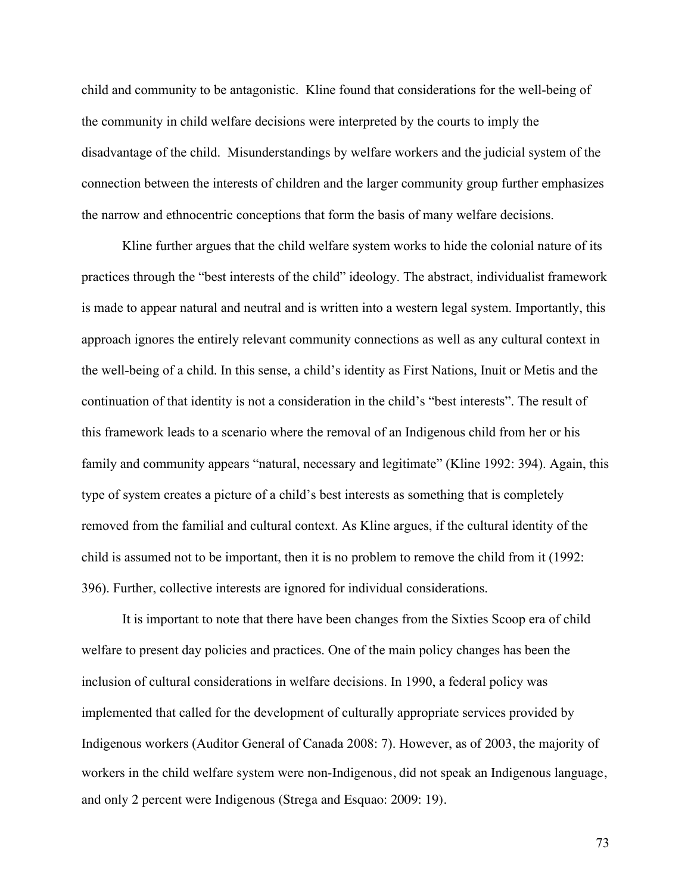child and community to be antagonistic. Kline found that considerations for the well-being of the community in child welfare decisions were interpreted by the courts to imply the disadvantage of the child. Misunderstandings by welfare workers and the judicial system of the connection between the interests of children and the larger community group further emphasizes the narrow and ethnocentric conceptions that form the basis of many welfare decisions.

Kline further argues that the child welfare system works to hide the colonial nature of its practices through the "best interests of the child" ideology. The abstract, individualist framework is made to appear natural and neutral and is written into a western legal system. Importantly, this approach ignores the entirely relevant community connections as well as any cultural context in the well-being of a child. In this sense, a child's identity as First Nations, Inuit or Metis and the continuation of that identity is not a consideration in the child's "best interests". The result of this framework leads to a scenario where the removal of an Indigenous child from her or his family and community appears "natural, necessary and legitimate" (Kline 1992: 394). Again, this type of system creates a picture of a child's best interests as something that is completely removed from the familial and cultural context. As Kline argues, if the cultural identity of the child is assumed not to be important, then it is no problem to remove the child from it (1992: 396). Further, collective interests are ignored for individual considerations.

It is important to note that there have been changes from the Sixties Scoop era of child welfare to present day policies and practices. One of the main policy changes has been the inclusion of cultural considerations in welfare decisions. In 1990, a federal policy was implemented that called for the development of culturally appropriate services provided by Indigenous workers (Auditor General of Canada 2008: 7). However, as of 2003, the majority of workers in the child welfare system were non-Indigenous, did not speak an Indigenous language, and only 2 percent were Indigenous (Strega and Esquao: 2009: 19).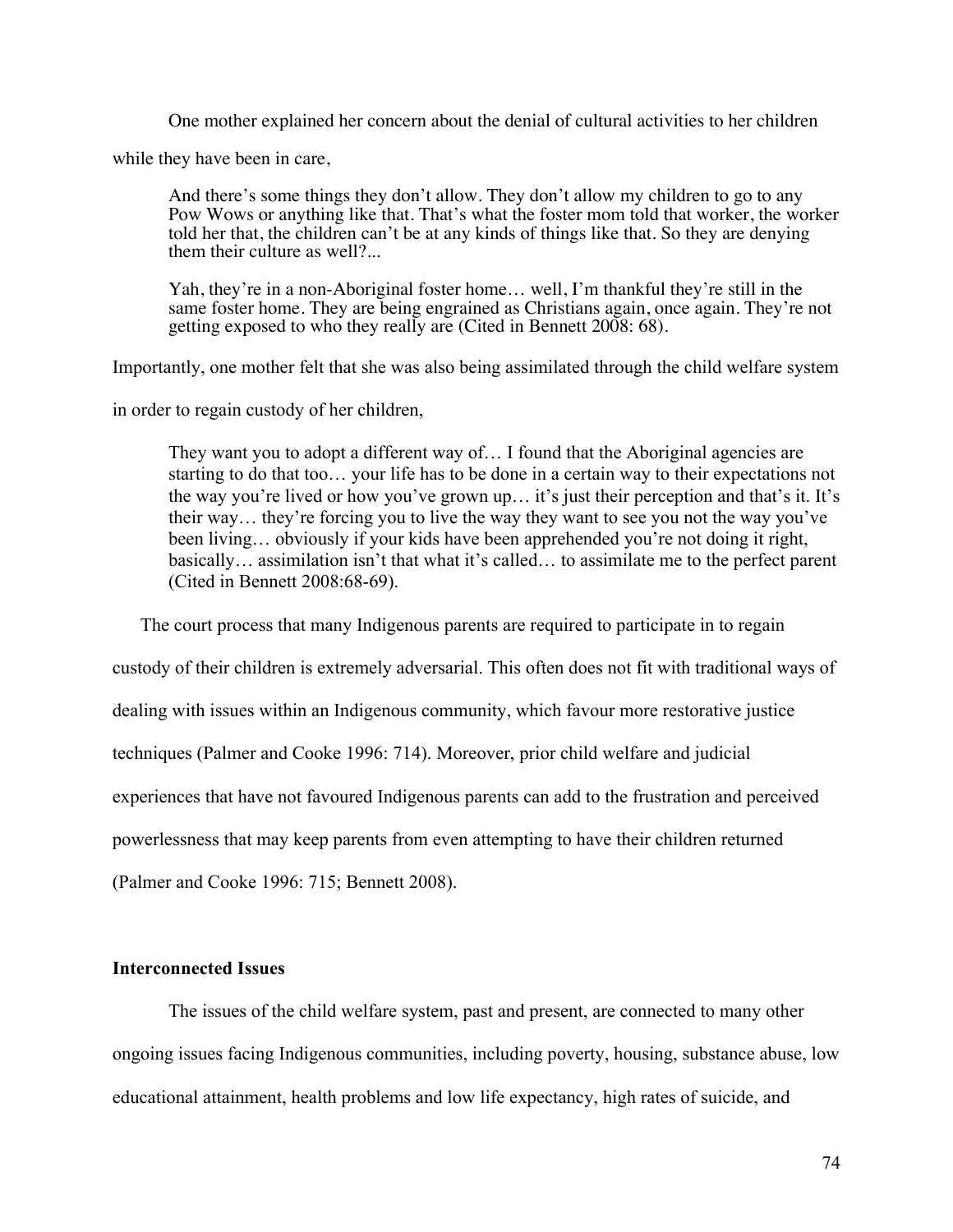One mother explained her concern about the denial of cultural activities to her children while they have been in care,

> And there's some things they don't allow. They don't allow my children to go to any Pow Wows or anything like that. That's what the foster mom told that worker, the worker told her that, the children can't be at any kinds of things like that. So they are denying them their culture as well?...
>
> Yah, they're in a non-Aboriginal foster home… well, I'm thankful they're still in the same foster home. They are being engrained as Christians again, once again. They're not getting exposed to who they really are (Cited in Bennett 2008: 68).

Importantly, one mother felt that she was also being assimilated through the child welfare system in order to regain custody of her children,

> They want you to adopt a different way of… I found that the Aboriginal agencies are starting to do that too… your life has to be done in a certain way to their expectations not the way you're lived or how you've grown up… it's just their perception and that's it. It's their way… they're forcing you to live the way they want to see you not the way you've been living… obviously if your kids have been apprehended you're not doing it right, basically… assimilation isn't that what it's called… to assimilate me to the perfect parent (Cited in Bennett 2008:68-69).

The court process that many Indigenous parents are required to participate in to regain custody of their children is extremely adversarial. This often does not fit with traditional ways of dealing with issues within an Indigenous community, which favour more restorative justice techniques (Palmer and Cooke 1996: 714). Moreover, prior child welfare and judicial experiences that have not favoured Indigenous parents can add to the frustration and perceived powerlessness that may keep parents from even attempting to have their children returned (Palmer and Cooke 1996: 715; Bennett 2008).

### Interconnected Issues

The issues of the child welfare system, past and present, are connected to many other ongoing issues facing Indigenous communities, including poverty, housing, substance abuse, low educational attainment, health problems and low life expectancy, high rates of suicide, and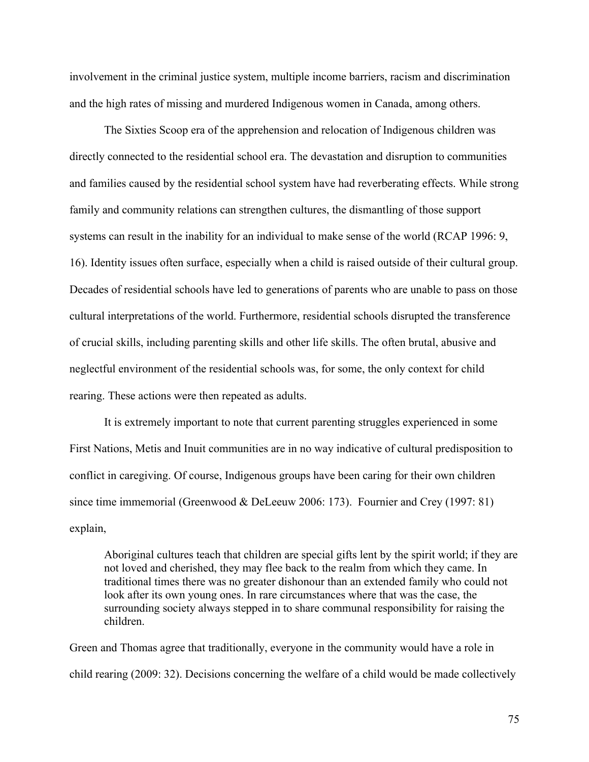involvement in the criminal justice system, multiple income barriers, racism and discrimination and the high rates of missing and murdered Indigenous women in Canada, among others.

The Sixties Scoop era of the apprehension and relocation of Indigenous children was directly connected to the residential school era. The devastation and disruption to communities and families caused by the residential school system have had reverberating effects. While strong family and community relations can strengthen cultures, the dismantling of those support systems can result in the inability for an individual to make sense of the world (RCAP 1996: 9, 16). Identity issues often surface, especially when a child is raised outside of their cultural group. Decades of residential schools have led to generations of parents who are unable to pass on those cultural interpretations of the world. Furthermore, residential schools disrupted the transference of crucial skills, including parenting skills and other life skills. The often brutal, abusive and neglectful environment of the residential schools was, for some, the only context for child rearing. These actions were then repeated as adults.

It is extremely important to note that current parenting struggles experienced in some First Nations, Metis and Inuit communities are in no way indicative of cultural predisposition to conflict in caregiving. Of course, Indigenous groups have been caring for their own children since time immemorial (Greenwood & DeLeeuw 2006: 173). Fournier and Crey (1997: 81) explain,

> Aboriginal cultures teach that children are special gifts lent by the spirit world; if they are not loved and cherished, they may flee back to the realm from which they came. In traditional times there was no greater dishonour than an extended family who could not look after its own young ones. In rare circumstances where that was the case, the surrounding society always stepped in to share communal responsibility for raising the children.

Green and Thomas agree that traditionally, everyone in the community would have a role in child rearing (2009: 32). Decisions concerning the welfare of a child would be made collectively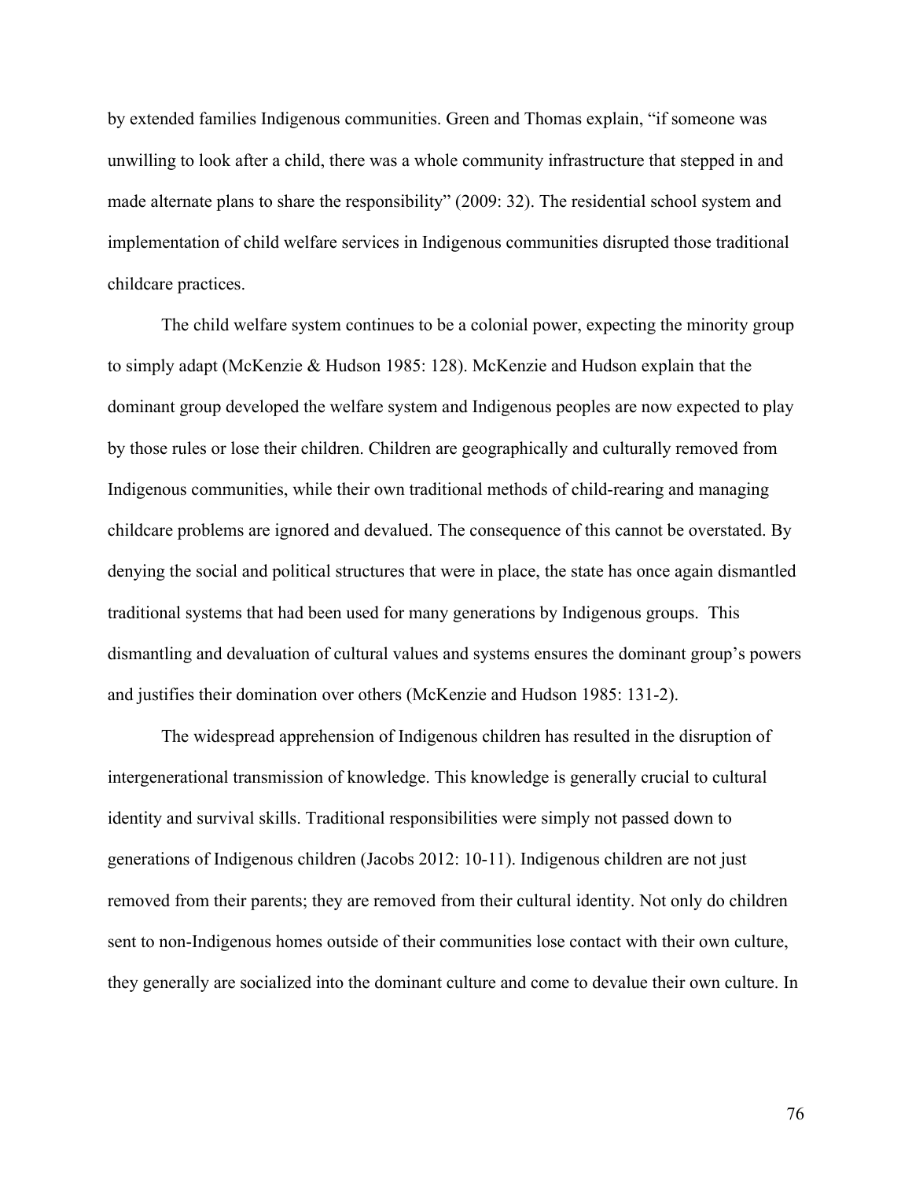by extended families Indigenous communities. Green and Thomas explain, "if someone was unwilling to look after a child, there was a whole community infrastructure that stepped in and made alternate plans to share the responsibility" (2009: 32). The residential school system and implementation of child welfare services in Indigenous communities disrupted those traditional childcare practices.

The child welfare system continues to be a colonial power, expecting the minority group to simply adapt (McKenzie & Hudson 1985: 128). McKenzie and Hudson explain that the dominant group developed the welfare system and Indigenous peoples are now expected to play by those rules or lose their children. Children are geographically and culturally removed from Indigenous communities, while their own traditional methods of child-rearing and managing childcare problems are ignored and devalued. The consequence of this cannot be overstated. By denying the social and political structures that were in place, the state has once again dismantled traditional systems that had been used for many generations by Indigenous groups. This dismantling and devaluation of cultural values and systems ensures the dominant group's powers and justifies their domination over others (McKenzie and Hudson 1985: 131-2).

The widespread apprehension of Indigenous children has resulted in the disruption of intergenerational transmission of knowledge. This knowledge is generally crucial to cultural identity and survival skills. Traditional responsibilities were simply not passed down to generations of Indigenous children (Jacobs 2012: 10-11). Indigenous children are not just removed from their parents; they are removed from their cultural identity. Not only do children sent to non-Indigenous homes outside of their communities lose contact with their own culture, they generally are socialized into the dominant culture and come to devalue their own culture. In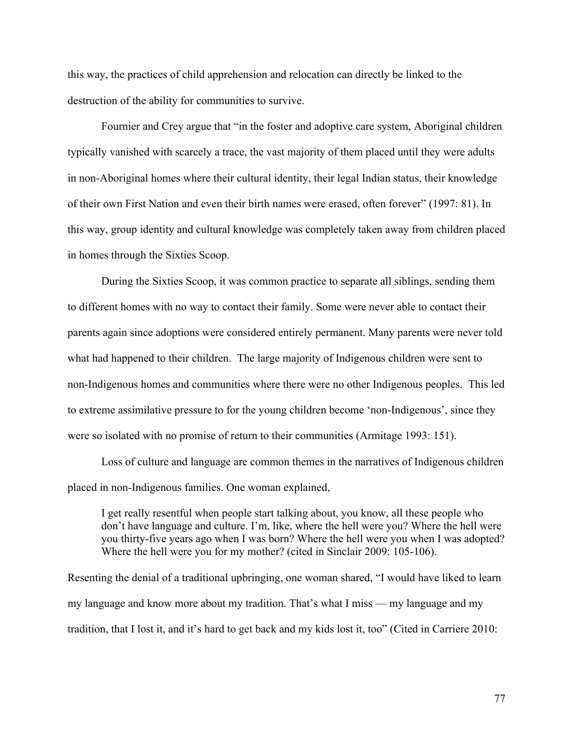this way, the practices of child apprehension and relocation can directly be linked to the destruction of the ability for communities to survive.

Fournier and Crey argue that "in the foster and adoptive care system, Aboriginal children typically vanished with scarcely a trace, the vast majority of them placed until they were adults in non-Aboriginal homes where their cultural identity, their legal Indian status, their knowledge of their own First Nation and even their birth names were erased, often forever" (1997: 81). In this way, group identity and cultural knowledge was completely taken away from children placed in homes through the Sixties Scoop.

During the Sixties Scoop, it was common practice to separate all siblings, sending them to different homes with no way to contact their family. Some were never able to contact their parents again since adoptions were considered entirely permanent. Many parents were never told what had happened to their children. The large majority of Indigenous children were sent to non-Indigenous homes and communities where there were no other Indigenous peoples. This led to extreme assimilative pressure to for the young children become 'non-Indigenous', since they were so isolated with no promise of return to their communities (Armitage 1993: 151).

Loss of culture and language are common themes in the narratives of Indigenous children placed in non-Indigenous families. One woman explained,

> I get really resentful when people start talking about, you know, all these people who don't have language and culture. I'm, like, where the hell were you? Where the hell were you thirty-five years ago when I was born? Where the hell were you when I was adopted? Where the hell were you for my mother? (cited in Sinclair 2009: 105-106).

Resenting the denial of a traditional upbringing, one woman shared, "I would have liked to learn my language and know more about my tradition. That's what I miss — my language and my tradition, that I lost it, and it's hard to get back and my kids lost it, too" (Cited in Carriere 2010: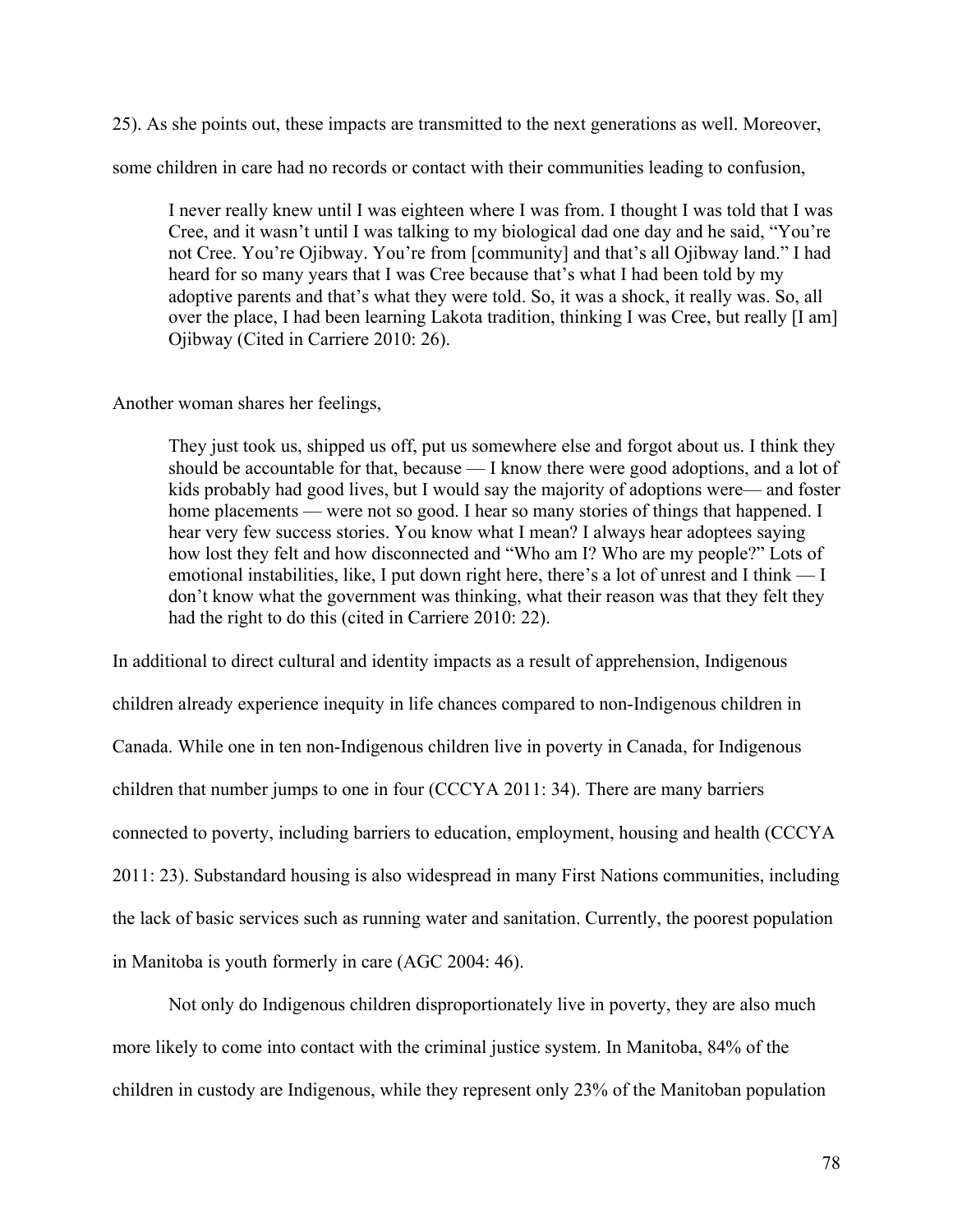25). As she points out, these impacts are transmitted to the next generations as well. Moreover, some children in care had no records or contact with their communities leading to confusion,

> I never really knew until I was eighteen where I was from. I thought I was told that I was Cree, and it wasn't until I was talking to my biological dad one day and he said, "You're not Cree. You're Ojibway. You're from [community] and that's all Ojibway land." I had heard for so many years that I was Cree because that's what I had been told by my adoptive parents and that's what they were told. So, it was a shock, it really was. So, all over the place, I had been learning Lakota tradition, thinking I was Cree, but really [I am] Ojibway (Cited in Carriere 2010: 26).

Another woman shares her feelings,

> They just took us, shipped us off, put us somewhere else and forgot about us. I think they should be accountable for that, because — I know there were good adoptions, and a lot of kids probably had good lives, but I would say the majority of adoptions were— and foster home placements — were not so good. I hear so many stories of things that happened. I hear very few success stories. You know what I mean? I always hear adoptees saying how lost they felt and how disconnected and "Who am I? Who are my people?" Lots of emotional instabilities, like, I put down right here, there's a lot of unrest and I think — I don't know what the government was thinking, what their reason was that they felt they had the right to do this (cited in Carriere 2010: 22).

In additional to direct cultural and identity impacts as a result of apprehension, Indigenous children already experience inequity in life chances compared to non-Indigenous children in Canada. While one in ten non-Indigenous children live in poverty in Canada, for Indigenous children that number jumps to one in four (CCCYA 2011: 34). There are many barriers connected to poverty, including barriers to education, employment, housing and health (CCCYA 2011: 23). Substandard housing is also widespread in many First Nations communities, including the lack of basic services such as running water and sanitation. Currently, the poorest population in Manitoba is youth formerly in care (AGC 2004: 46).

Not only do Indigenous children disproportionately live in poverty, they are also much more likely to come into contact with the criminal justice system. In Manitoba, 84% of the children in custody are Indigenous, while they represent only 23% of the Manitoban population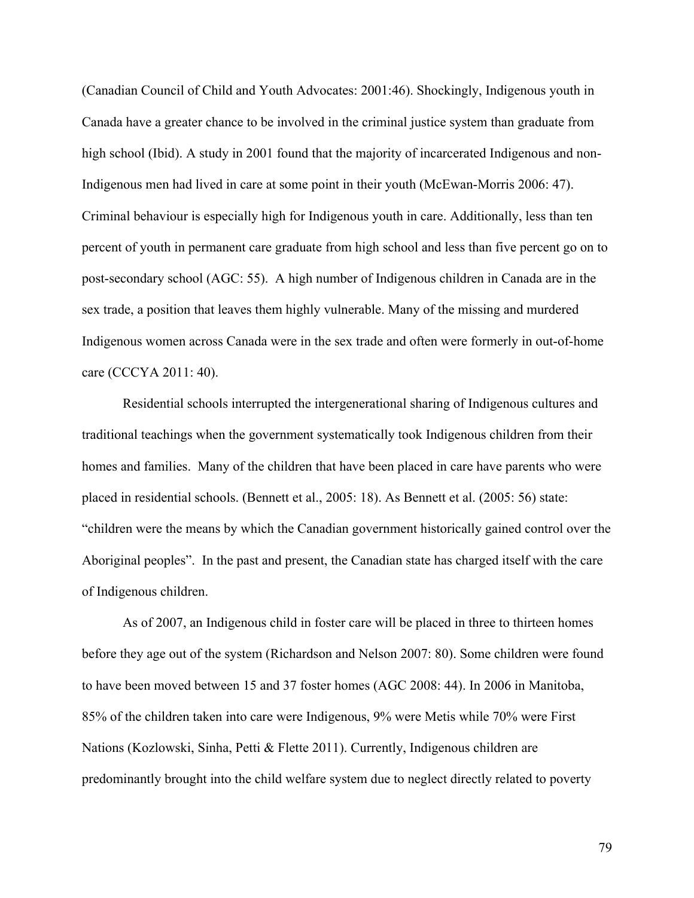(Canadian Council of Child and Youth Advocates: 2001:46). Shockingly, Indigenous youth in Canada have a greater chance to be involved in the criminal justice system than graduate from high school (Ibid). A study in 2001 found that the majority of incarcerated Indigenous and non-Indigenous men had lived in care at some point in their youth (McEwan-Morris 2006: 47). Criminal behaviour is especially high for Indigenous youth in care. Additionally, less than ten percent of youth in permanent care graduate from high school and less than five percent go on to post-secondary school (AGC: 55). A high number of Indigenous children in Canada are in the sex trade, a position that leaves them highly vulnerable. Many of the missing and murdered Indigenous women across Canada were in the sex trade and often were formerly in out-of-home care (CCCYA 2011: 40).

Residential schools interrupted the intergenerational sharing of Indigenous cultures and traditional teachings when the government systematically took Indigenous children from their homes and families. Many of the children that have been placed in care have parents who were placed in residential schools. (Bennett et al., 2005: 18). As Bennett et al. (2005: 56) state: "children were the means by which the Canadian government historically gained control over the Aboriginal peoples". In the past and present, the Canadian state has charged itself with the care of Indigenous children.

As of 2007, an Indigenous child in foster care will be placed in three to thirteen homes before they age out of the system (Richardson and Nelson 2007: 80). Some children were found to have been moved between 15 and 37 foster homes (AGC 2008: 44). In 2006 in Manitoba, 85% of the children taken into care were Indigenous, 9% were Metis while 70% were First Nations (Kozlowski, Sinha, Petti & Flette 2011). Currently, Indigenous children are predominantly brought into the child welfare system due to neglect directly related to poverty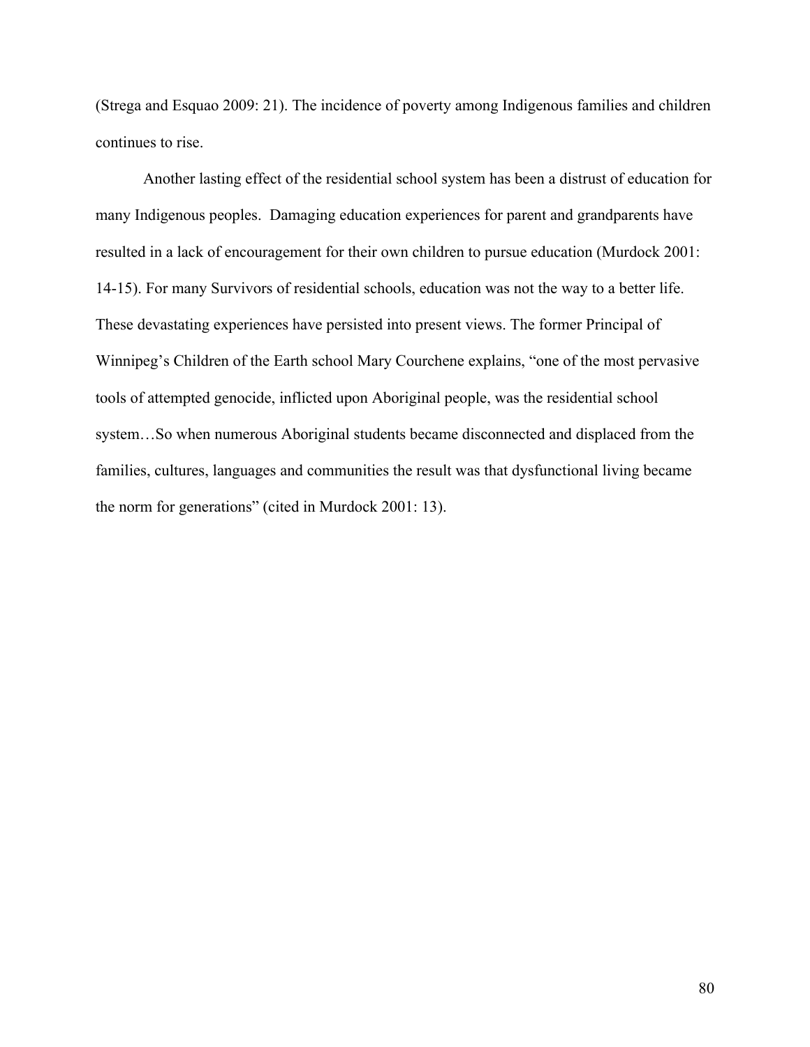(Strega and Esquao 2009: 21). The incidence of poverty among Indigenous families and children continues to rise.

Another lasting effect of the residential school system has been a distrust of education for many Indigenous peoples. Damaging education experiences for parent and grandparents have resulted in a lack of encouragement for their own children to pursue education (Murdock 2001: 14-15). For many Survivors of residential schools, education was not the way to a better life. These devastating experiences have persisted into present views. The former Principal of Winnipeg's Children of the Earth school Mary Courchene explains, "one of the most pervasive tools of attempted genocide, inflicted upon Aboriginal people, was the residential school system…So when numerous Aboriginal students became disconnected and displaced from the families, cultures, languages and communities the result was that dysfunctional living became the norm for generations" (cited in Murdock 2001: 13).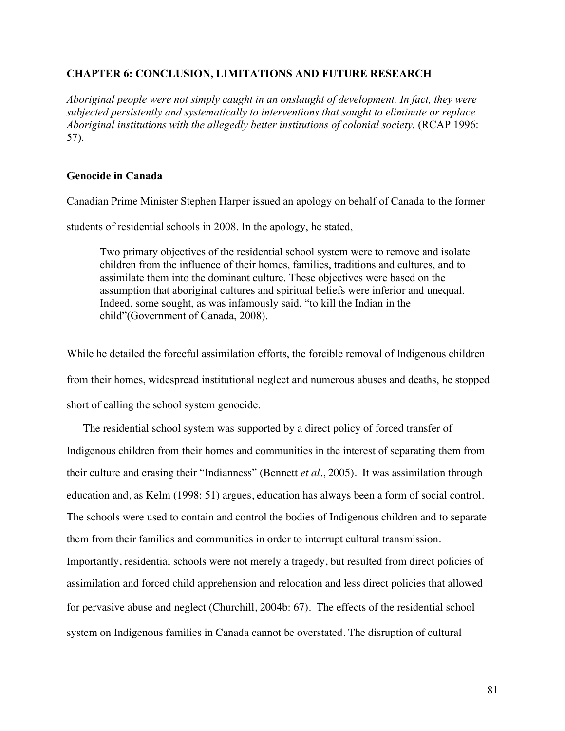## CHAPTER 6: CONCLUSION, LIMITATIONS AND FUTURE RESEARCH

*Aboriginal people were not simply caught in an onslaught of development. In fact, they were subjected persistently and systematically to interventions that sought to eliminate or replace Aboriginal institutions with the allegedly better institutions of colonial society.* (RCAP 1996: 57).

### Genocide in Canada

Canadian Prime Minister Stephen Harper issued an apology on behalf of Canada to the former students of residential schools in 2008. In the apology, he stated,

> Two primary objectives of the residential school system were to remove and isolate children from the influence of their homes, families, traditions and cultures, and to assimilate them into the dominant culture. These objectives were based on the assumption that aboriginal cultures and spiritual beliefs were inferior and unequal. Indeed, some sought, as was infamously said, "to kill the Indian in the child"(Government of Canada, 2008).

While he detailed the forceful assimilation efforts, the forcible removal of Indigenous children from their homes, widespread institutional neglect and numerous abuses and deaths, he stopped short of calling the school system genocide.

The residential school system was supported by a direct policy of forced transfer of Indigenous children from their homes and communities in the interest of separating them from their culture and erasing their "Indianness" (Bennett *et al*., 2005). It was assimilation through education and, as Kelm (1998: 51) argues, education has always been a form of social control. The schools were used to contain and control the bodies of Indigenous children and to separate them from their families and communities in order to interrupt cultural transmission. Importantly, residential schools were not merely a tragedy, but resulted from direct policies of assimilation and forced child apprehension and relocation and less direct policies that allowed for pervasive abuse and neglect (Churchill, 2004b: 67). The effects of the residential school system on Indigenous families in Canada cannot be overstated. The disruption of cultural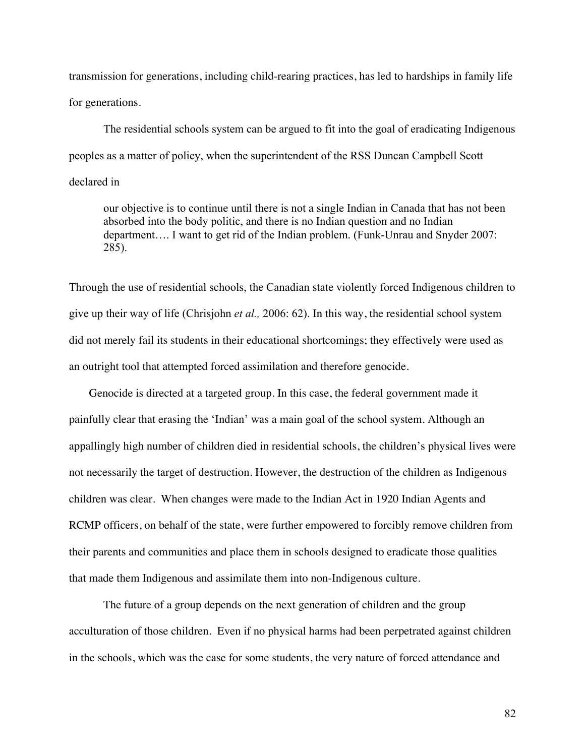transmission for generations, including child-rearing practices, has led to hardships in family life for generations.

The residential schools system can be argued to fit into the goal of eradicating Indigenous peoples as a matter of policy, when the superintendent of the RSS Duncan Campbell Scott declared in

> our objective is to continue until there is not a single Indian in Canada that has not been absorbed into the body politic, and there is no Indian question and no Indian department…. I want to get rid of the Indian problem. (Funk-Unrau and Snyder 2007: 285).

Through the use of residential schools, the Canadian state violently forced Indigenous children to give up their way of life (Chrisjohn *et al.,* 2006: 62). In this way, the residential school system did not merely fail its students in their educational shortcomings; they effectively were used as an outright tool that attempted forced assimilation and therefore genocide.

Genocide is directed at a targeted group. In this case, the federal government made it painfully clear that erasing the 'Indian' was a main goal of the school system. Although an appallingly high number of children died in residential schools, the children's physical lives were not necessarily the target of destruction. However, the destruction of the children as Indigenous children was clear. When changes were made to the Indian Act in 1920 Indian Agents and RCMP officers, on behalf of the state, were further empowered to forcibly remove children from their parents and communities and place them in schools designed to eradicate those qualities that made them Indigenous and assimilate them into non-Indigenous culture.

The future of a group depends on the next generation of children and the group acculturation of those children. Even if no physical harms had been perpetrated against children in the schools, which was the case for some students, the very nature of forced attendance and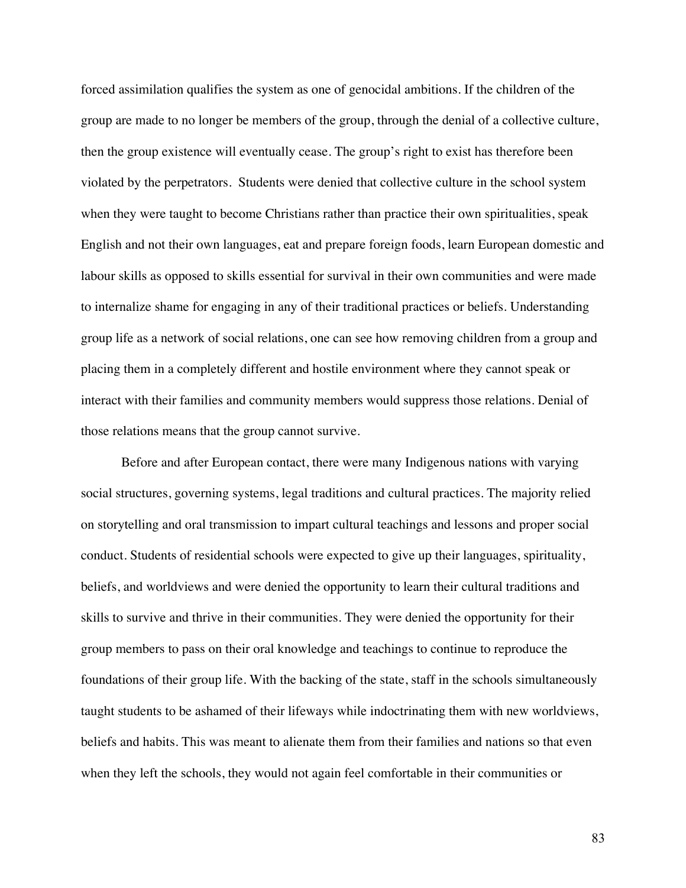forced assimilation qualifies the system as one of genocidal ambitions. If the children of the group are made to no longer be members of the group, through the denial of a collective culture, then the group existence will eventually cease. The group's right to exist has therefore been violated by the perpetrators. Students were denied that collective culture in the school system when they were taught to become Christians rather than practice their own spiritualities, speak English and not their own languages, eat and prepare foreign foods, learn European domestic and labour skills as opposed to skills essential for survival in their own communities and were made to internalize shame for engaging in any of their traditional practices or beliefs. Understanding group life as a network of social relations, one can see how removing children from a group and placing them in a completely different and hostile environment where they cannot speak or interact with their families and community members would suppress those relations. Denial of those relations means that the group cannot survive.

Before and after European contact, there were many Indigenous nations with varying social structures, governing systems, legal traditions and cultural practices. The majority relied on storytelling and oral transmission to impart cultural teachings and lessons and proper social conduct. Students of residential schools were expected to give up their languages, spirituality, beliefs, and worldviews and were denied the opportunity to learn their cultural traditions and skills to survive and thrive in their communities. They were denied the opportunity for their group members to pass on their oral knowledge and teachings to continue to reproduce the foundations of their group life. With the backing of the state, staff in the schools simultaneously taught students to be ashamed of their lifeways while indoctrinating them with new worldviews, beliefs and habits. This was meant to alienate them from their families and nations so that even when they left the schools, they would not again feel comfortable in their communities or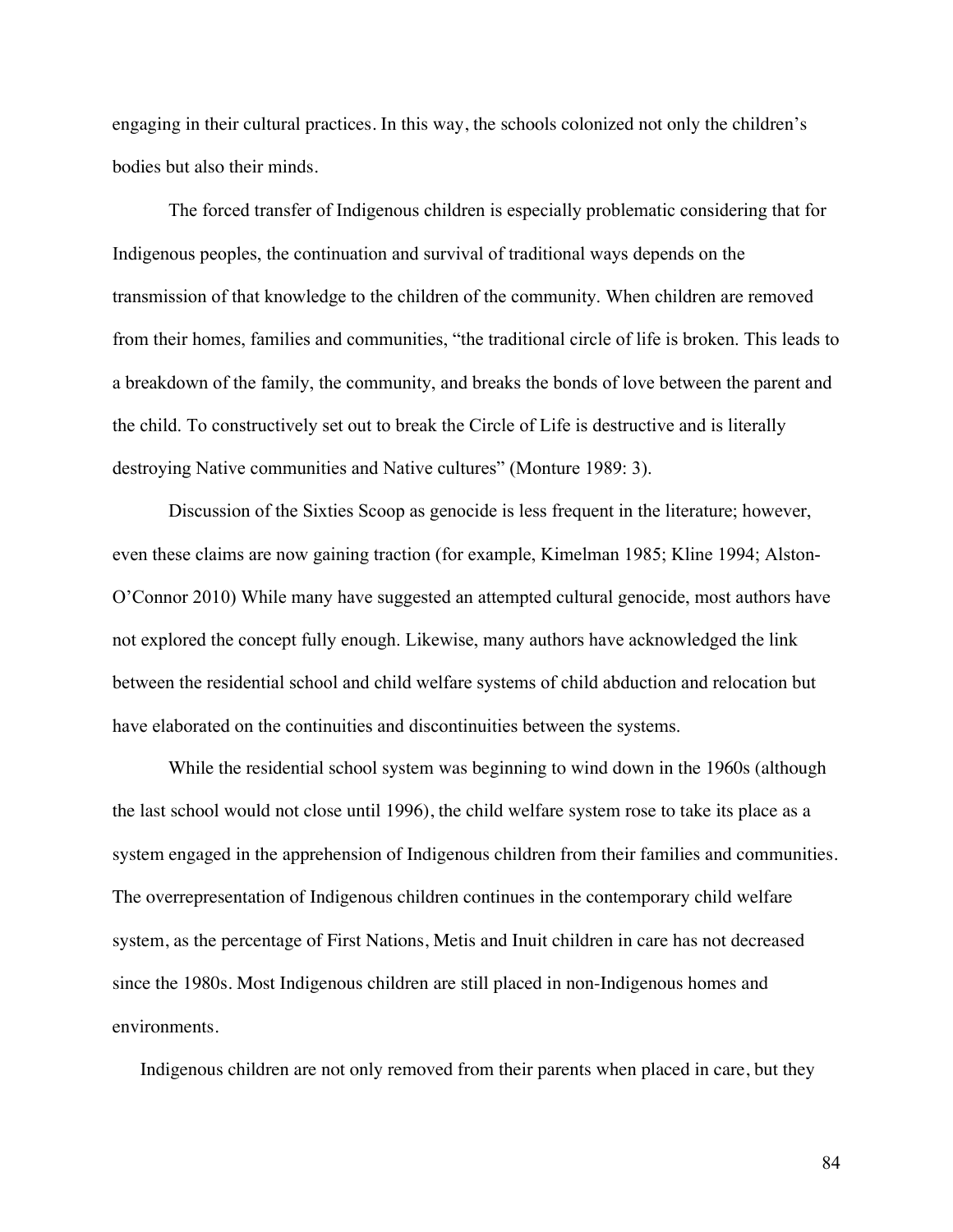engaging in their cultural practices. In this way, the schools colonized not only the children's bodies but also their minds.

The forced transfer of Indigenous children is especially problematic considering that for Indigenous peoples, the continuation and survival of traditional ways depends on the transmission of that knowledge to the children of the community. When children are removed from their homes, families and communities, "the traditional circle of life is broken. This leads to a breakdown of the family, the community, and breaks the bonds of love between the parent and the child. To constructively set out to break the Circle of Life is destructive and is literally destroying Native communities and Native cultures" (Monture 1989: 3).

Discussion of the Sixties Scoop as genocide is less frequent in the literature; however, even these claims are now gaining traction (for example, Kimelman 1985; Kline 1994; Alston-O'Connor 2010) While many have suggested an attempted cultural genocide, most authors have not explored the concept fully enough. Likewise, many authors have acknowledged the link between the residential school and child welfare systems of child abduction and relocation but have elaborated on the continuities and discontinuities between the systems.

While the residential school system was beginning to wind down in the 1960s (although the last school would not close until 1996), the child welfare system rose to take its place as a system engaged in the apprehension of Indigenous children from their families and communities. The overrepresentation of Indigenous children continues in the contemporary child welfare system, as the percentage of First Nations, Metis and Inuit children in care has not decreased since the 1980s. Most Indigenous children are still placed in non-Indigenous homes and environments.

Indigenous children are not only removed from their parents when placed in care, but they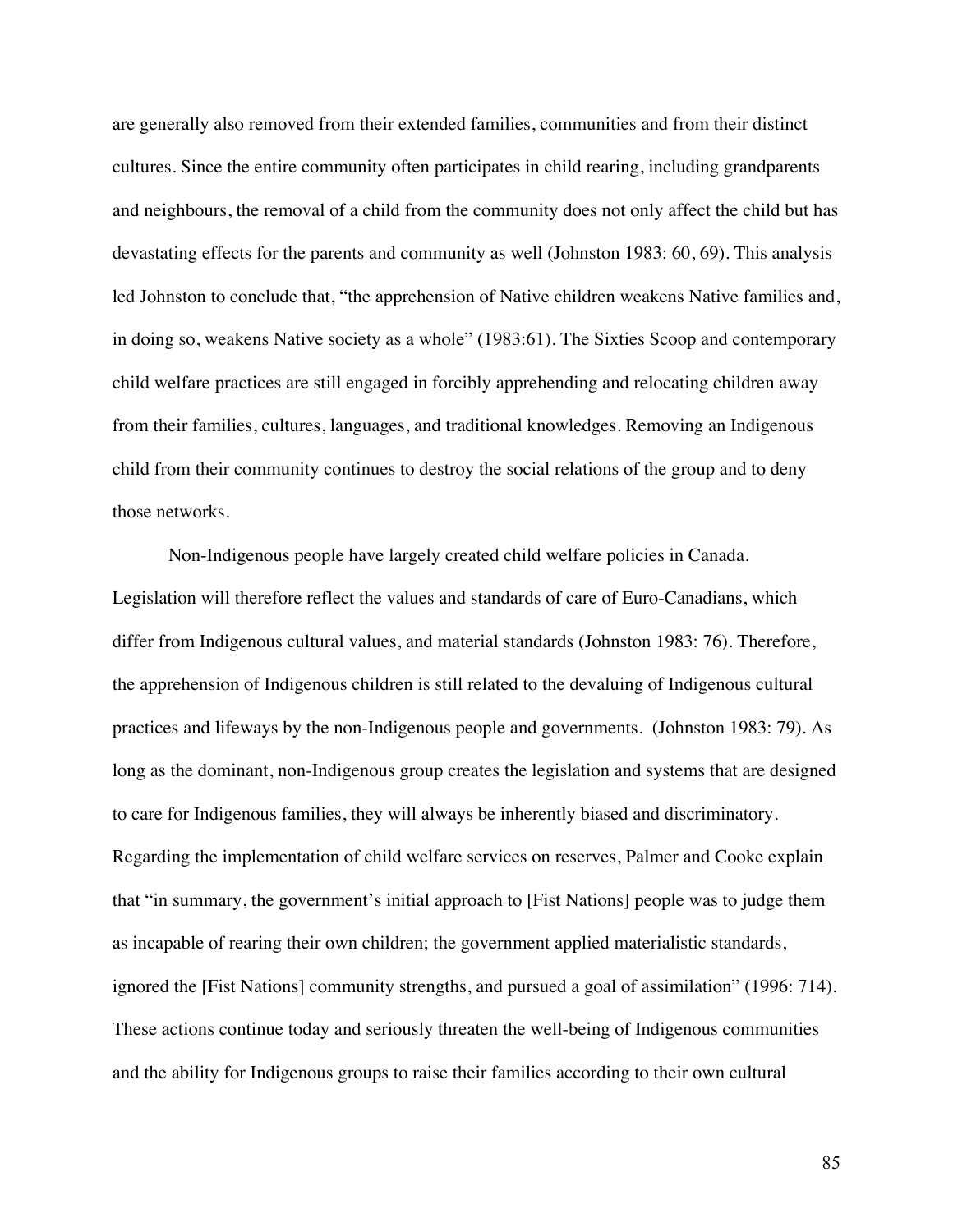are generally also removed from their extended families, communities and from their distinct cultures. Since the entire community often participates in child rearing, including grandparents and neighbours, the removal of a child from the community does not only affect the child but has devastating effects for the parents and community as well (Johnston 1983: 60, 69). This analysis led Johnston to conclude that, "the apprehension of Native children weakens Native families and, in doing so, weakens Native society as a whole" (1983:61). The Sixties Scoop and contemporary child welfare practices are still engaged in forcibly apprehending and relocating children away from their families, cultures, languages, and traditional knowledges. Removing an Indigenous child from their community continues to destroy the social relations of the group and to deny those networks.

Non-Indigenous people have largely created child welfare policies in Canada. Legislation will therefore reflect the values and standards of care of Euro-Canadians, which differ from Indigenous cultural values, and material standards (Johnston 1983: 76). Therefore, the apprehension of Indigenous children is still related to the devaluing of Indigenous cultural practices and lifeways by the non-Indigenous people and governments. (Johnston 1983: 79). As long as the dominant, non-Indigenous group creates the legislation and systems that are designed to care for Indigenous families, they will always be inherently biased and discriminatory. Regarding the implementation of child welfare services on reserves, Palmer and Cooke explain that "in summary, the government's initial approach to [Fist Nations] people was to judge them as incapable of rearing their own children; the government applied materialistic standards, ignored the [Fist Nations] community strengths, and pursued a goal of assimilation" (1996: 714). These actions continue today and seriously threaten the well-being of Indigenous communities and the ability for Indigenous groups to raise their families according to their own cultural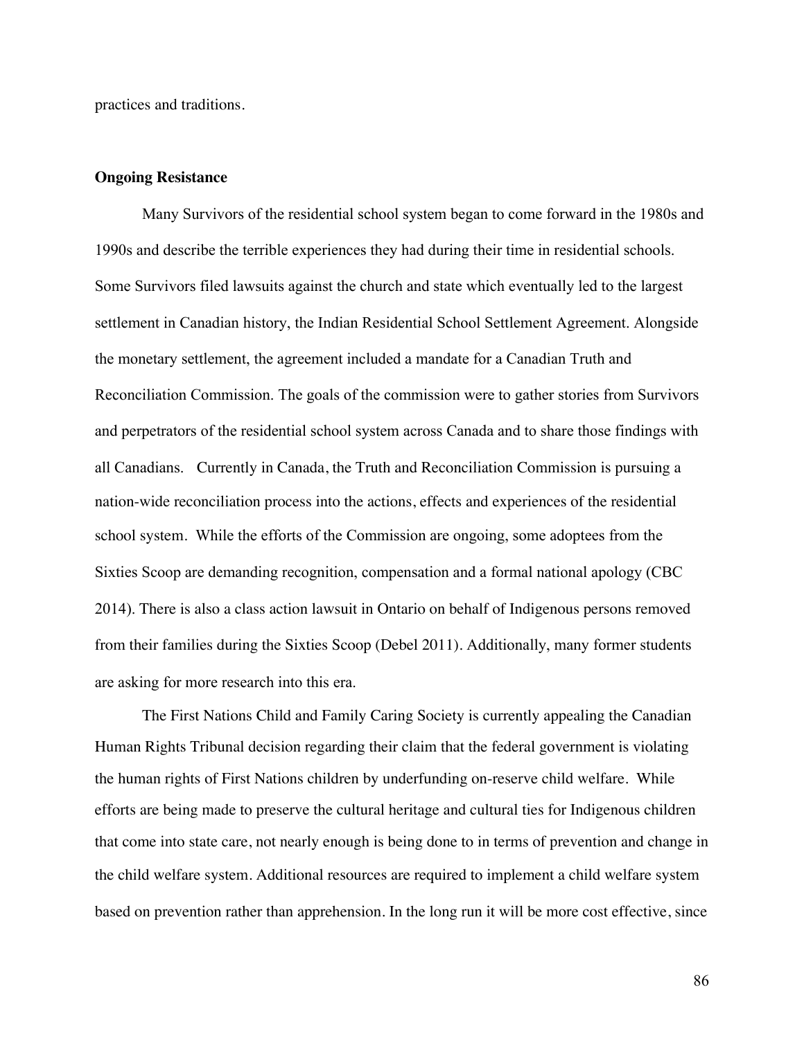practices and traditions.

**Ongoing Resistance**

Many Survivors of the residential school system began to come forward in the 1980s and 1990s and describe the terrible experiences they had during their time in residential schools. Some Survivors filed lawsuits against the church and state which eventually led to the largest settlement in Canadian history, the Indian Residential School Settlement Agreement. Alongside the monetary settlement, the agreement included a mandate for a Canadian Truth and Reconciliation Commission. The goals of the commission were to gather stories from Survivors and perpetrators of the residential school system across Canada and to share those findings with all Canadians. Currently in Canada, the Truth and Reconciliation Commission is pursuing a nation-wide reconciliation process into the actions, effects and experiences of the residential school system. While the efforts of the Commission are ongoing, some adoptees from the Sixties Scoop are demanding recognition, compensation and a formal national apology (CBC 2014). There is also a class action lawsuit in Ontario on behalf of Indigenous persons removed from their families during the Sixties Scoop (Debel 2011). Additionally, many former students are asking for more research into this era.

The First Nations Child and Family Caring Society is currently appealing the Canadian Human Rights Tribunal decision regarding their claim that the federal government is violating the human rights of First Nations children by underfunding on-reserve child welfare. While efforts are being made to preserve the cultural heritage and cultural ties for Indigenous children that come into state care, not nearly enough is being done to in terms of prevention and change in the child welfare system. Additional resources are required to implement a child welfare system based on prevention rather than apprehension. In the long run it will be more cost effective, since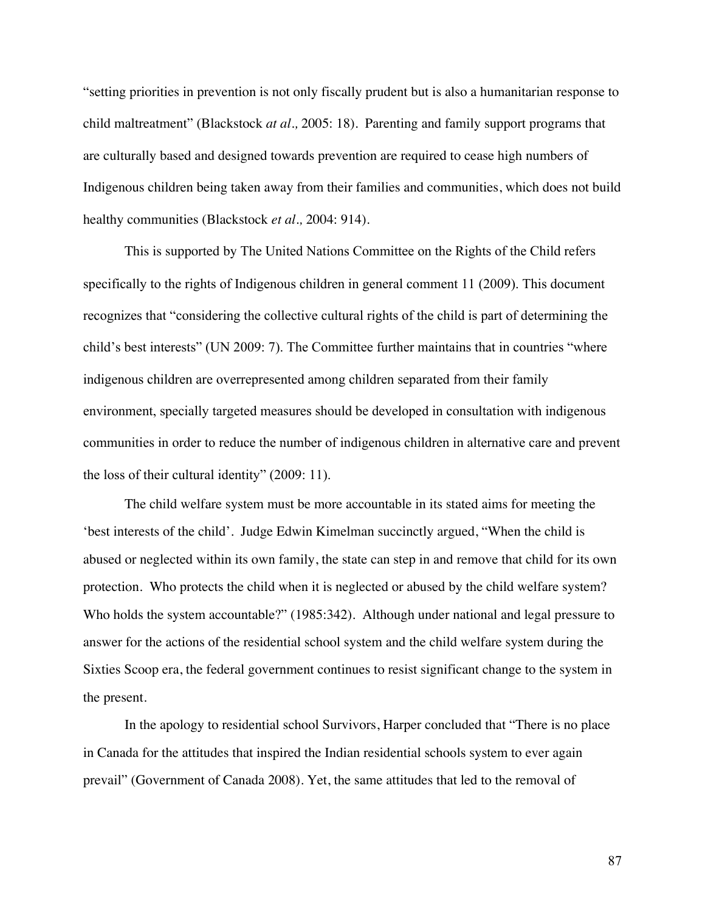"setting priorities in prevention is not only fiscally prudent but is also a humanitarian response to child maltreatment" (Blackstock *at al.,* 2005: 18). Parenting and family support programs that are culturally based and designed towards prevention are required to cease high numbers of Indigenous children being taken away from their families and communities, which does not build healthy communities (Blackstock *et al.,* 2004: 914).

This is supported by The United Nations Committee on the Rights of the Child refers specifically to the rights of Indigenous children in general comment 11 (2009). This document recognizes that "considering the collective cultural rights of the child is part of determining the child's best interests" (UN 2009: 7). The Committee further maintains that in countries "where indigenous children are overrepresented among children separated from their family environment, specially targeted measures should be developed in consultation with indigenous communities in order to reduce the number of indigenous children in alternative care and prevent the loss of their cultural identity" (2009: 11).

The child welfare system must be more accountable in its stated aims for meeting the 'best interests of the child'. Judge Edwin Kimelman succinctly argued, "When the child is abused or neglected within its own family, the state can step in and remove that child for its own protection. Who protects the child when it is neglected or abused by the child welfare system? Who holds the system accountable?" (1985:342). Although under national and legal pressure to answer for the actions of the residential school system and the child welfare system during the Sixties Scoop era, the federal government continues to resist significant change to the system in the present.

In the apology to residential school Survivors, Harper concluded that "There is no place in Canada for the attitudes that inspired the Indian residential schools system to ever again prevail" (Government of Canada 2008). Yet, the same attitudes that led to the removal of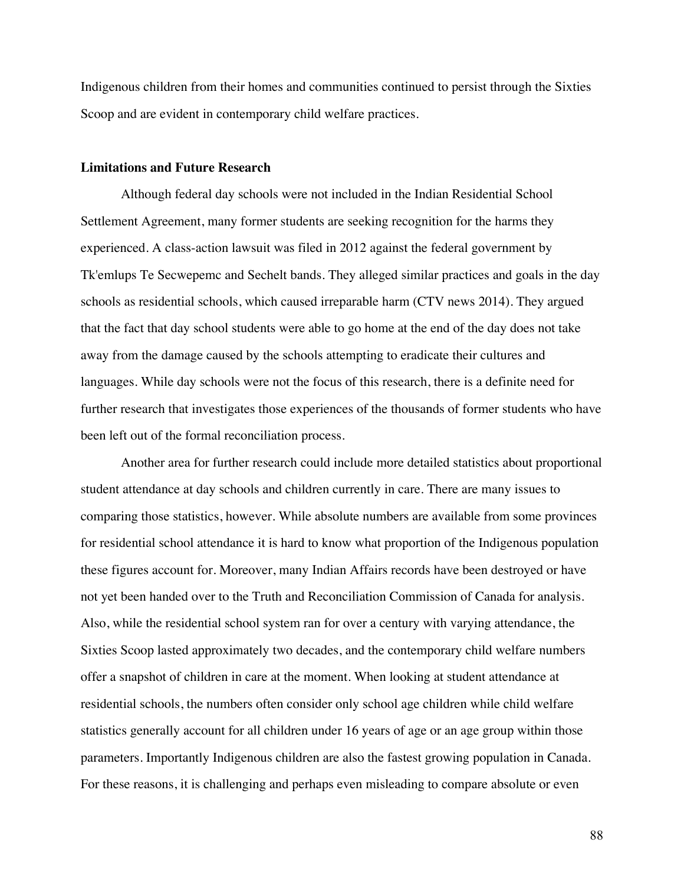Indigenous children from their homes and communities continued to persist through the Sixties Scoop and are evident in contemporary child welfare practices.

### Limitations and Future Research

Although federal day schools were not included in the Indian Residential School Settlement Agreement, many former students are seeking recognition for the harms they experienced. A class-action lawsuit was filed in 2012 against the federal government by Tk'emlups Te Secwepemc and Sechelt bands. They alleged similar practices and goals in the day schools as residential schools, which caused irreparable harm (CTV news 2014). They argued that the fact that day school students were able to go home at the end of the day does not take away from the damage caused by the schools attempting to eradicate their cultures and languages. While day schools were not the focus of this research, there is a definite need for further research that investigates those experiences of the thousands of former students who have been left out of the formal reconciliation process.

Another area for further research could include more detailed statistics about proportional student attendance at day schools and children currently in care. There are many issues to comparing those statistics, however. While absolute numbers are available from some provinces for residential school attendance it is hard to know what proportion of the Indigenous population these figures account for. Moreover, many Indian Affairs records have been destroyed or have not yet been handed over to the Truth and Reconciliation Commission of Canada for analysis. Also, while the residential school system ran for over a century with varying attendance, the Sixties Scoop lasted approximately two decades, and the contemporary child welfare numbers offer a snapshot of children in care at the moment. When looking at student attendance at residential schools, the numbers often consider only school age children while child welfare statistics generally account for all children under 16 years of age or an age group within those parameters. Importantly Indigenous children are also the fastest growing population in Canada. For these reasons, it is challenging and perhaps even misleading to compare absolute or even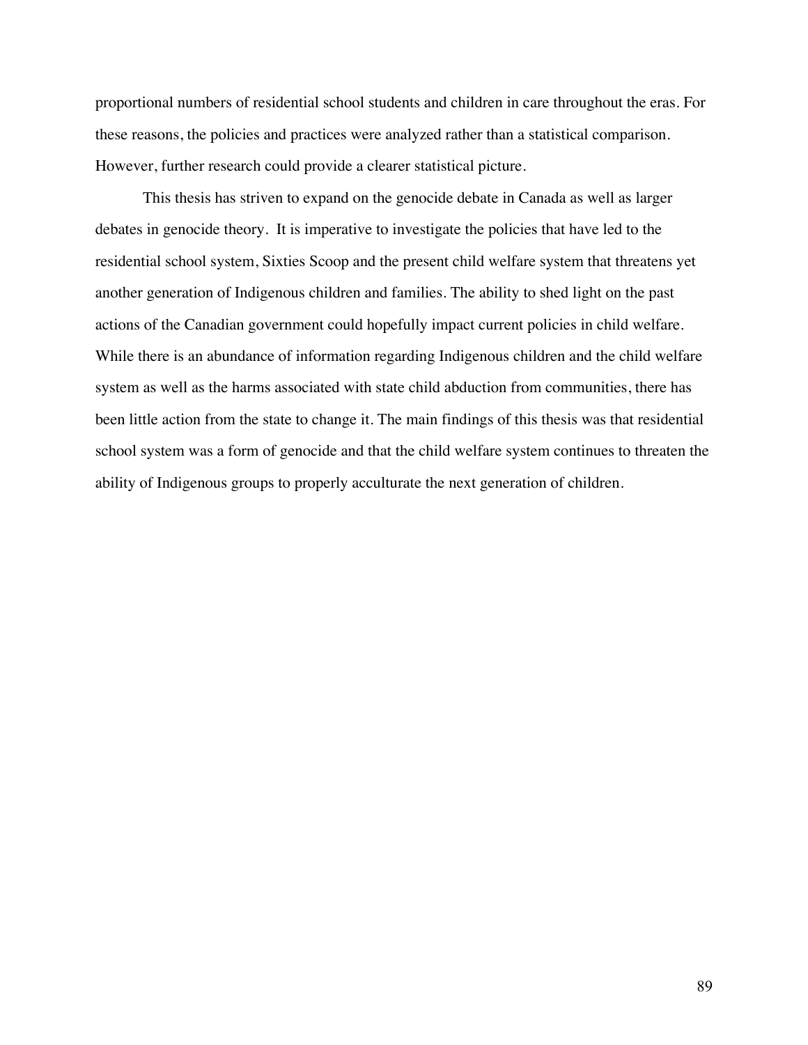proportional numbers of residential school students and children in care throughout the eras. For these reasons, the policies and practices were analyzed rather than a statistical comparison. However, further research could provide a clearer statistical picture.

This thesis has striven to expand on the genocide debate in Canada as well as larger debates in genocide theory. It is imperative to investigate the policies that have led to the residential school system, Sixties Scoop and the present child welfare system that threatens yet another generation of Indigenous children and families. The ability to shed light on the past actions of the Canadian government could hopefully impact current policies in child welfare. While there is an abundance of information regarding Indigenous children and the child welfare system as well as the harms associated with state child abduction from communities, there has been little action from the state to change it. The main findings of this thesis was that residential school system was a form of genocide and that the child welfare system continues to threaten the ability of Indigenous groups to properly acculturate the next generation of children.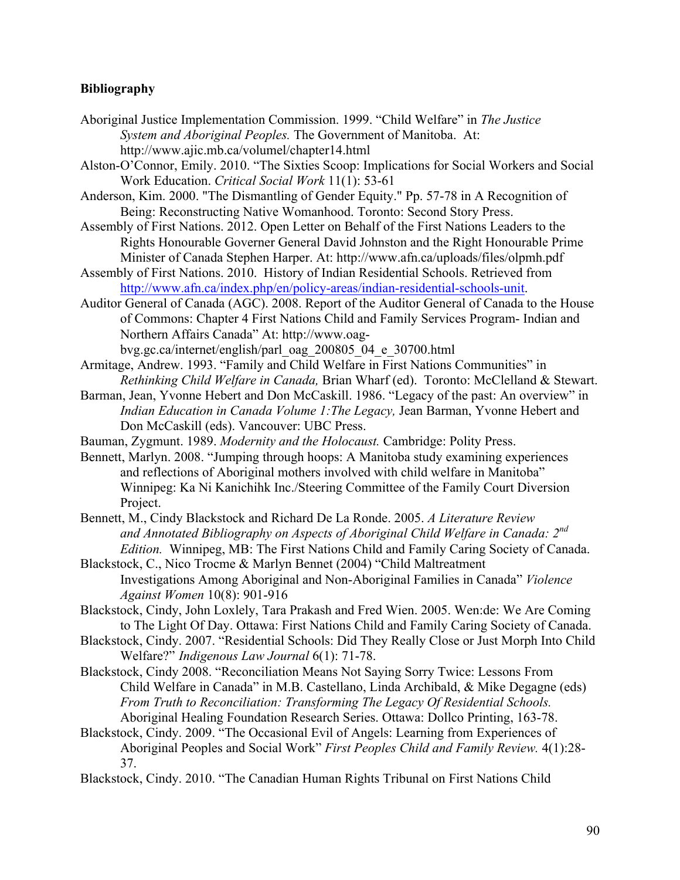**Bibliography**

Aboriginal Justice Implementation Commission. 1999. "Child Welfare" in *The Justice System and Aboriginal Peoples.* The Government of Manitoba. At: http://www.ajic.mb.ca/volumel/chapter14.html

Alston-O'Connor, Emily. 2010. "The Sixties Scoop: Implications for Social Workers and Social Work Education. *Critical Social Work* 11(1): 53-61

Anderson, Kim. 2000. "The Dismantling of Gender Equity." Pp. 57-78 in A Recognition of Being: Reconstructing Native Womanhood. Toronto: Second Story Press.

Assembly of First Nations. 2012. Open Letter on Behalf of the First Nations Leaders to the Rights Honourable Governer General David Johnston and the Right Honourable Prime Minister of Canada Stephen Harper. At: http://www.afn.ca/uploads/files/olpmh.pdf

Assembly of First Nations. 2010. History of Indian Residential Schools. Retrieved from http://www.afn.ca/index.php/en/policy-areas/indian-residential-schools-unit.

Auditor General of Canada (AGC). 2008. Report of the Auditor General of Canada to the House of Commons: Chapter 4 First Nations Child and Family Services Program- Indian and Northern Affairs Canada" At: http://www.oag-bvg.gc.ca/internet/english/parl_oag_200805_04_e_30700.html

Armitage, Andrew. 1993. "Family and Child Welfare in First Nations Communities" in *Rethinking Child Welfare in Canada,* Brian Wharf (ed). Toronto: McClelland & Stewart.

Barman, Jean, Yvonne Hebert and Don McCaskill. 1986. "Legacy of the past: An overview" in *Indian Education in Canada Volume 1:The Legacy,* Jean Barman, Yvonne Hebert and Don McCaskill (eds). Vancouver: UBC Press.

Bauman, Zygmunt. 1989. *Modernity and the Holocaust.* Cambridge: Polity Press.

Bennett, Marlyn. 2008. "Jumping through hoops: A Manitoba study examining experiences and reflections of Aboriginal mothers involved with child welfare in Manitoba" Winnipeg: Ka Ni Kanichihk Inc./Steering Committee of the Family Court Diversion Project.

Bennett, M., Cindy Blackstock and Richard De La Ronde. 2005. *A Literature Review and Annotated Bibliography on Aspects of Aboriginal Child Welfare in Canada: 2nd Edition.* Winnipeg, MB: The First Nations Child and Family Caring Society of Canada.

Blackstock, C., Nico Trocme & Marlyn Bennet (2004) "Child Maltreatment Investigations Among Aboriginal and Non-Aboriginal Families in Canada" *Violence Against Women* 10(8): 901-916

Blackstock, Cindy, John Loxlely, Tara Prakash and Fred Wien. 2005. Wen:de: We Are Coming to The Light Of Day. Ottawa: First Nations Child and Family Caring Society of Canada.

Blackstock, Cindy. 2007. "Residential Schools: Did They Really Close or Just Morph Into Child Welfare?" *Indigenous Law Journal* 6(1): 71-78.

Blackstock, Cindy 2008. "Reconciliation Means Not Saying Sorry Twice: Lessons From Child Welfare in Canada" in M.B. Castellano, Linda Archibald, & Mike Degagne (eds) *From Truth to Reconciliation: Transforming The Legacy Of Residential Schools.* Aboriginal Healing Foundation Research Series. Ottawa: Dollco Printing, 163-78.

Blackstock, Cindy. 2009. "The Occasional Evil of Angels: Learning from Experiences of Aboriginal Peoples and Social Work" *First Peoples Child and Family Review.* 4(1):28-37.

Blackstock, Cindy. 2010. "The Canadian Human Rights Tribunal on First Nations Child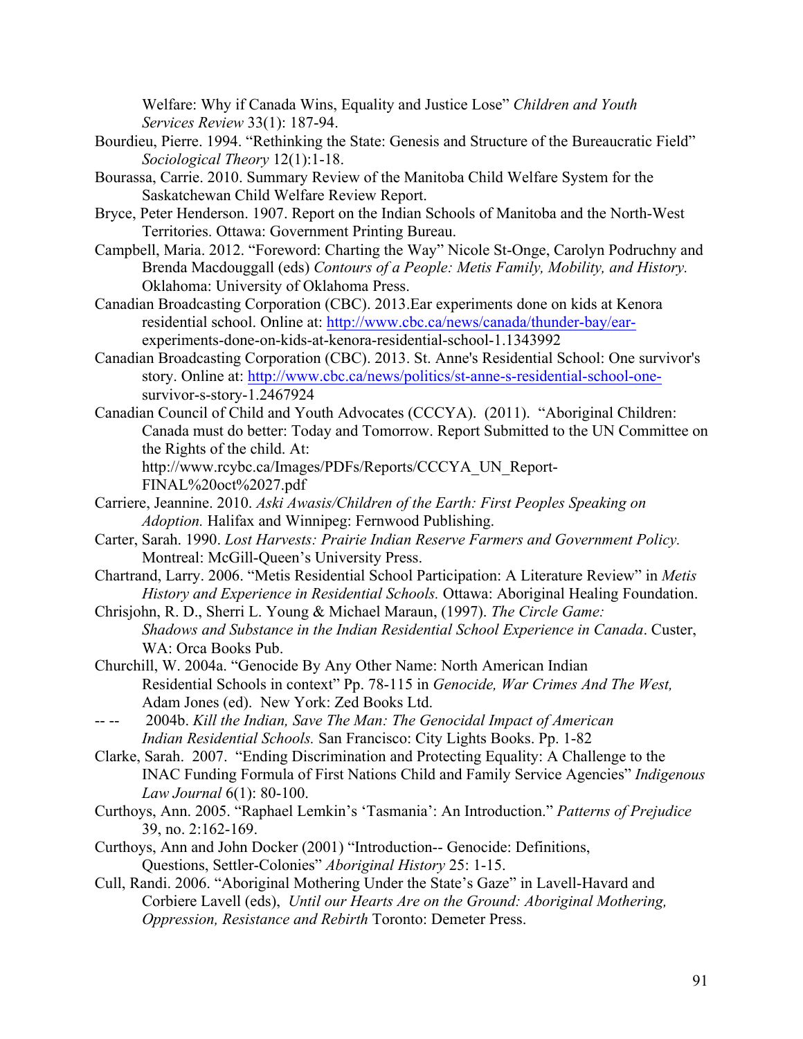Welfare: Why if Canada Wins, Equality and Justice Lose" *Children and Youth Services Review* 33(1): 187-94.

Bourdieu, Pierre. 1994. "Rethinking the State: Genesis and Structure of the Bureaucratic Field" *Sociological Theory* 12(1):1-18.

Bourassa, Carrie. 2010. Summary Review of the Manitoba Child Welfare System for the Saskatchewan Child Welfare Review Report.

Bryce, Peter Henderson. 1907. Report on the Indian Schools of Manitoba and the North-West Territories. Ottawa: Government Printing Bureau.

Campbell, Maria. 2012. "Foreword: Charting the Way" Nicole St-Onge, Carolyn Podruchny and Brenda Macdougall (eds) *Contours of a People: Metis Family, Mobility, and History.* Oklahoma: University of Oklahoma Press.

Canadian Broadcasting Corporation (CBC). 2013.Ear experiments done on kids at Kenora residential school. Online at: http://www.cbc.ca/news/canada/thunder-bay/ear-experiments-done-on-kids-at-kenora-residential-school-1.1343992

Canadian Broadcasting Corporation (CBC). 2013. St. Anne's Residential School: One survivor's story. Online at: http://www.cbc.ca/news/politics/st-anne-s-residential-school-one-survivor-s-story-1.2467924

Canadian Council of Child and Youth Advocates (CCCYA). (2011). "Aboriginal Children: Canada must do better: Today and Tomorrow. Report Submitted to the UN Committee on the Rights of the child. At: http://www.rcybc.ca/Images/PDFs/Reports/CCCYA_UN_Report-FINAL%20oct%2027.pdf

Carriere, Jeannine. 2010. *Aski Awasis/Children of the Earth: First Peoples Speaking on Adoption.* Halifax and Winnipeg: Fernwood Publishing.

Carter, Sarah. 1990. *Lost Harvests: Prairie Indian Reserve Farmers and Government Policy.* Montreal: McGill-Queen's University Press.

Chartrand, Larry. 2006. "Metis Residential School Participation: A Literature Review" in *Metis History and Experience in Residential Schools.* Ottawa: Aboriginal Healing Foundation.

Chrisjohn, R. D., Sherri L. Young & Michael Maraun, (1997). *The Circle Game: Shadows and Substance in the Indian Residential School Experience in Canada*. Custer, WA: Orca Books Pub.

Churchill, W. 2004a. "Genocide By Any Other Name: North American Indian Residential Schools in context" Pp. 78-115 in *Genocide, War Crimes And The West,* Adam Jones (ed). New York: Zed Books Ltd.

-- -- 2004b. *Kill the Indian, Save The Man: The Genocidal Impact of American Indian Residential Schools.* San Francisco: City Lights Books. Pp. 1-82

Clarke, Sarah. 2007. "Ending Discrimination and Protecting Equality: A Challenge to the INAC Funding Formula of First Nations Child and Family Service Agencies" *Indigenous Law Journal* 6(1): 80-100.

Curthoys, Ann. 2005. "Raphael Lemkin's 'Tasmania': An Introduction." *Patterns of Prejudice* 39, no. 2:162-169.

Curthoys, Ann and John Docker (2001) "Introduction-- Genocide: Definitions, Questions, Settler-Colonies" *Aboriginal History* 25: 1-15.

Cull, Randi. 2006. "Aboriginal Mothering Under the State's Gaze" in Lavell-Havard and Corbiere Lavell (eds), *Until our Hearts Are on the Ground: Aboriginal Mothering, Oppression, Resistance and Rebirth* Toronto: Demeter Press.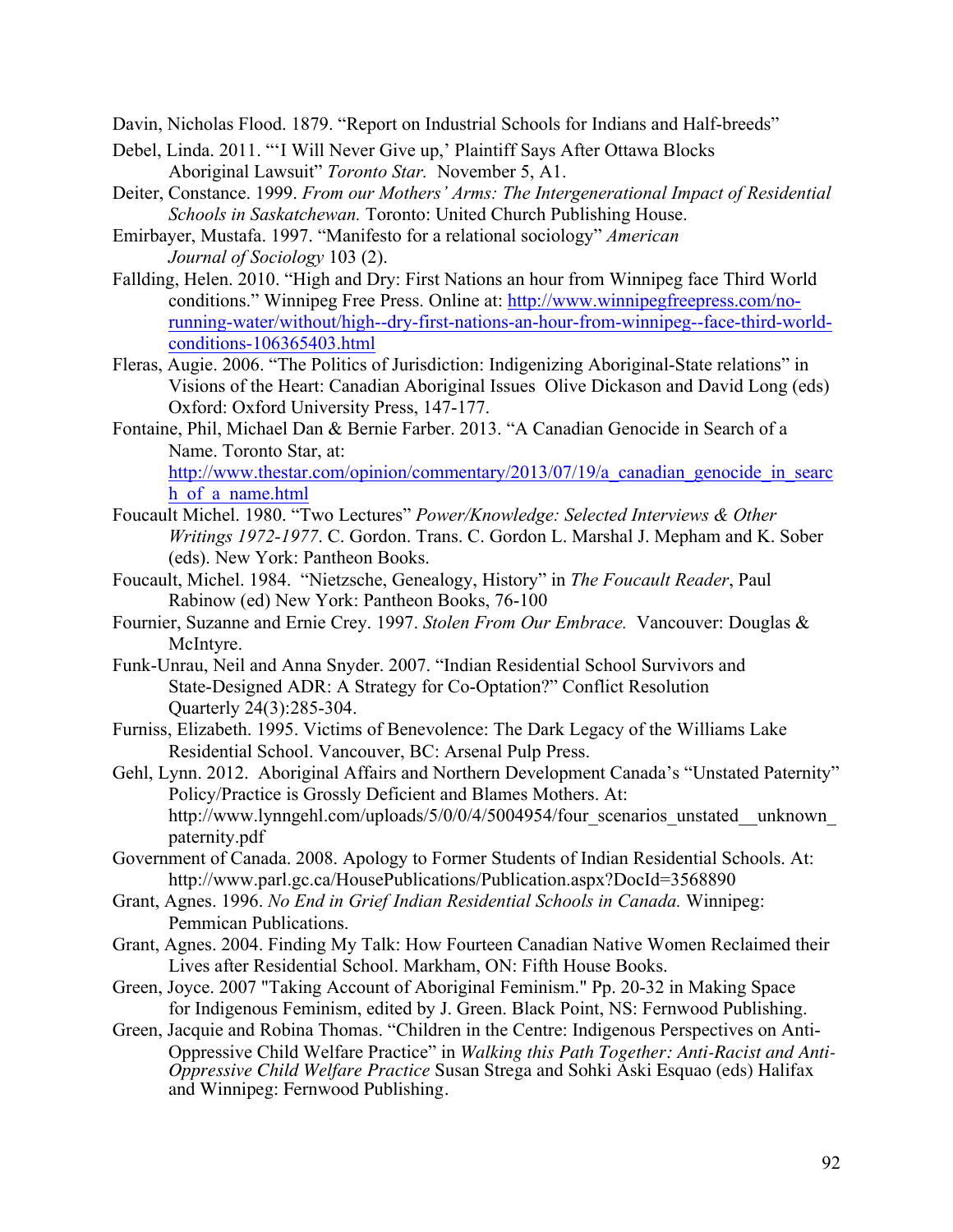Davin, Nicholas Flood. 1879. "Report on Industrial Schools for Indians and Half-breeds"

Debel, Linda. 2011. "'I Will Never Give up,' Plaintiff Says After Ottawa Blocks Aboriginal Lawsuit" *Toronto Star.* November 5, A1.

Deiter, Constance. 1999. *From our Mothers' Arms: The Intergenerational Impact of Residential Schools in Saskatchewan.* Toronto: United Church Publishing House.

Emirbayer, Mustafa. 1997. "Manifesto for a relational sociology" *American Journal of Sociology* 103 (2).

Fallding, Helen. 2010. "High and Dry: First Nations an hour from Winnipeg face Third World conditions." Winnipeg Free Press. Online at: http://www.winnipegfreepress.com/no-running-water/without/high--dry-first-nations-an-hour-from-winnipeg--face-third-world-conditions-106365403.html

Fleras, Augie. 2006. "The Politics of Jurisdiction: Indigenizing Aboriginal-State relations" in Visions of the Heart: Canadian Aboriginal Issues Olive Dickason and David Long (eds) Oxford: Oxford University Press, 147-177.

Fontaine, Phil, Michael Dan & Bernie Farber. 2013. "A Canadian Genocide in Search of a Name. Toronto Star, at: http://www.thestar.com/opinion/commentary/2013/07/19/a_canadian_genocide_in_search_of_a_name.html

Foucault Michel. 1980. "Two Lectures" *Power/Knowledge: Selected Interviews & Other Writings 1972-1977*. C. Gordon. Trans. C. Gordon L. Marshal J. Mepham and K. Sober (eds). New York: Pantheon Books.

Foucault, Michel. 1984. "Nietzsche, Genealogy, History" in *The Foucault Reader*, Paul Rabinow (ed) New York: Pantheon Books, 76-100

Fournier, Suzanne and Ernie Crey. 1997. *Stolen From Our Embrace.* Vancouver: Douglas & McIntyre.

Funk-Unrau, Neil and Anna Snyder. 2007. "Indian Residential School Survivors and State-Designed ADR: A Strategy for Co-Optation?" Conflict Resolution Quarterly 24(3):285-304.

Furniss, Elizabeth. 1995. Victims of Benevolence: The Dark Legacy of the Williams Lake Residential School. Vancouver, BC: Arsenal Pulp Press.

Gehl, Lynn. 2012. Aboriginal Affairs and Northern Development Canada's "Unstated Paternity" Policy/Practice is Grossly Deficient and Blames Mothers. At: http://www.lynngehl.com/uploads/5/0/0/4/5004954/four_scenarios_unstated__unknown_paternity.pdf

Government of Canada. 2008. Apology to Former Students of Indian Residential Schools. At: http://www.parl.gc.ca/HousePublications/Publication.aspx?DocId=3568890

Grant, Agnes. 1996. *No End in Grief Indian Residential Schools in Canada.* Winnipeg: Pemmican Publications.

Grant, Agnes. 2004. Finding My Talk: How Fourteen Canadian Native Women Reclaimed their Lives after Residential School. Markham, ON: Fifth House Books.

Green, Joyce. 2007 "Taking Account of Aboriginal Feminism." Pp. 20-32 in Making Space for Indigenous Feminism, edited by J. Green. Black Point, NS: Fernwood Publishing.

Green, Jacquie and Robina Thomas. "Children in the Centre: Indigenous Perspectives on Anti-Oppressive Child Welfare Practice" in *Walking this Path Together: Anti-Racist and Anti-Oppressive Child Welfare Practice* Susan Strega and Sohki Aski Esquao (eds) Halifax and Winnipeg: Fernwood Publishing.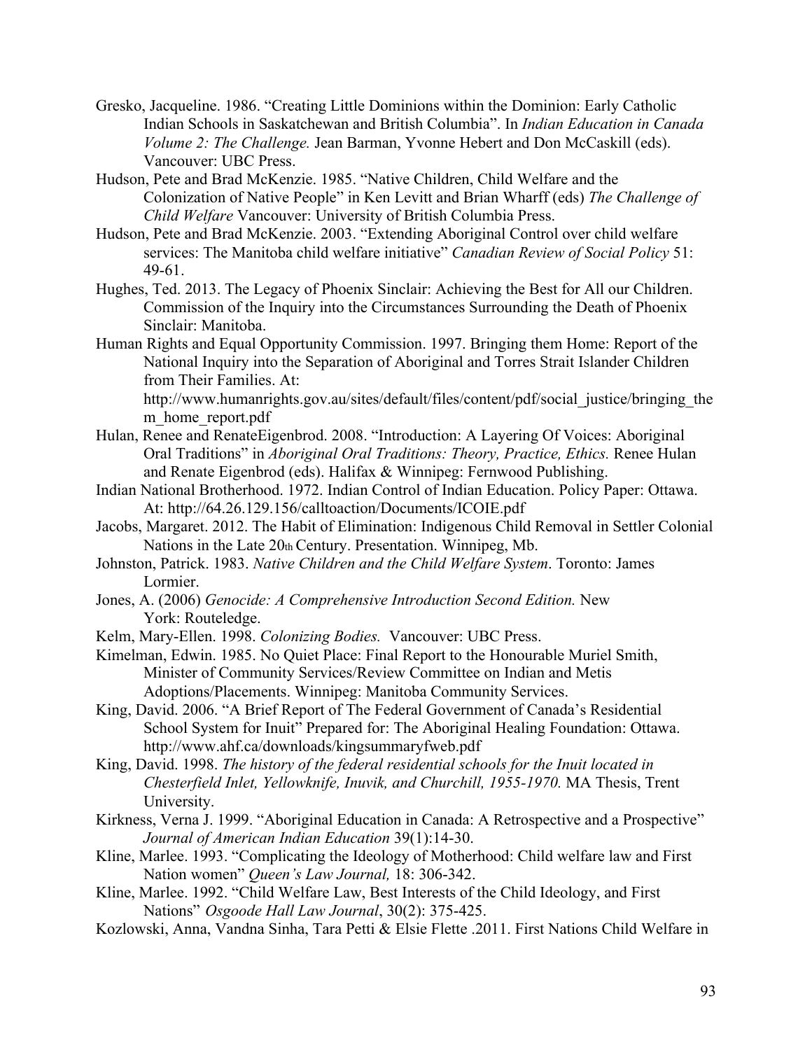Gresko, Jacqueline. 1986. “Creating Little Dominions within the Dominion: Early Catholic Indian Schools in Saskatchewan and British Columbia”. In *Indian Education in Canada Volume 2: The Challenge.* Jean Barman, Yvonne Hebert and Don McCaskill (eds). Vancouver: UBC Press.

Hudson, Pete and Brad McKenzie. 1985. “Native Children, Child Welfare and the Colonization of Native People” in Ken Levitt and Brian Wharff (eds) *The Challenge of Child Welfare* Vancouver: University of British Columbia Press.

Hudson, Pete and Brad McKenzie. 2003. “Extending Aboriginal Control over child welfare services: The Manitoba child welfare initiative” *Canadian Review of Social Policy* 51: 49-61.

Hughes, Ted. 2013. The Legacy of Phoenix Sinclair: Achieving the Best for All our Children. Commission of the Inquiry into the Circumstances Surrounding the Death of Phoenix Sinclair: Manitoba.

Human Rights and Equal Opportunity Commission. 1997. Bringing them Home: Report of the National Inquiry into the Separation of Aboriginal and Torres Strait Islander Children from Their Families. At: http://www.humanrights.gov.au/sites/default/files/content/pdf/social_justice/bringing_them_home_report.pdf

Hulan, Renee and RenateEigenbrod. 2008. “Introduction: A Layering Of Voices: Aboriginal Oral Traditions” in *Aboriginal Oral Traditions: Theory, Practice, Ethics.* Renee Hulan and Renate Eigenbrod (eds). Halifax & Winnipeg: Fernwood Publishing.

Indian National Brotherhood. 1972. Indian Control of Indian Education. Policy Paper: Ottawa. At: http://64.26.129.156/calltoaction/Documents/ICOIE.pdf

Jacobs, Margaret. 2012. The Habit of Elimination: Indigenous Child Removal in Settler Colonial Nations in the Late 20th Century. Presentation. Winnipeg, Mb.

Johnston, Patrick. 1983. *Native Children and the Child Welfare System*. Toronto: James Lormier.

Jones, A. (2006) *Genocide: A Comprehensive Introduction Second Edition.* New York: Routeledge.

Kelm, Mary-Ellen. 1998. *Colonizing Bodies.* Vancouver: UBC Press.

Kimelman, Edwin. 1985. No Quiet Place: Final Report to the Honourable Muriel Smith, Minister of Community Services/Review Committee on Indian and Metis Adoptions/Placements. Winnipeg: Manitoba Community Services.

King, David. 2006. “A Brief Report of The Federal Government of Canada’s Residential School System for Inuit” Prepared for: The Aboriginal Healing Foundation: Ottawa. http://www.ahf.ca/downloads/kingsummaryfweb.pdf

King, David. 1998. *The history of the federal residential schools for the Inuit located in Chesterfield Inlet, Yellowknife, Inuvik, and Churchill, 1955-1970.* MA Thesis, Trent University.

Kirkness, Verna J. 1999. “Aboriginal Education in Canada: A Retrospective and a Prospective” *Journal of American Indian Education* 39(1):14-30.

Kline, Marlee. 1993. “Complicating the Ideology of Motherhood: Child welfare law and First Nation women” *Queen’s Law Journal,* 18: 306-342.

Kline, Marlee. 1992. “Child Welfare Law, Best Interests of the Child Ideology, and First Nations” *Osgoode Hall Law Journal*, 30(2): 375-425.

Kozlowski, Anna, Vandna Sinha, Tara Petti & Elsie Flette .2011. First Nations Child Welfare in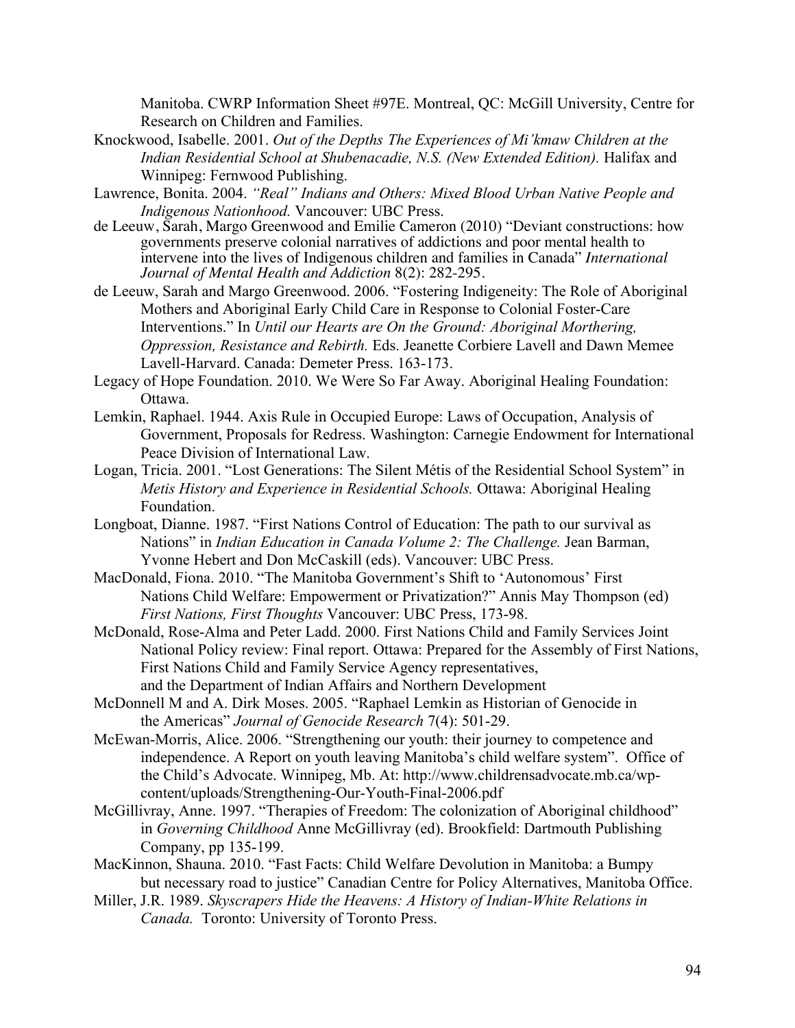Manitoba. CWRP Information Sheet #97E. Montreal, QC: McGill University, Centre for Research on Children and Families.

Knockwood, Isabelle. 2001. *Out of the Depths The Experiences of Mi'kmaw Children at the Indian Residential School at Shubenacadie, N.S. (New Extended Edition).* Halifax and Winnipeg: Fernwood Publishing.

Lawrence, Bonita. 2004. *"Real" Indians and Others: Mixed Blood Urban Native People and Indigenous Nationhood.* Vancouver: UBC Press.

de Leeuw, Sarah, Margo Greenwood and Emilie Cameron (2010) "Deviant constructions: how governments preserve colonial narratives of addictions and poor mental health to intervene into the lives of Indigenous children and families in Canada" *International Journal of Mental Health and Addiction* 8(2): 282-295.

de Leeuw, Sarah and Margo Greenwood. 2006. "Fostering Indigeneity: The Role of Aboriginal Mothers and Aboriginal Early Child Care in Response to Colonial Foster-Care Interventions." In *Until our Hearts are On the Ground: Aboriginal Morthering, Oppression, Resistance and Rebirth.* Eds. Jeanette Corbiere Lavell and Dawn Memee Lavell-Harvard. Canada: Demeter Press. 163-173.

Legacy of Hope Foundation. 2010. We Were So Far Away. Aboriginal Healing Foundation: Ottawa.

Lemkin, Raphael. 1944. Axis Rule in Occupied Europe: Laws of Occupation, Analysis of Government, Proposals for Redress. Washington: Carnegie Endowment for International Peace Division of International Law.

Logan, Tricia. 2001. "Lost Generations: The Silent Métis of the Residential School System" in *Metis History and Experience in Residential Schools.* Ottawa: Aboriginal Healing Foundation.

Longboat, Dianne. 1987. "First Nations Control of Education: The path to our survival as Nations" in *Indian Education in Canada Volume 2: The Challenge.* Jean Barman, Yvonne Hebert and Don McCaskill (eds). Vancouver: UBC Press.

MacDonald, Fiona. 2010. "The Manitoba Government's Shift to 'Autonomous' First Nations Child Welfare: Empowerment or Privatization?" Annis May Thompson (ed) *First Nations, First Thoughts* Vancouver: UBC Press, 173-98.

McDonald, Rose-Alma and Peter Ladd. 2000. First Nations Child and Family Services Joint National Policy review: Final report. Ottawa: Prepared for the Assembly of First Nations, First Nations Child and Family Service Agency representatives, and the Department of Indian Affairs and Northern Development

McDonnell M and A. Dirk Moses. 2005. "Raphael Lemkin as Historian of Genocide in the Americas" *Journal of Genocide Research* 7(4): 501-29.

McEwan-Morris, Alice. 2006. "Strengthening our youth: their journey to competence and independence. A Report on youth leaving Manitoba's child welfare system". Office of the Child's Advocate. Winnipeg, Mb. At: http://www.childrensadvocate.mb.ca/wp-content/uploads/Strengthening-Our-Youth-Final-2006.pdf

McGillivray, Anne. 1997. "Therapies of Freedom: The colonization of Aboriginal childhood" in *Governing Childhood* Anne McGillivray (ed). Brookfield: Dartmouth Publishing Company, pp 135-199.

MacKinnon, Shauna. 2010. "Fast Facts: Child Welfare Devolution in Manitoba: a Bumpy but necessary road to justice" Canadian Centre for Policy Alternatives, Manitoba Office.

Miller, J.R. 1989. *Skyscrapers Hide the Heavens: A History of Indian-White Relations in Canada.* Toronto: University of Toronto Press.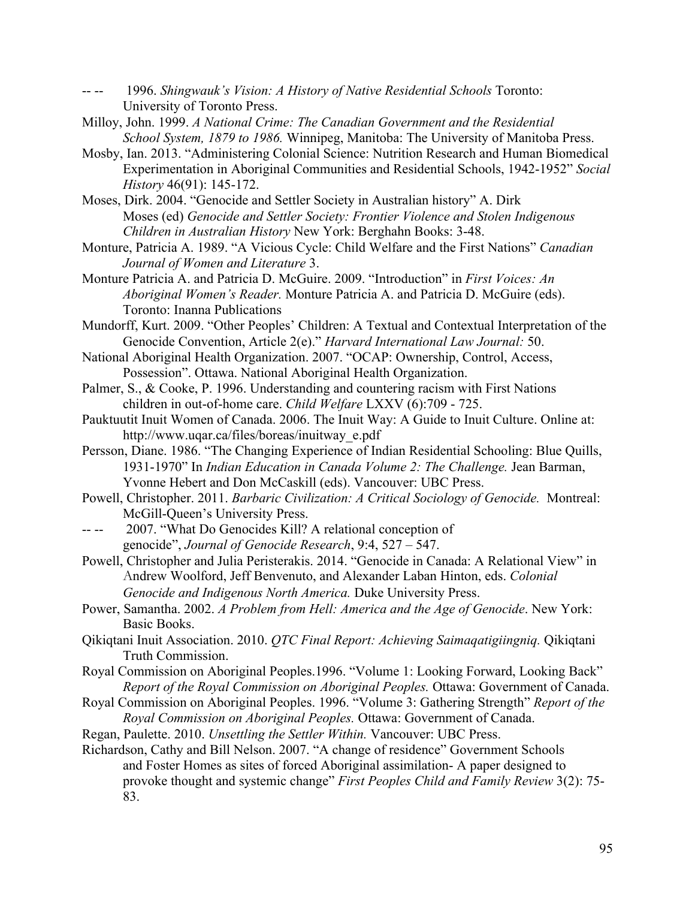-- -- 1996. *Shingwauk's Vision: A History of Native Residential Schools* Toronto: University of Toronto Press.

Milloy, John. 1999. *A National Crime: The Canadian Government and the Residential School System, 1879 to 1986.* Winnipeg, Manitoba: The University of Manitoba Press.

Mosby, Ian. 2013. "Administering Colonial Science: Nutrition Research and Human Biomedical Experimentation in Aboriginal Communities and Residential Schools, 1942-1952" *Social History* 46(91): 145-172.

Moses, Dirk. 2004. "Genocide and Settler Society in Australian history" A. Dirk Moses (ed) *Genocide and Settler Society: Frontier Violence and Stolen Indigenous Children in Australian History* New York: Berghahn Books: 3-48.

Monture, Patricia A. 1989. "A Vicious Cycle: Child Welfare and the First Nations" *Canadian Journal of Women and Literature* 3.

Monture Patricia A. and Patricia D. McGuire. 2009. "Introduction" in *First Voices: An Aboriginal Women's Reader.* Monture Patricia A. and Patricia D. McGuire (eds). Toronto: Inanna Publications

Mundorff, Kurt. 2009. "Other Peoples' Children: A Textual and Contextual Interpretation of the Genocide Convention, Article 2(e)." *Harvard International Law Journal:* 50.

National Aboriginal Health Organization. 2007. "OCAP: Ownership, Control, Access, Possession". Ottawa. National Aboriginal Health Organization.

Palmer, S., & Cooke, P. 1996. Understanding and countering racism with First Nations children in out-of-home care. *Child Welfare* LXXV (6):709 - 725.

Pauktuutit Inuit Women of Canada. 2006. The Inuit Way: A Guide to Inuit Culture. Online at: http://www.uqar.ca/files/boreas/inuitway_e.pdf

Persson, Diane. 1986. "The Changing Experience of Indian Residential Schooling: Blue Quills, 1931-1970" In *Indian Education in Canada Volume 2: The Challenge.* Jean Barman, Yvonne Hebert and Don McCaskill (eds). Vancouver: UBC Press.

Powell, Christopher. 2011. *Barbaric Civilization: A Critical Sociology of Genocide.* Montreal: McGill-Queen's University Press.

-- -- 2007. "What Do Genocides Kill? A relational conception of genocide", *Journal of Genocide Research*, 9:4, 527 – 547.

Powell, Christopher and Julia Peristerakis. 2014. "Genocide in Canada: A Relational View" in Andrew Woolford, Jeff Benvenuto, and Alexander Laban Hinton, eds. *Colonial Genocide and Indigenous North America.* Duke University Press.

Power, Samantha. 2002. *A Problem from Hell: America and the Age of Genocide*. New York: Basic Books.

Qikiqtani Inuit Association. 2010. *QTC Final Report: Achieving Saimaqatigiingniq.* Qikiqtani Truth Commission.

Royal Commission on Aboriginal Peoples.1996. "Volume 1: Looking Forward, Looking Back" *Report of the Royal Commission on Aboriginal Peoples.* Ottawa: Government of Canada.

Royal Commission on Aboriginal Peoples. 1996. "Volume 3: Gathering Strength" *Report of the Royal Commission on Aboriginal Peoples.* Ottawa: Government of Canada.

Regan, Paulette. 2010. *Unsettling the Settler Within.* Vancouver: UBC Press.

Richardson, Cathy and Bill Nelson. 2007. "A change of residence" Government Schools and Foster Homes as sites of forced Aboriginal assimilation- A paper designed to provoke thought and systemic change" *First Peoples Child and Family Review* 3(2): 75-83.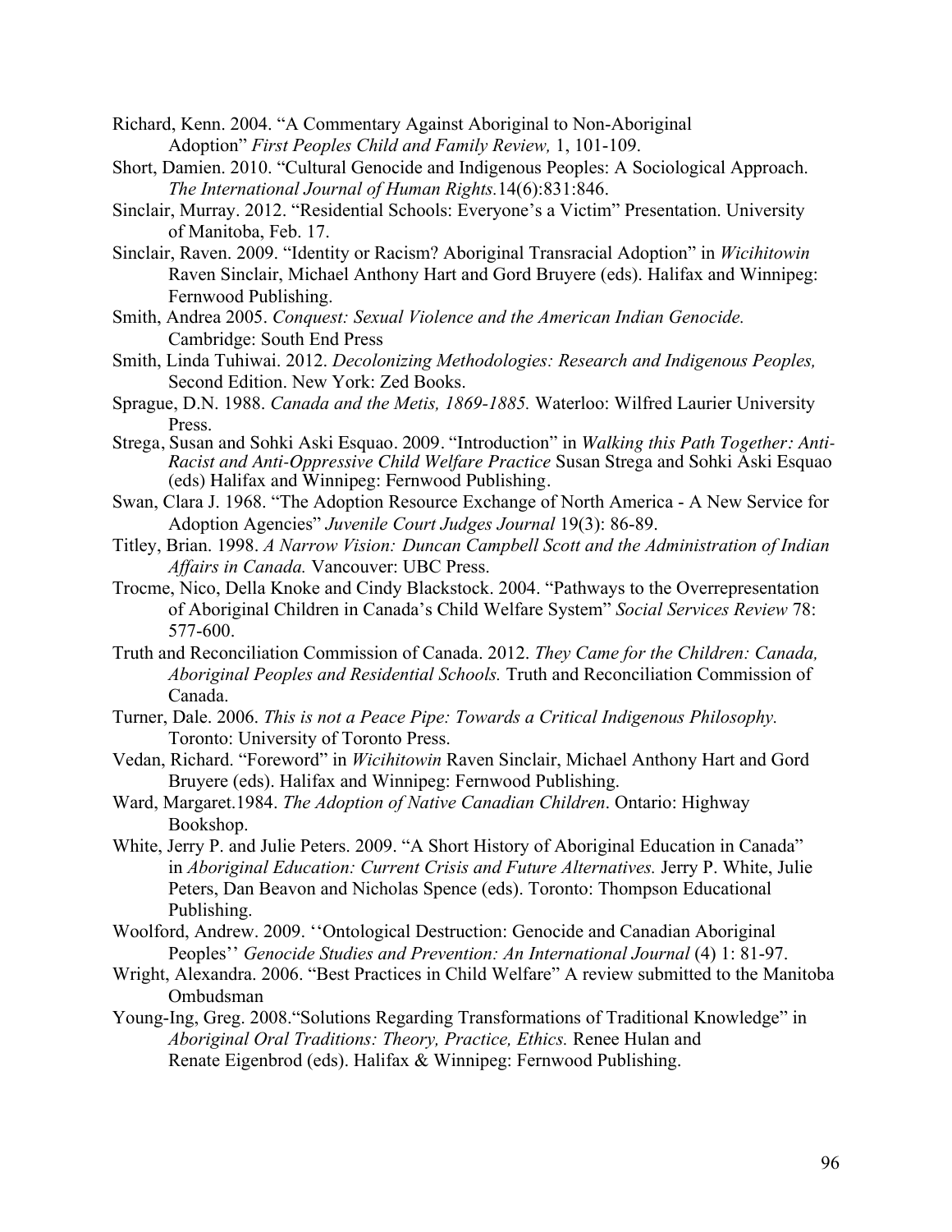Richard, Kenn. 2004. "A Commentary Against Aboriginal to Non-Aboriginal Adoption" *First Peoples Child and Family Review,* 1, 101-109.

Short, Damien. 2010. "Cultural Genocide and Indigenous Peoples: A Sociological Approach. *The International Journal of Human Rights.*14(6):831:846.

Sinclair, Murray. 2012. "Residential Schools: Everyone's a Victim" Presentation. University of Manitoba, Feb. 17.

Sinclair, Raven. 2009. "Identity or Racism? Aboriginal Transracial Adoption" in *Wicihitowin* Raven Sinclair, Michael Anthony Hart and Gord Bruyere (eds). Halifax and Winnipeg: Fernwood Publishing.

Smith, Andrea 2005. *Conquest: Sexual Violence and the American Indian Genocide.* Cambridge: South End Press

Smith, Linda Tuhiwai. 2012. *Decolonizing Methodologies: Research and Indigenous Peoples,* Second Edition. New York: Zed Books.

Sprague, D.N. 1988. *Canada and the Metis, 1869-1885.* Waterloo: Wilfred Laurier University Press.

Strega, Susan and Sohki Aski Esquao. 2009. "Introduction" in *Walking this Path Together: Anti-Racist and Anti-Oppressive Child Welfare Practice* Susan Strega and Sohki Aski Esquao (eds) Halifax and Winnipeg: Fernwood Publishing.

Swan, Clara J. 1968. "The Adoption Resource Exchange of North America - A New Service for Adoption Agencies" *Juvenile Court Judges Journal* 19(3): 86-89.

Titley, Brian. 1998. *A Narrow Vision: Duncan Campbell Scott and the Administration of Indian Affairs in Canada.* Vancouver: UBC Press.

Trocme, Nico, Della Knoke and Cindy Blackstock. 2004. "Pathways to the Overrepresentation of Aboriginal Children in Canada's Child Welfare System" *Social Services Review* 78: 577-600.

Truth and Reconciliation Commission of Canada. 2012. *They Came for the Children: Canada, Aboriginal Peoples and Residential Schools.* Truth and Reconciliation Commission of Canada.

Turner, Dale. 2006. *This is not a Peace Pipe: Towards a Critical Indigenous Philosophy.* Toronto: University of Toronto Press.

Vedan, Richard. "Foreword" in *Wicihitowin* Raven Sinclair, Michael Anthony Hart and Gord Bruyere (eds). Halifax and Winnipeg: Fernwood Publishing.

Ward, Margaret.1984. *The Adoption of Native Canadian Children*. Ontario: Highway Bookshop.

White, Jerry P. and Julie Peters. 2009. "A Short History of Aboriginal Education in Canada" in *Aboriginal Education: Current Crisis and Future Alternatives.* Jerry P. White, Julie Peters, Dan Beavon and Nicholas Spence (eds). Toronto: Thompson Educational Publishing.

Woolford, Andrew. 2009. ''Ontological Destruction: Genocide and Canadian Aboriginal Peoples'' *Genocide Studies and Prevention: An International Journal* (4) 1: 81-97.

Wright, Alexandra. 2006. "Best Practices in Child Welfare" A review submitted to the Manitoba Ombudsman

Young-Ing, Greg. 2008."Solutions Regarding Transformations of Traditional Knowledge" in *Aboriginal Oral Traditions: Theory, Practice, Ethics.* Renee Hulan and Renate Eigenbrod (eds). Halifax & Winnipeg: Fernwood Publishing.